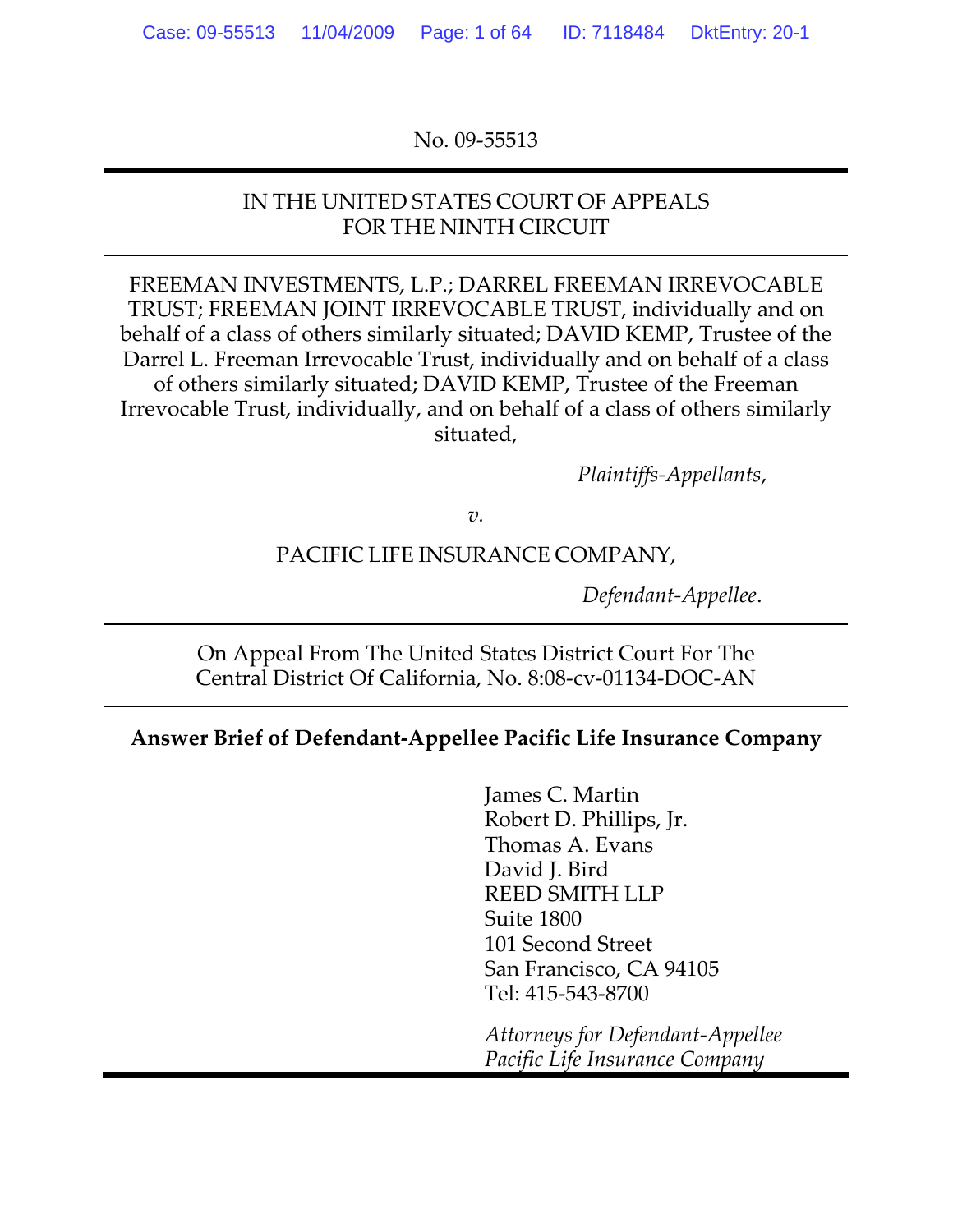No. 09-55513

---

IN THE UNITED STATES COURT OF APPEALS
FOR THE NINTH CIRCUIT

---

FREEMAN INVESTMENTS, L.P.; DARREL FREEMAN IRREVOCABLE TRUST; FREEMAN JOINT IRREVOCABLE TRUST, individually and on behalf of a class of others similarly situated; DAVID KEMP, Trustee of the Darrel L. Freeman Irrevocable Trust, individually and on behalf of a class of others similarly situated; DAVID KEMP, Trustee of the Freeman Irrevocable Trust, individually, and on behalf of a class of others similarly situated,

*Plaintiffs-Appellants*,

*v.*

PACIFIC LIFE INSURANCE COMPANY,

*Defendant-Appellee*.

---

On Appeal From The United States District Court For The Central District Of California, No. 8:08-cv-01134-DOC-AN

---

**Answer Brief of Defendant-Appellee Pacific Life Insurance Company**

James C. Martin
Robert D. Phillips, Jr.
Thomas A. Evans
David J. Bird
REED SMITH LLP
Suite 1800
101 Second Street
San Francisco, CA 94105
Tel: 415-543-8700

*Attorneys for Defendant-Appellee Pacific Life Insurance Company*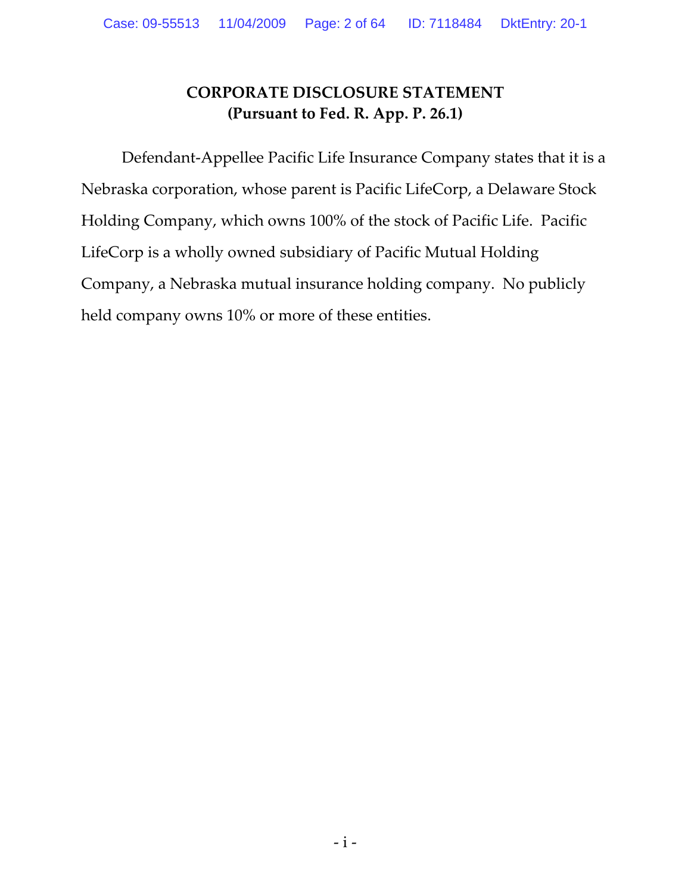# CORPORATE DISCLOSURE STATEMENT
## (Pursuant to Fed. R. App. P. 26.1)

Defendant-Appellee Pacific Life Insurance Company states that it is a Nebraska corporation, whose parent is Pacific LifeCorp, a Delaware Stock Holding Company, which owns 100% of the stock of Pacific Life. Pacific LifeCorp is a wholly owned subsidiary of Pacific Mutual Holding Company, a Nebraska mutual insurance holding company. No publicly held company owns 10% or more of these entities.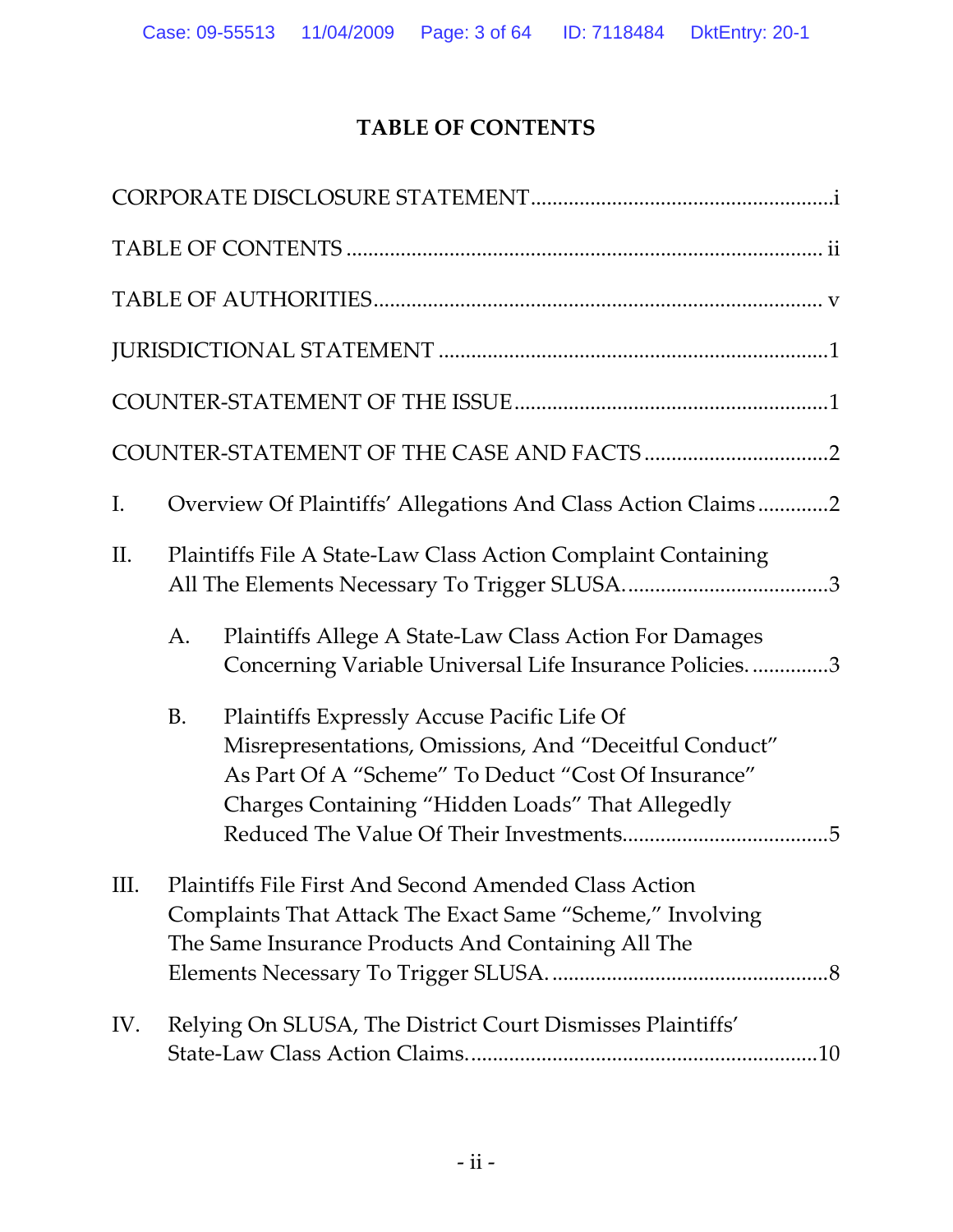# TABLE OF CONTENTS

CORPORATE DISCLOSURE STATEMENT....................................................i

TABLE OF CONTENTS .................................................................................. ii

TABLE OF AUTHORITIES............................................................................ v

JURISDICTIONAL STATEMENT .................................................................1

COUNTER-STATEMENT OF THE ISSUE....................................................1

COUNTER-STATEMENT OF THE CASE AND FACTS ...............................2

I. Overview Of Plaintiffs' Allegations And Class Action Claims ............2

II. Plaintiffs File A State-Law Class Action Complaint Containing All The Elements Necessary To Trigger SLUSA. ..................................3

   A. Plaintiffs Allege A State-Law Class Action For Damages Concerning Variable Universal Life Insurance Policies. .............3

   B. Plaintiffs Expressly Accuse Pacific Life Of Misrepresentations, Omissions, And "Deceitful Conduct" As Part Of A "Scheme" To Deduct "Cost Of Insurance" Charges Containing "Hidden Loads" That Allegedly Reduced The Value Of Their Investments.....................................5

III. Plaintiffs File First And Second Amended Class Action Complaints That Attack The Exact Same "Scheme," Involving The Same Insurance Products And Containing All The Elements Necessary To Trigger SLUSA. ..................................................8

IV. Relying On SLUSA, The District Court Dismisses Plaintiffs' State-Law Class Action Claims.................................................................10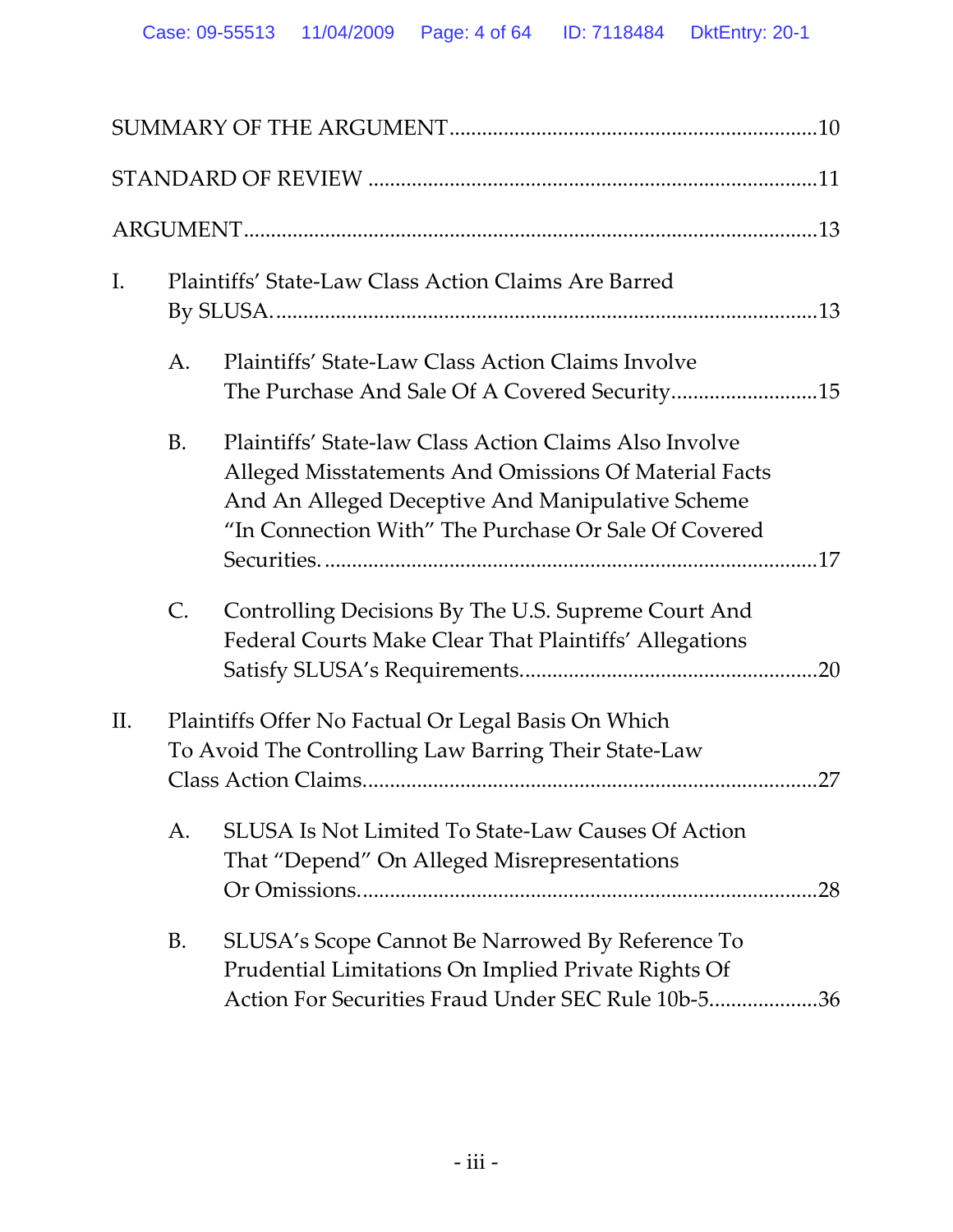SUMMARY OF THE ARGUMENT ....................................................................10

STANDARD OF REVIEW ..........................................................................11

ARGUMENT.............................................................................................13

I. Plaintiffs' State-Law Class Action Claims Are Barred By SLUSA. ..........................................................................................13

  A. Plaintiffs' State-Law Class Action Claims Involve The Purchase And Sale Of A Covered Security............................15

  B. Plaintiffs' State-law Class Action Claims Also Involve Alleged Misstatements And Omissions Of Material Facts And An Alleged Deceptive And Manipulative Scheme "In Connection With" The Purchase Or Sale Of Covered Securities. ............................................................................17

  C. Controlling Decisions By The U.S. Supreme Court And Federal Courts Make Clear That Plaintiffs' Allegations Satisfy SLUSA's Requirements.........................................................20

II. Plaintiffs Offer No Factual Or Legal Basis On Which To Avoid The Controlling Law Barring Their State-Law Class Action Claims..........................................................................27

  A. SLUSA Is Not Limited To State-Law Causes Of Action That "Depend" On Alleged Misrepresentations Or Omissions..........................................................................28

  B. SLUSA's Scope Cannot Be Narrowed By Reference To Prudential Limitations On Implied Private Rights Of Action For Securities Fraud Under SEC Rule 10b-5....................36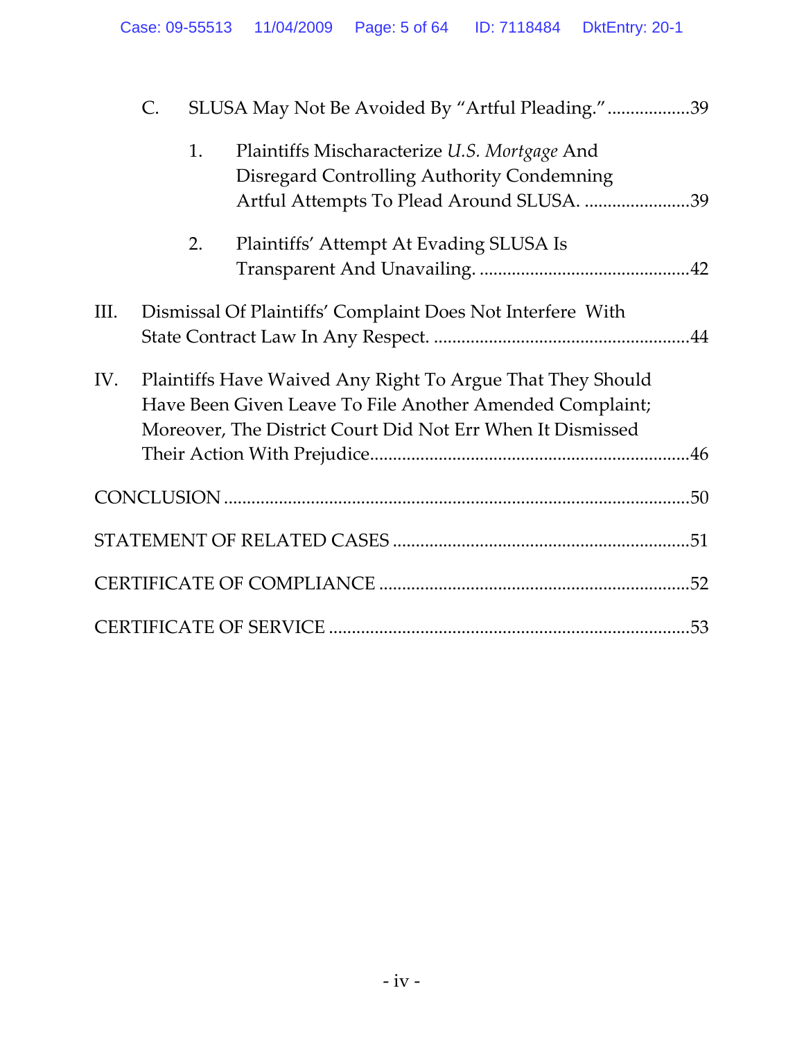C. SLUSA May Not Be Avoided By "Artful Pleading." ..................39

1. Plaintiffs Mischaracterize *U.S. Mortgage* And Disregard Controlling Authority Condemning Artful Attempts To Plead Around SLUSA. .......................39

2. Plaintiffs' Attempt At Evading SLUSA Is Transparent And Unavailing. .............................................42

III. Dismissal Of Plaintiffs' Complaint Does Not Interfere With State Contract Law In Any Respect. .......................................................44

IV. Plaintiffs Have Waived Any Right To Argue That They Should Have Been Given Leave To File Another Amended Complaint; Moreover, The District Court Did Not Err When It Dismissed Their Action With Prejudice.....................................................................46

CONCLUSION .....................................................................................................50

STATEMENT OF RELATED CASES ...............................................................51

CERTIFICATE OF COMPLIANCE ...................................................................52

CERTIFICATE OF SERVICE ..............................................................................53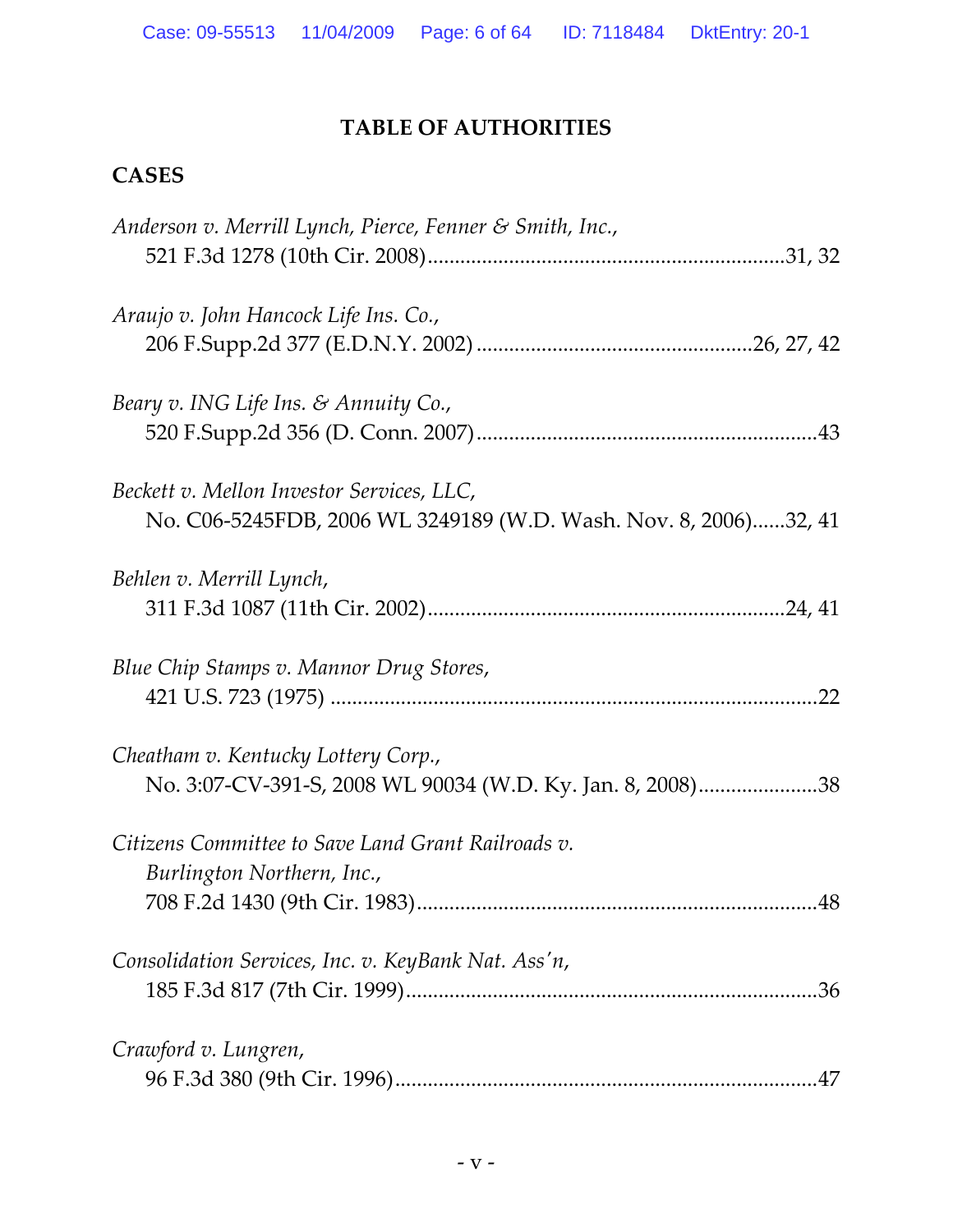## TABLE OF AUTHORITIES

### CASES

*Anderson v. Merrill Lynch, Pierce, Fenner & Smith, Inc.*,
521 F.3d 1278 (10th Cir. 2008)....................................................................31, 32

*Araujo v. John Hancock Life Ins. Co.*,
206 F.Supp.2d 377 (E.D.N.Y. 2002) ..................................................26, 27, 42

*Beary v. ING Life Ins. & Annuity Co.*,
520 F.Supp.2d 356 (D. Conn. 2007)..............................................................43

*Beckett v. Mellon Investor Services, LLC*,
No. C06-5245FDB, 2006 WL 3249189 (W.D. Wash. Nov. 8, 2006)......32, 41

*Behlen v. Merrill Lynch*,
311 F.3d 1087 (11th Cir. 2002)...................................................................24, 41

*Blue Chip Stamps v. Mannor Drug Stores*,
421 U.S. 723 (1975) .........................................................................................22

*Cheatham v. Kentucky Lottery Corp.*,
No. 3:07-CV-391-S, 2008 WL 90034 (W.D. Ky. Jan. 8, 2008).......................38

*Citizens Committee to Save Land Grant Railroads v. Burlington Northern, Inc.*,
708 F.2d 1430 (9th Cir. 1983)..........................................................................48

*Consolidation Services, Inc. v. KeyBank Nat. Ass'n*,
185 F.3d 817 (7th Cir. 1999)............................................................................36

*Crawford v. Lungren*,
96 F.3d 380 (9th Cir. 1996)..............................................................................47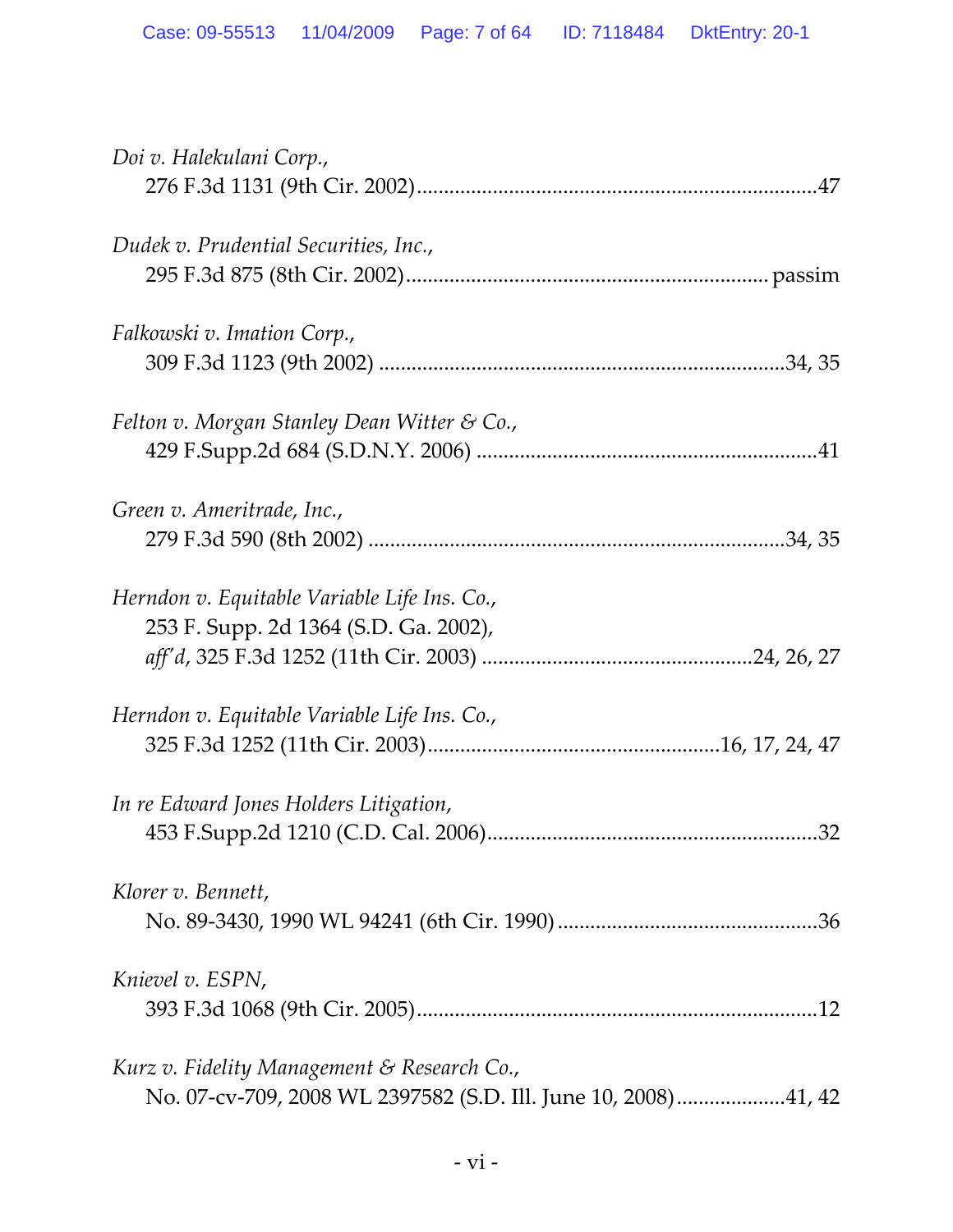*Doi v. Halekulani Corp.*,
276 F.3d 1131 (9th Cir. 2002).........................................................................47

*Dudek v. Prudential Securities, Inc.*,
295 F.3d 875 (8th Cir. 2002)................................................................. passim

*Falkowski v. Imation Corp.*,
309 F.3d 1123 (9th 2002) ..........................................................................34, 35

*Felton v. Morgan Stanley Dean Witter & Co.*,
429 F.Supp.2d 684 (S.D.N.Y. 2006) ..............................................................41

*Green v. Ameritrade, Inc.*,
279 F.3d 590 (8th 2002) ............................................................................34, 35

*Herndon v. Equitable Variable Life Ins. Co.*,
253 F. Supp. 2d 1364 (S.D. Ga. 2002),
*aff'd*, 325 F.3d 1252 (11th Cir. 2003) .................................................24, 26, 27

*Herndon v. Equitable Variable Life Ins. Co.*,
325 F.3d 1252 (11th Cir. 2003).....................................................16, 17, 24, 47

*In re Edward Jones Holders Litigation*,
453 F.Supp.2d 1210 (C.D. Cal. 2006).............................................................32

*Klorer v. Bennett*,
No. 89-3430, 1990 WL 94241 (6th Cir. 1990) ................................................36

*Knievel v. ESPN*,
393 F.3d 1068 (9th Cir. 2005).........................................................................12

*Kurz v. Fidelity Management & Research Co.*,
No. 07-cv-709, 2008 WL 2397582 (S.D. Ill. June 10, 2008)....................41, 42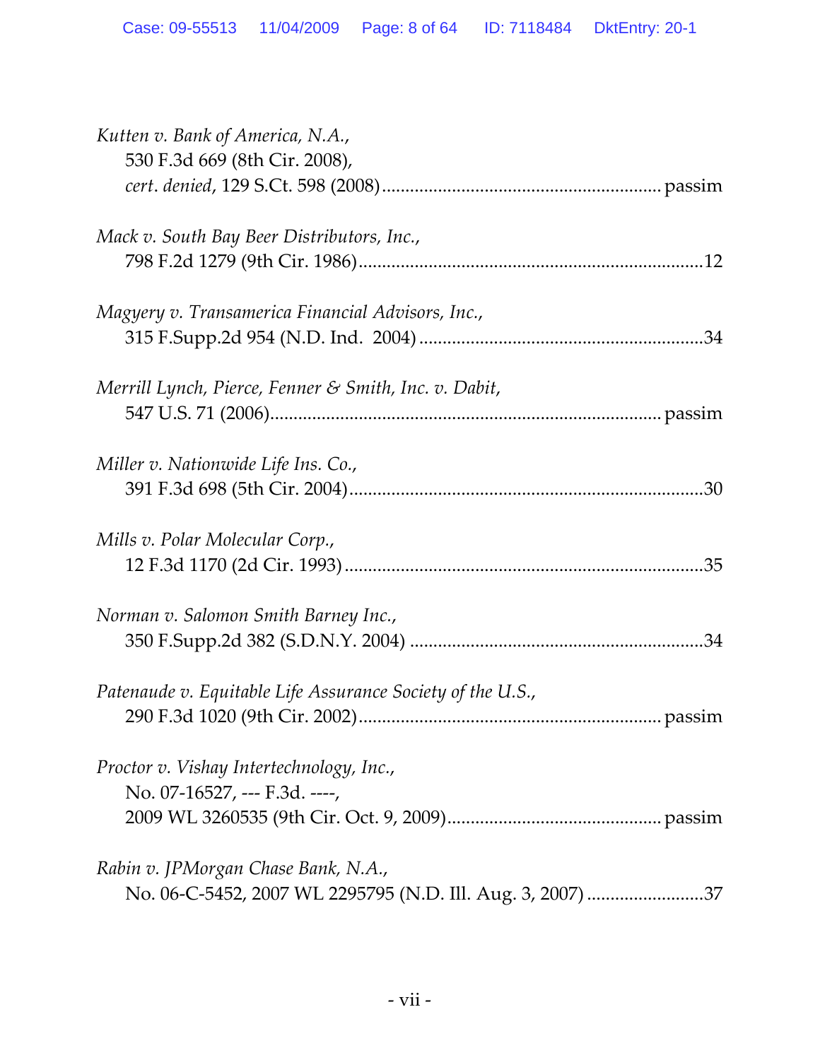*Kutten v. Bank of America, N.A.*,
530 F.3d 669 (8th Cir. 2008),
*cert. denied*, 129 S.Ct. 598 (2008).......................................................... passim

*Mack v. South Bay Beer Distributors, Inc.*,
798 F.2d 1279 (9th Cir. 1986).........................................................................12

*Magyery v. Transamerica Financial Advisors, Inc.*,
315 F.Supp.2d 954 (N.D. Ind. 2004) ............................................................34

*Merrill Lynch, Pierce, Fenner & Smith, Inc. v. Dabit*,
547 U.S. 71 (2006).................................................................................. passim

*Miller v. Nationwide Life Ins. Co.*,
391 F.3d 698 (5th Cir. 2004)...........................................................................30

*Mills v. Polar Molecular Corp.*,
12 F.3d 1170 (2d Cir. 1993) ...........................................................................35

*Norman v. Salomon Smith Barney Inc.*,
350 F.Supp.2d 382 (S.D.N.Y. 2004) ..............................................................34

*Patenaude v. Equitable Life Assurance Society of the U.S.*,
290 F.3d 1020 (9th Cir. 2002)................................................................ passim

*Proctor v. Vishay Intertechnology, Inc.*,
No. 07-16527, --- F.3d. ----,
2009 WL 3260535 (9th Cir. Oct. 9, 2009)............................................. passim

*Rabin v. JPMorgan Chase Bank, N.A.*,
No. 06-C-5452, 2007 WL 2295795 (N.D. Ill. Aug. 3, 2007) .........................37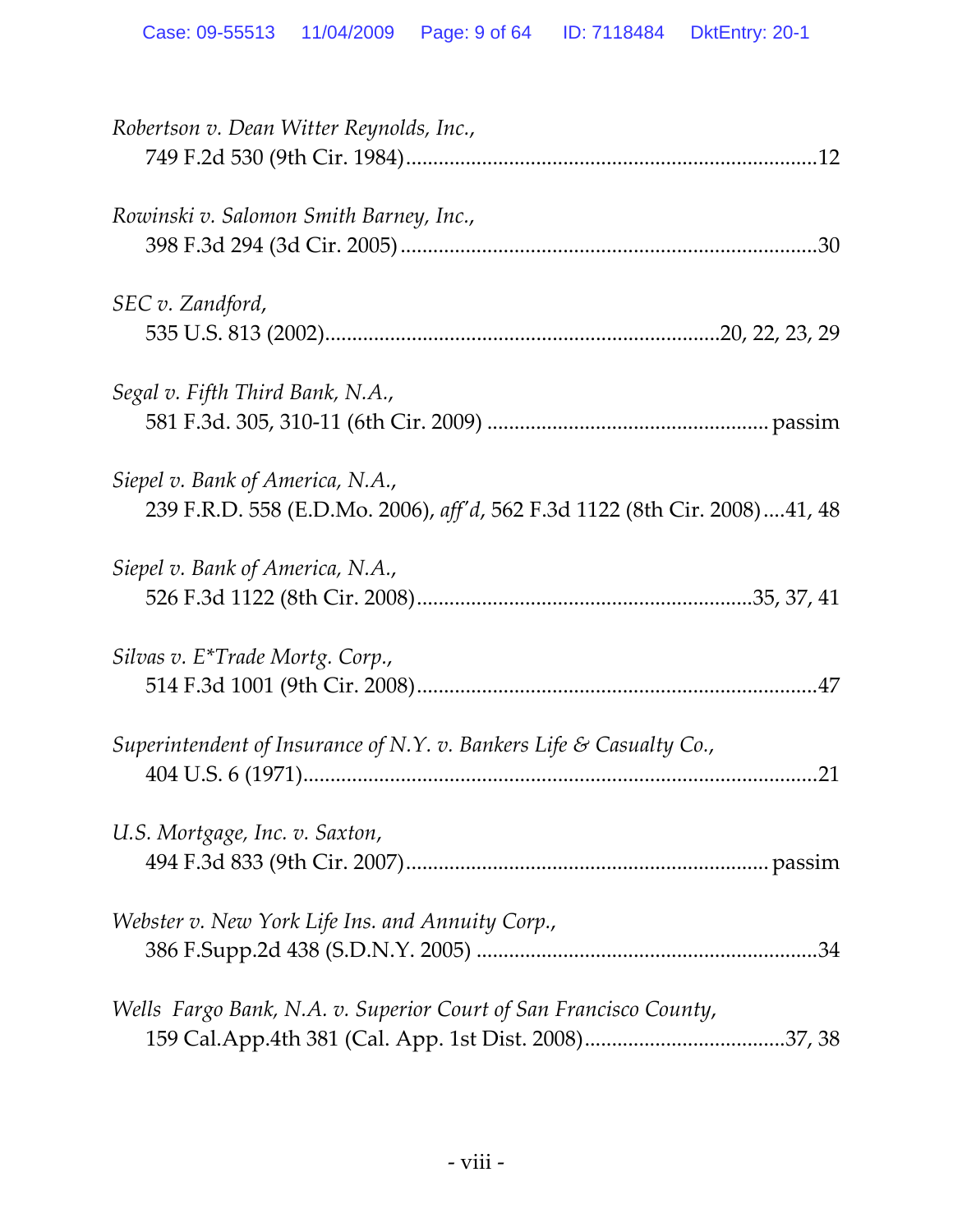*Robertson v. Dean Witter Reynolds, Inc.*,
749 F.2d 530 (9th Cir. 1984)....................................................................12

*Rowinski v. Salomon Smith Barney, Inc.*,
398 F.3d 294 (3d Cir. 2005)......................................................................30

*SEC v. Zandford*,
535 U.S. 813 (2002)..................................................................20, 22, 23, 29

*Segal v. Fifth Third Bank, N.A.*,
581 F.3d. 305, 310-11 (6th Cir. 2009) ............................................. passim

*Siepel v. Bank of America, N.A.*,
239 F.R.D. 558 (E.D.Mo. 2006), *aff'd*, 562 F.3d 1122 (8th Cir. 2008)....41, 48

*Siepel v. Bank of America, N.A.*,
526 F.3d 1122 (8th Cir. 2008)......................................................35, 37, 41

*Silvas v. E*Trade Mortg. Corp.*,
514 F.3d 1001 (9th Cir. 2008)...................................................................47

*Superintendent of Insurance of N.Y. v. Bankers Life & Casualty Co.*,
404 U.S. 6 (1971).......................................................................................21

*U.S. Mortgage, Inc. v. Saxton*,
494 F.3d 833 (9th Cir. 2007)........................................................... passim

*Webster v. New York Life Ins. and Annuity Corp.*,
386 F.Supp.2d 438 (S.D.N.Y. 2005) ........................................................34

*Wells Fargo Bank, N.A. v. Superior Court of San Francisco County*,
159 Cal.App.4th 381 (Cal. App. 1st Dist. 2008)...................................37, 38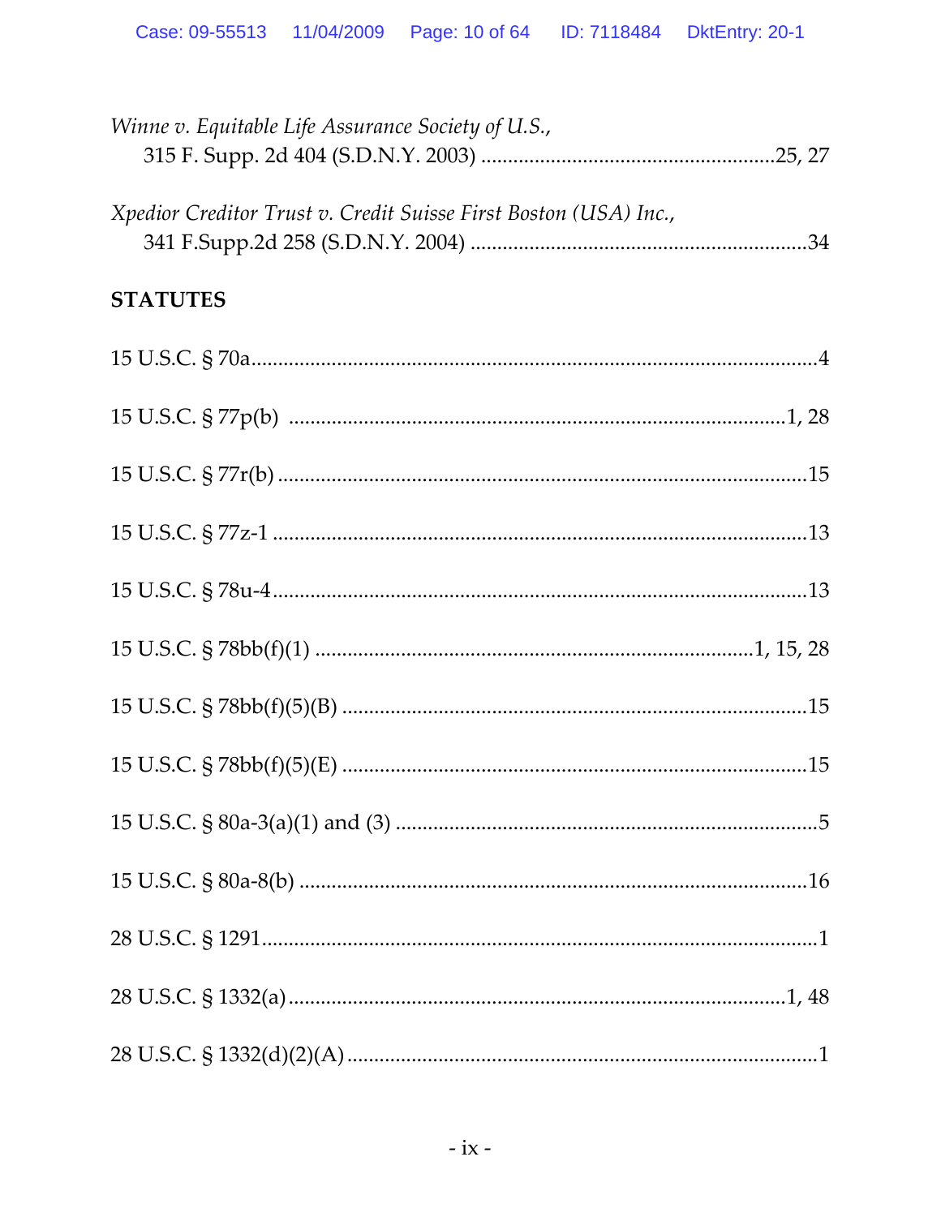*Winne v. Equitable Life Assurance Society of U.S.*,
315 F. Supp. 2d 404 (S.D.N.Y. 2003) ......................................................25, 27

*Xpedior Creditor Trust v. Credit Suisse First Boston (USA) Inc.*,
341 F.Supp.2d 258 (S.D.N.Y. 2004) ...............................................................34

**STATUTES**

15 U.S.C. § 70a.........................................................................................................4

15 U.S.C. § 77p(b) ..........................................................................................1, 28

15 U.S.C. § 77r(b) ..................................................................................................15

15 U.S.C. § 77z-1 ...................................................................................................13

15 U.S.C. § 78u-4...................................................................................................13

15 U.S.C. § 78bb(f)(1) ...............................................................................1, 15, 28

15 U.S.C. § 78bb(f)(5)(B) ......................................................................................15

15 U.S.C. § 78bb(f)(5)(E) ......................................................................................15

15 U.S.C. § 80a-3(a)(1) and (3) ..............................................................................5

15 U.S.C. § 80a-8(b) ...............................................................................................16

28 U.S.C. § 1291.......................................................................................................1

28 U.S.C. § 1332(a)...........................................................................................1, 48

28 U.S.C. § 1332(d)(2)(A) .......................................................................................1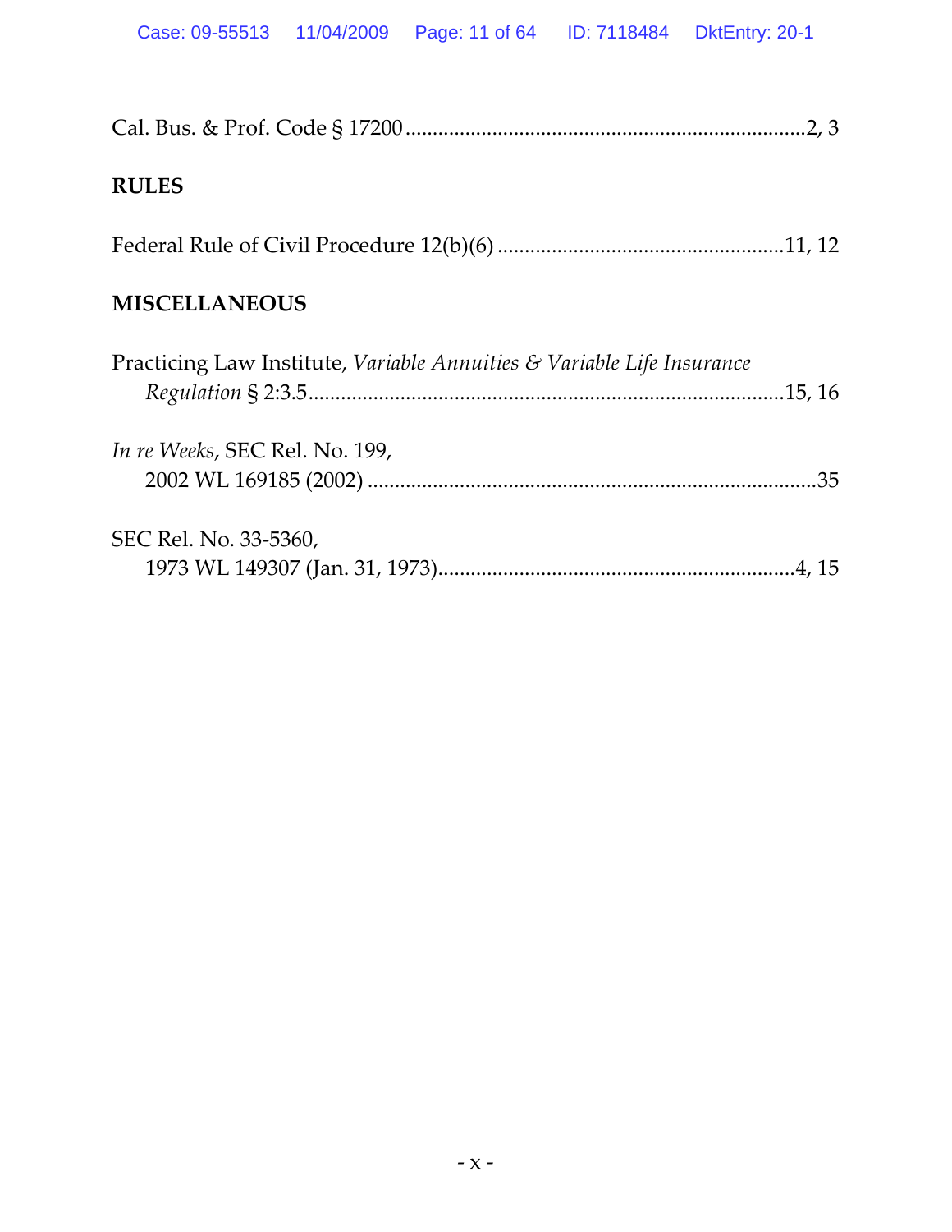Cal. Bus. & Prof. Code § 17200 ........................................................................2, 3

**RULES**

Federal Rule of Civil Procedure 12(b)(6) ..................................................11, 12

**MISCELLANEOUS**

Practicing Law Institute, *Variable Annuities & Variable Life Insurance Regulation* § 2:3.5.....................................................................................15, 16

*In re Weeks*, SEC Rel. No. 199, 2002 WL 169185 (2002) ..................................................................................35

SEC Rel. No. 33-5360, 1973 WL 149307 (Jan. 31, 1973).................................................................4, 15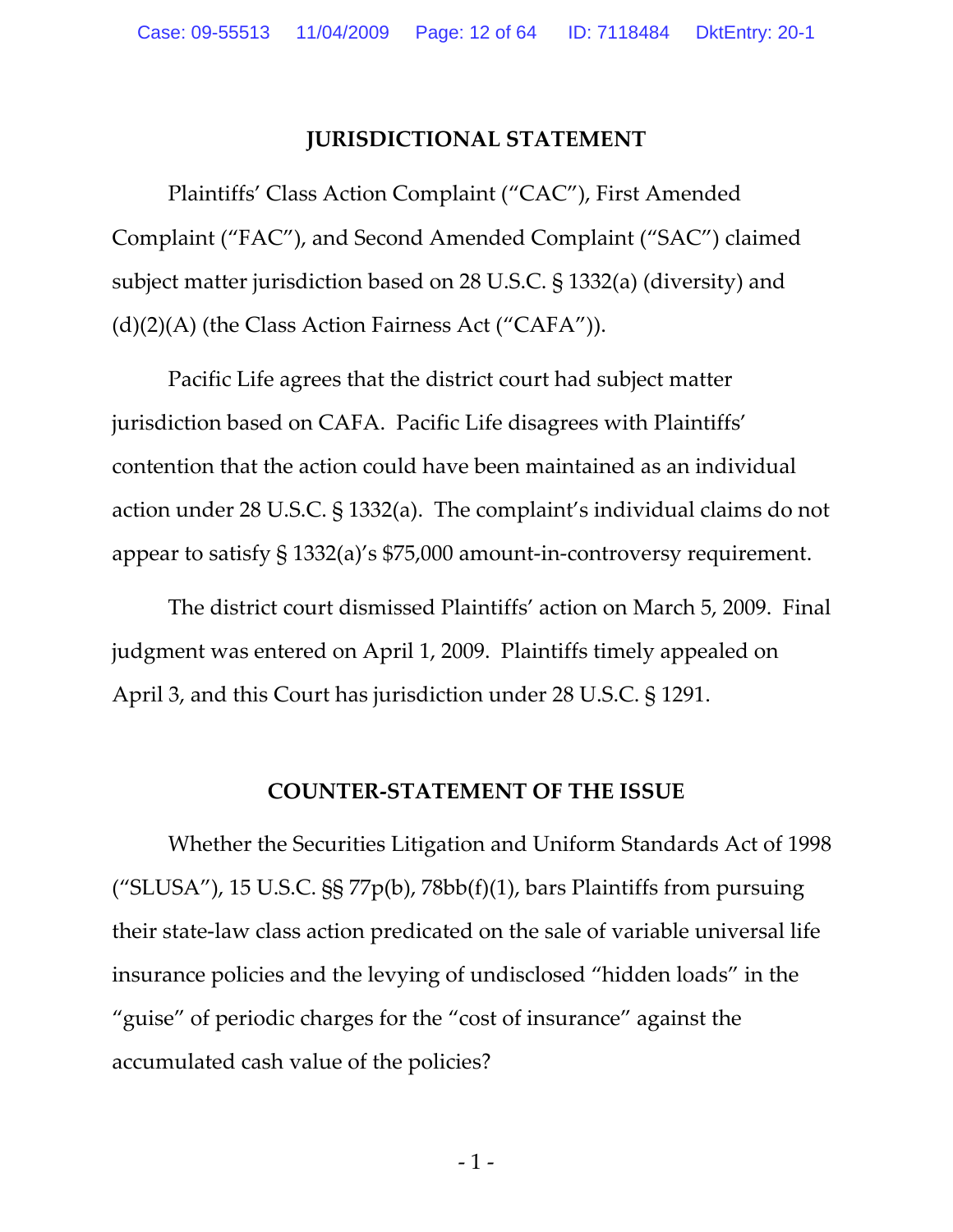## JURISDICTIONAL STATEMENT

Plaintiffs' Class Action Complaint ("CAC"), First Amended Complaint ("FAC"), and Second Amended Complaint ("SAC") claimed subject matter jurisdiction based on 28 U.S.C. § 1332(a) (diversity) and (d)(2)(A) (the Class Action Fairness Act ("CAFA")).

Pacific Life agrees that the district court had subject matter jurisdiction based on CAFA. Pacific Life disagrees with Plaintiffs' contention that the action could have been maintained as an individual action under 28 U.S.C. § 1332(a). The complaint's individual claims do not appear to satisfy § 1332(a)'s $75,000 amount-in-controversy requirement.

The district court dismissed Plaintiffs' action on March 5, 2009. Final judgment was entered on April 1, 2009. Plaintiffs timely appealed on April 3, and this Court has jurisdiction under 28 U.S.C. § 1291.

## COUNTER-STATEMENT OF THE ISSUE

Whether the Securities Litigation and Uniform Standards Act of 1998 ("SLUSA"), 15 U.S.C. §§ 77p(b), 78bb(f)(1), bars Plaintiffs from pursuing their state-law class action predicated on the sale of variable universal life insurance policies and the levying of undisclosed "hidden loads" in the "guise" of periodic charges for the "cost of insurance" against the accumulated cash value of the policies?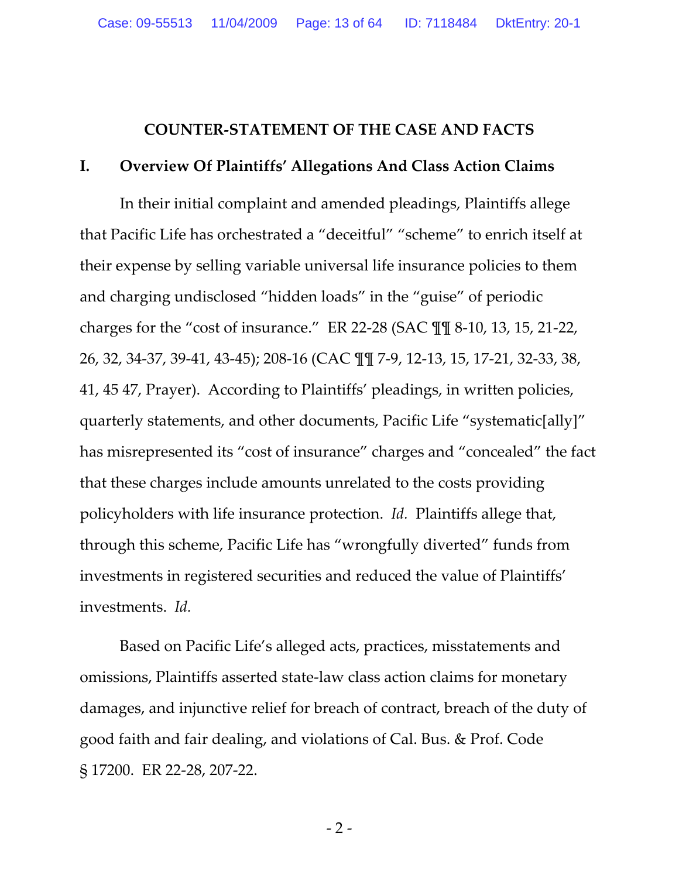# COUNTER-STATEMENT OF THE CASE AND FACTS

## I. Overview Of Plaintiffs' Allegations And Class Action Claims

In their initial complaint and amended pleadings, Plaintiffs allege that Pacific Life has orchestrated a "deceitful" "scheme" to enrich itself at their expense by selling variable universal life insurance policies to them and charging undisclosed "hidden loads" in the "guise" of periodic charges for the "cost of insurance." ER 22-28 (SAC ¶¶ 8-10, 13, 15, 21-22, 26, 32, 34-37, 39-41, 43-45); 208-16 (CAC ¶¶ 7-9, 12-13, 15, 17-21, 32-33, 38, 41, 45 47, Prayer). According to Plaintiffs' pleadings, in written policies, quarterly statements, and other documents, Pacific Life "systematic[ally]" has misrepresented its "cost of insurance" charges and "concealed" the fact that these charges include amounts unrelated to the costs providing policyholders with life insurance protection. *Id.* Plaintiffs allege that, through this scheme, Pacific Life has "wrongfully diverted" funds from investments in registered securities and reduced the value of Plaintiffs' investments. *Id.*

Based on Pacific Life's alleged acts, practices, misstatements and omissions, Plaintiffs asserted state-law class action claims for monetary damages, and injunctive relief for breach of contract, breach of the duty of good faith and fair dealing, and violations of Cal. Bus. & Prof. Code § 17200. ER 22-28, 207-22.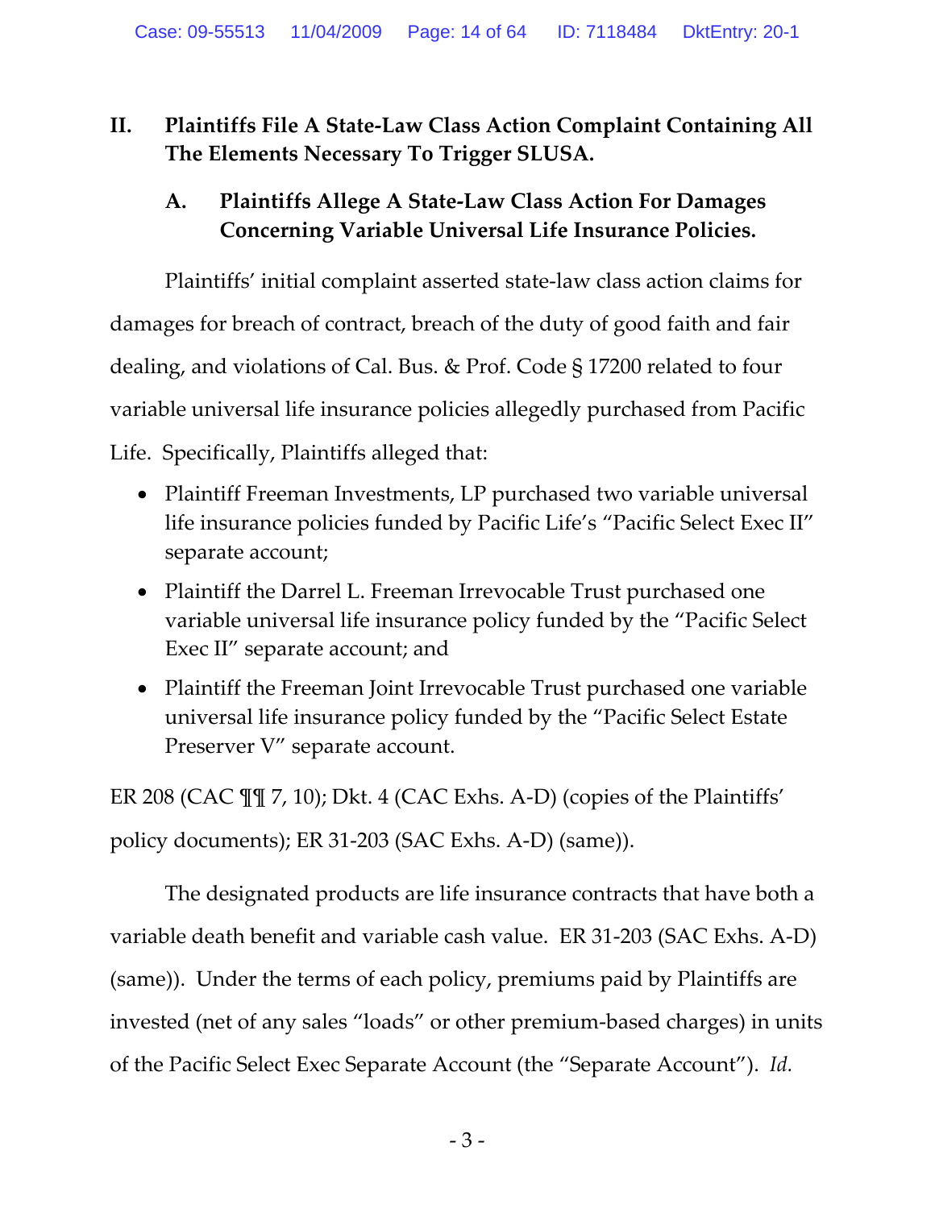## II. Plaintiffs File A State-Law Class Action Complaint Containing All The Elements Necessary To Trigger SLUSA.

### A. Plaintiffs Allege A State-Law Class Action For Damages Concerning Variable Universal Life Insurance Policies.

Plaintiffs' initial complaint asserted state-law class action claims for damages for breach of contract, breach of the duty of good faith and fair dealing, and violations of Cal. Bus. & Prof. Code § 17200 related to four variable universal life insurance policies allegedly purchased from Pacific Life. Specifically, Plaintiffs alleged that:

- Plaintiff Freeman Investments, LP purchased two variable universal life insurance policies funded by Pacific Life's "Pacific Select Exec II" separate account;
- Plaintiff the Darrel L. Freeman Irrevocable Trust purchased one variable universal life insurance policy funded by the "Pacific Select Exec II" separate account; and
- Plaintiff the Freeman Joint Irrevocable Trust purchased one variable universal life insurance policy funded by the "Pacific Select Estate Preserver V" separate account.

ER 208 (CAC ¶¶ 7, 10); Dkt. 4 (CAC Exhs. A-D) (copies of the Plaintiffs' policy documents); ER 31-203 (SAC Exhs. A-D) (same)).

The designated products are life insurance contracts that have both a variable death benefit and variable cash value. ER 31-203 (SAC Exhs. A-D) (same)). Under the terms of each policy, premiums paid by Plaintiffs are invested (net of any sales "loads" or other premium-based charges) in units of the Pacific Select Exec Separate Account (the "Separate Account"). *Id.*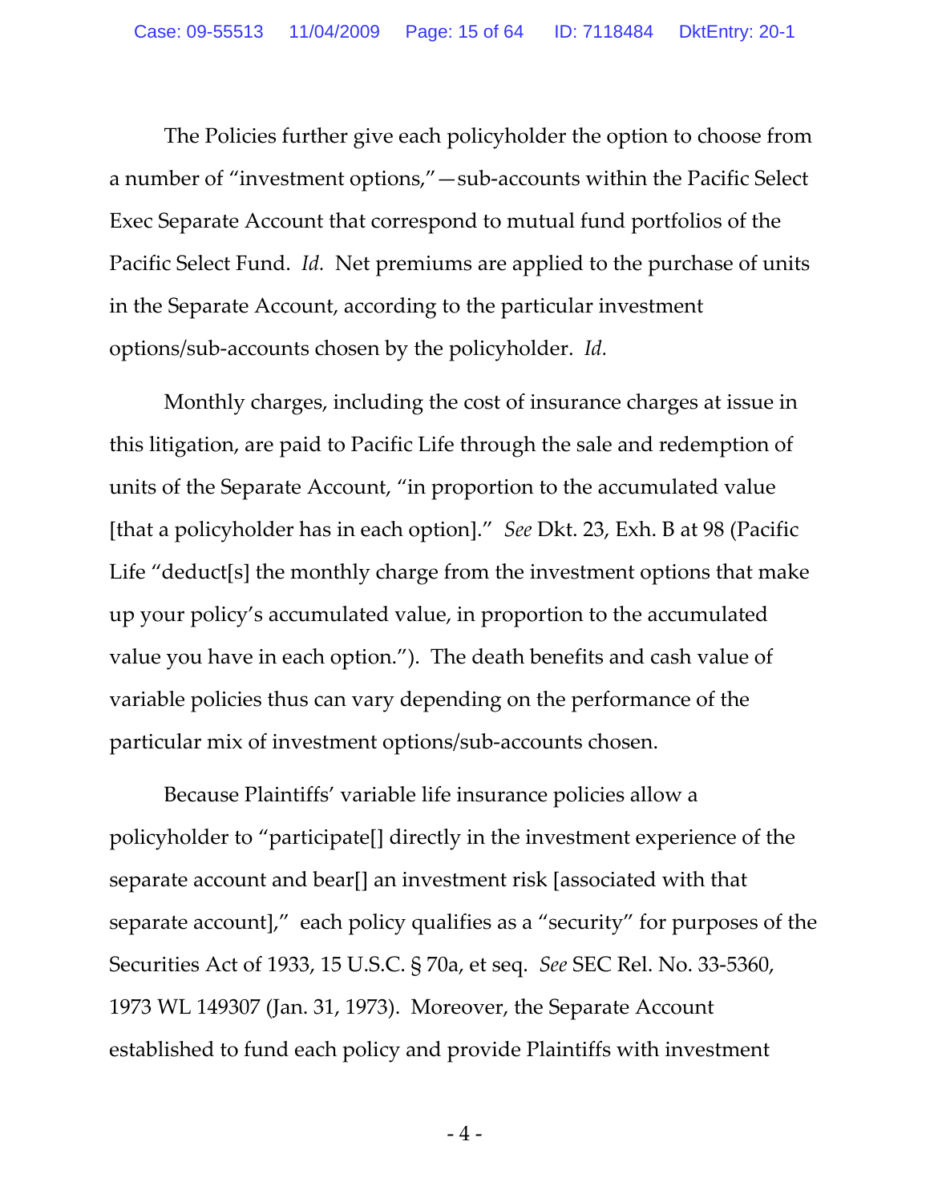The Policies further give each policyholder the option to choose from a number of "investment options,"—sub-accounts within the Pacific Select Exec Separate Account that correspond to mutual fund portfolios of the Pacific Select Fund. *Id.* Net premiums are applied to the purchase of units in the Separate Account, according to the particular investment options/sub-accounts chosen by the policyholder. *Id.*

Monthly charges, including the cost of insurance charges at issue in this litigation, are paid to Pacific Life through the sale and redemption of units of the Separate Account, "in proportion to the accumulated value [that a policyholder has in each option]." *See* Dkt. 23, Exh. B at 98 (Pacific Life "deduct[s] the monthly charge from the investment options that make up your policy's accumulated value, in proportion to the accumulated value you have in each option."). The death benefits and cash value of variable policies thus can vary depending on the performance of the particular mix of investment options/sub-accounts chosen.

Because Plaintiffs' variable life insurance policies allow a policyholder to "participate[] directly in the investment experience of the separate account and bear[] an investment risk [associated with that separate account]," each policy qualifies as a "security" for purposes of the Securities Act of 1933, 15 U.S.C. § 70a, et seq. *See* SEC Rel. No. 33-5360, 1973 WL 149307 (Jan. 31, 1973). Moreover, the Separate Account established to fund each policy and provide Plaintiffs with investment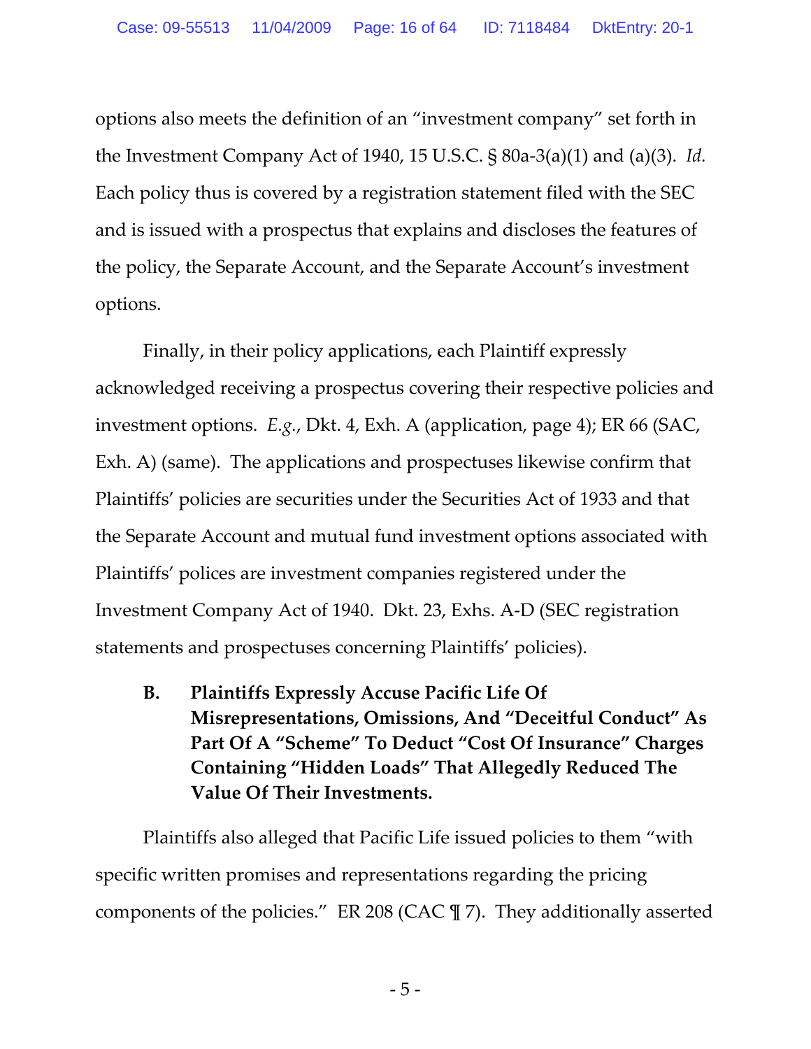options also meets the definition of an "investment company" set forth in the Investment Company Act of 1940, 15 U.S.C. § 80a-3(a)(1) and (a)(3). *Id.* Each policy thus is covered by a registration statement filed with the SEC and is issued with a prospectus that explains and discloses the features of the policy, the Separate Account, and the Separate Account's investment options.

Finally, in their policy applications, each Plaintiff expressly acknowledged receiving a prospectus covering their respective policies and investment options. *E.g.*, Dkt. 4, Exh. A (application, page 4); ER 66 (SAC, Exh. A) (same). The applications and prospectuses likewise confirm that Plaintiffs' policies are securities under the Securities Act of 1933 and that the Separate Account and mutual fund investment options associated with Plaintiffs' polices are investment companies registered under the Investment Company Act of 1940. Dkt. 23, Exhs. A-D (SEC registration statements and prospectuses concerning Plaintiffs' policies).

### B. Plaintiffs Expressly Accuse Pacific Life Of Misrepresentations, Omissions, And "Deceitful Conduct" As Part Of A "Scheme" To Deduct "Cost Of Insurance" Charges Containing "Hidden Loads" That Allegedly Reduced The Value Of Their Investments.

Plaintiffs also alleged that Pacific Life issued policies to them "with specific written promises and representations regarding the pricing components of the policies." ER 208 (CAC ¶ 7). They additionally asserted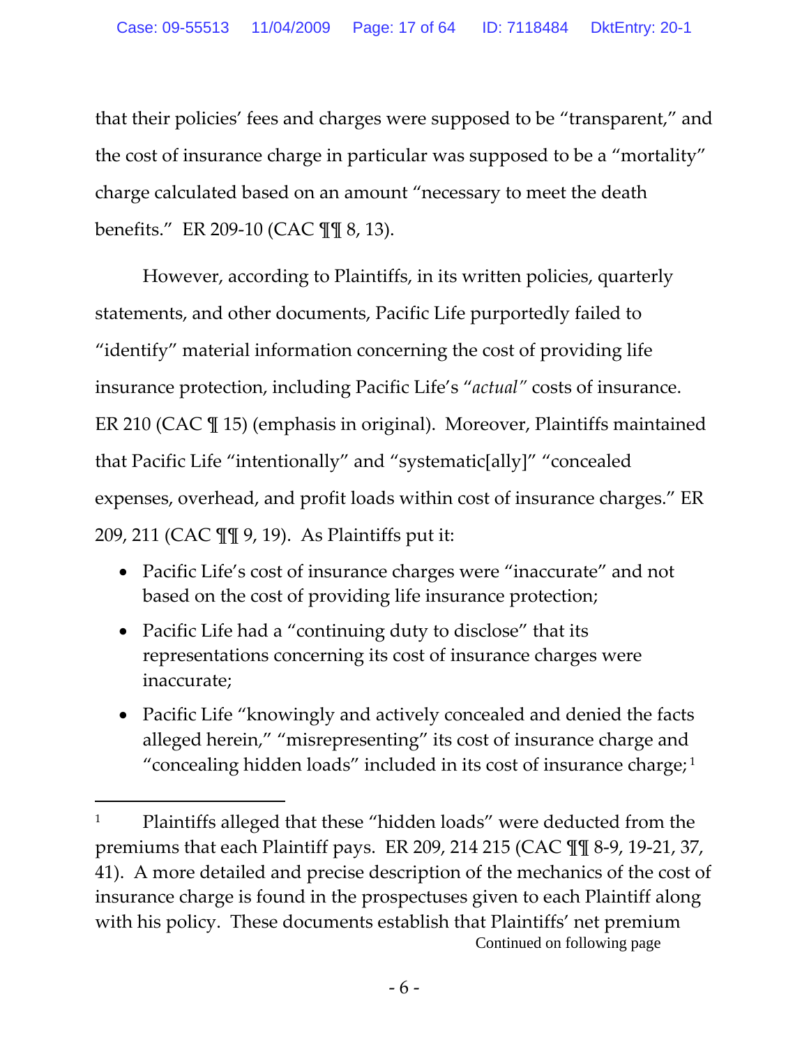that their policies' fees and charges were supposed to be "transparent," and the cost of insurance charge in particular was supposed to be a "mortality" charge calculated based on an amount "necessary to meet the death benefits." ER 209-10 (CAC ¶¶ 8, 13).

However, according to Plaintiffs, in its written policies, quarterly statements, and other documents, Pacific Life purportedly failed to "identify" material information concerning the cost of providing life insurance protection, including Pacific Life's "*actual*" costs of insurance. ER 210 (CAC ¶ 15) (emphasis in original). Moreover, Plaintiffs maintained that Pacific Life "intentionally" and "systematic[ally]" "concealed expenses, overhead, and profit loads within cost of insurance charges." ER 209, 211 (CAC ¶¶ 9, 19). As Plaintiffs put it:

- Pacific Life's cost of insurance charges were "inaccurate" and not based on the cost of providing life insurance protection;
- Pacific Life had a "continuing duty to disclose" that its representations concerning its cost of insurance charges were inaccurate;
- Pacific Life "knowingly and actively concealed and denied the facts alleged herein," "misrepresenting" its cost of insurance charge and "concealing hidden loads" included in its cost of insurance charge;[1]

[1] Plaintiffs alleged that these "hidden loads" were deducted from the premiums that each Plaintiff pays. ER 209, 214 215 (CAC ¶¶ 8-9, 19-21, 37, 41). A more detailed and precise description of the mechanics of the cost of insurance charge is found in the prospectuses given to each Plaintiff along with his policy. These documents establish that Plaintiffs' net premium

Continued on following page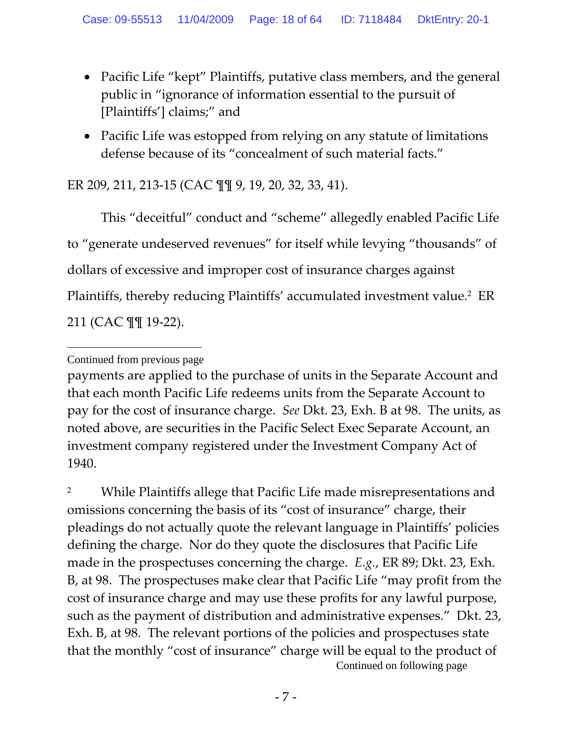- Pacific Life "kept" Plaintiffs, putative class members, and the general public in "ignorance of information essential to the pursuit of [Plaintiffs'] claims;" and
- Pacific Life was estopped from relying on any statute of limitations defense because of its "concealment of such material facts."

ER 209, 211, 213-15 (CAC ¶¶ 9, 19, 20, 32, 33, 41).

This "deceitful" conduct and "scheme" allegedly enabled Pacific Life to "generate undeserved revenues" for itself while levying "thousands" of dollars of excessive and improper cost of insurance charges against Plaintiffs, thereby reducing Plaintiffs' accumulated investment value.[2] ER 211 (CAC ¶¶ 19-22).

---

Continued from previous page

payments are applied to the purchase of units in the Separate Account and that each month Pacific Life redeems units from the Separate Account to pay for the cost of insurance charge. *See* Dkt. 23, Exh. B at 98. The units, as noted above, are securities in the Pacific Select Exec Separate Account, an investment company registered under the Investment Company Act of 1940.

[2] While Plaintiffs allege that Pacific Life made misrepresentations and omissions concerning the basis of its "cost of insurance" charge, their pleadings do not actually quote the relevant language in Plaintiffs' policies defining the charge. Nor do they quote the disclosures that Pacific Life made in the prospectuses concerning the charge. *E.g.*, ER 89; Dkt. 23, Exh. B, at 98. The prospectuses make clear that Pacific Life "may profit from the cost of insurance charge and may use these profits for any lawful purpose, such as the payment of distribution and administrative expenses." Dkt. 23, Exh. B, at 98. The relevant portions of the policies and prospectuses state that the monthly "cost of insurance" charge will be equal to the product of

Continued on following page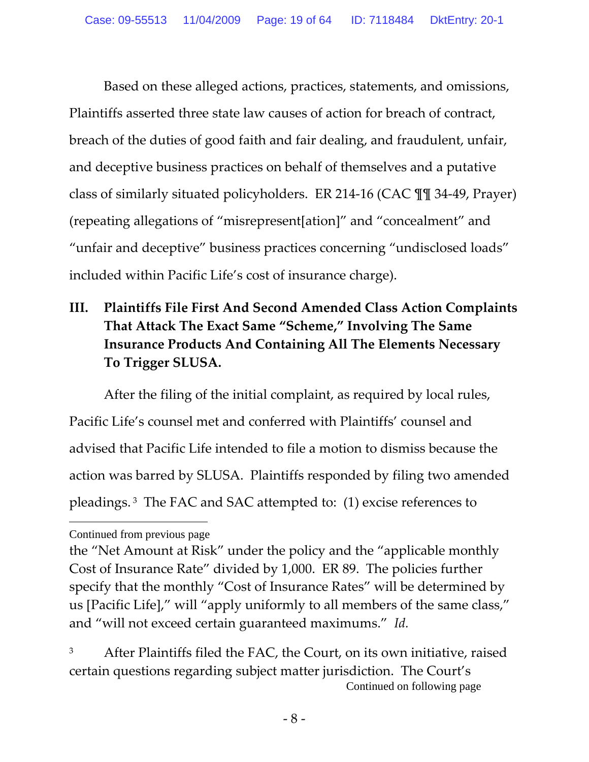Based on these alleged actions, practices, statements, and omissions, Plaintiffs asserted three state law causes of action for breach of contract, breach of the duties of good faith and fair dealing, and fraudulent, unfair, and deceptive business practices on behalf of themselves and a putative class of similarly situated policyholders. ER 214-16 (CAC ¶¶ 34-49, Prayer) (repeating allegations of "misrepresent[ation]" and "concealment" and "unfair and deceptive" business practices concerning "undisclosed loads" included within Pacific Life's cost of insurance charge).

## III. Plaintiffs File First And Second Amended Class Action Complaints That Attack The Exact Same "Scheme," Involving The Same Insurance Products And Containing All The Elements Necessary To Trigger SLUSA.

After the filing of the initial complaint, as required by local rules, Pacific Life's counsel met and conferred with Plaintiffs' counsel and advised that Pacific Life intended to file a motion to dismiss because the action was barred by SLUSA. Plaintiffs responded by filing two amended pleadings.[3] The FAC and SAC attempted to: (1) excise references to

---

Continued from previous page

the "Net Amount at Risk" under the policy and the "applicable monthly Cost of Insurance Rate" divided by 1,000. ER 89. The policies further specify that the monthly "Cost of Insurance Rates" will be determined by us [Pacific Life]," will "apply uniformly to all members of the same class," and "will not exceed certain guaranteed maximums." *Id.*

[3] After Plaintiffs filed the FAC, the Court, on its own initiative, raised certain questions regarding subject matter jurisdiction. The Court's

Continued on following page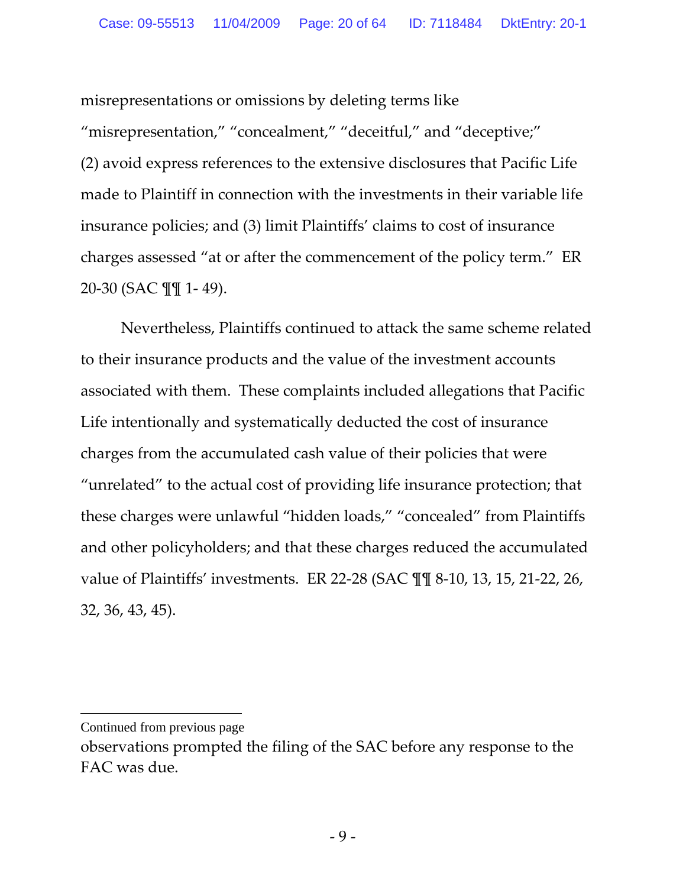misrepresentations or omissions by deleting terms like "misrepresentation," "concealment," "deceitful," and "deceptive;" (2) avoid express references to the extensive disclosures that Pacific Life made to Plaintiff in connection with the investments in their variable life insurance policies; and (3) limit Plaintiffs' claims to cost of insurance charges assessed "at or after the commencement of the policy term." ER 20-30 (SAC ¶¶ 1- 49).

Nevertheless, Plaintiffs continued to attack the same scheme related to their insurance products and the value of the investment accounts associated with them. These complaints included allegations that Pacific Life intentionally and systematically deducted the cost of insurance charges from the accumulated cash value of their policies that were "unrelated" to the actual cost of providing life insurance protection; that these charges were unlawful "hidden loads," "concealed" from Plaintiffs and other policyholders; and that these charges reduced the accumulated value of Plaintiffs' investments. ER 22-28 (SAC ¶¶ 8-10, 13, 15, 21-22, 26, 32, 36, 43, 45).

---

Continued from previous page

observations prompted the filing of the SAC before any response to the FAC was due.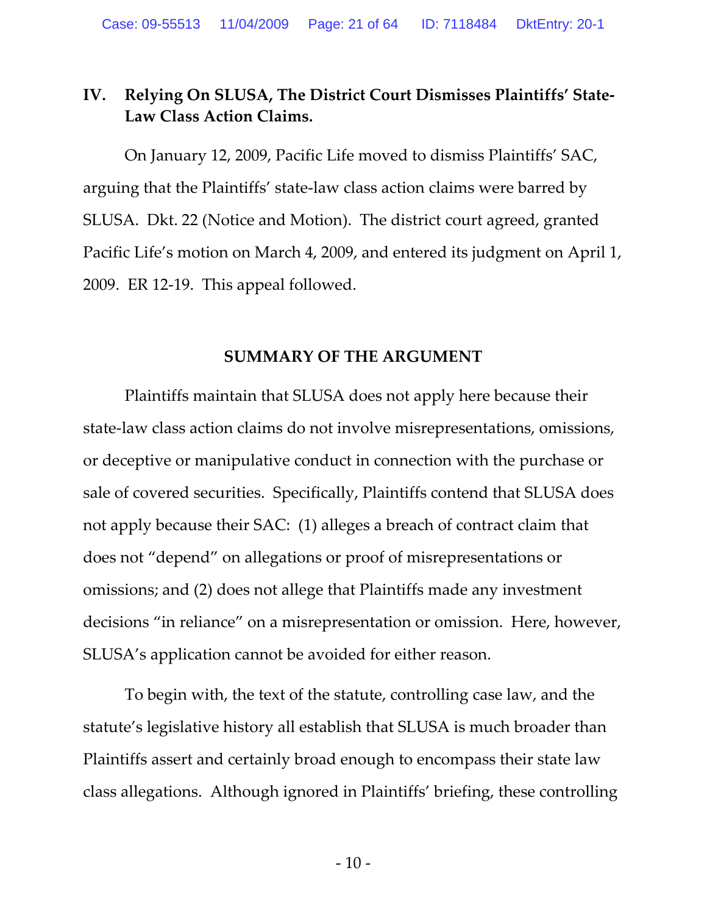## IV. Relying On SLUSA, The District Court Dismisses Plaintiffs' State-Law Class Action Claims.

On January 12, 2009, Pacific Life moved to dismiss Plaintiffs' SAC, arguing that the Plaintiffs' state-law class action claims were barred by SLUSA. Dkt. 22 (Notice and Motion). The district court agreed, granted Pacific Life's motion on March 4, 2009, and entered its judgment on April 1, 2009. ER 12-19. This appeal followed.

## SUMMARY OF THE ARGUMENT

Plaintiffs maintain that SLUSA does not apply here because their state-law class action claims do not involve misrepresentations, omissions, or deceptive or manipulative conduct in connection with the purchase or sale of covered securities. Specifically, Plaintiffs contend that SLUSA does not apply because their SAC: (1) alleges a breach of contract claim that does not "depend" on allegations or proof of misrepresentations or omissions; and (2) does not allege that Plaintiffs made any investment decisions "in reliance" on a misrepresentation or omission. Here, however, SLUSA's application cannot be avoided for either reason.

To begin with, the text of the statute, controlling case law, and the statute's legislative history all establish that SLUSA is much broader than Plaintiffs assert and certainly broad enough to encompass their state law class allegations. Although ignored in Plaintiffs' briefing, these controlling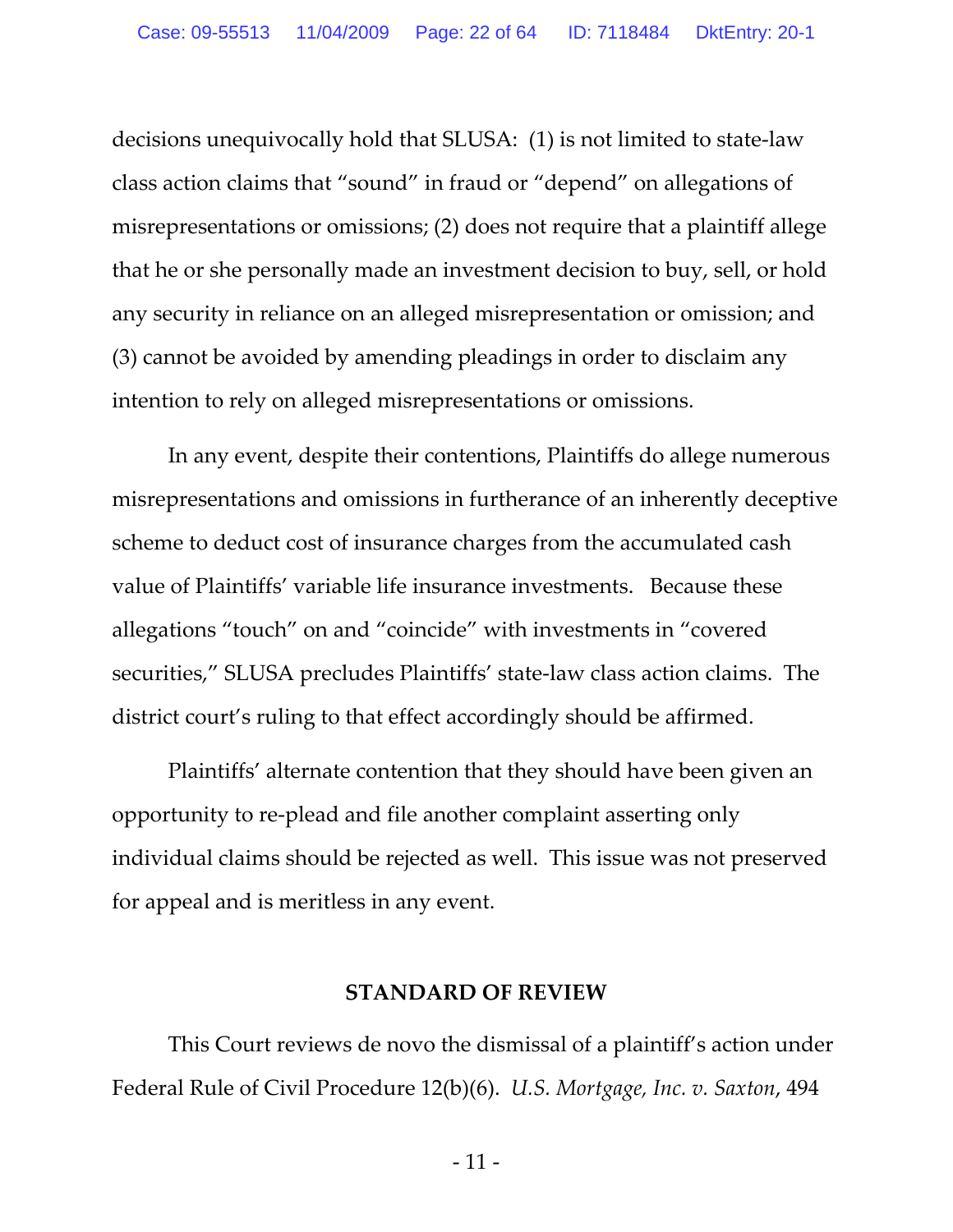decisions unequivocally hold that SLUSA: (1) is not limited to state-law class action claims that "sound" in fraud or "depend" on allegations of misrepresentations or omissions; (2) does not require that a plaintiff allege that he or she personally made an investment decision to buy, sell, or hold any security in reliance on an alleged misrepresentation or omission; and (3) cannot be avoided by amending pleadings in order to disclaim any intention to rely on alleged misrepresentations or omissions.

In any event, despite their contentions, Plaintiffs do allege numerous misrepresentations and omissions in furtherance of an inherently deceptive scheme to deduct cost of insurance charges from the accumulated cash value of Plaintiffs' variable life insurance investments. Because these allegations "touch" on and "coincide" with investments in "covered securities," SLUSA precludes Plaintiffs' state-law class action claims. The district court's ruling to that effect accordingly should be affirmed.

Plaintiffs' alternate contention that they should have been given an opportunity to re-plead and file another complaint asserting only individual claims should be rejected as well. This issue was not preserved for appeal and is meritless in any event.

## STANDARD OF REVIEW

This Court reviews de novo the dismissal of a plaintiff's action under Federal Rule of Civil Procedure 12(b)(6). *U.S. Mortgage, Inc. v. Saxton*, 494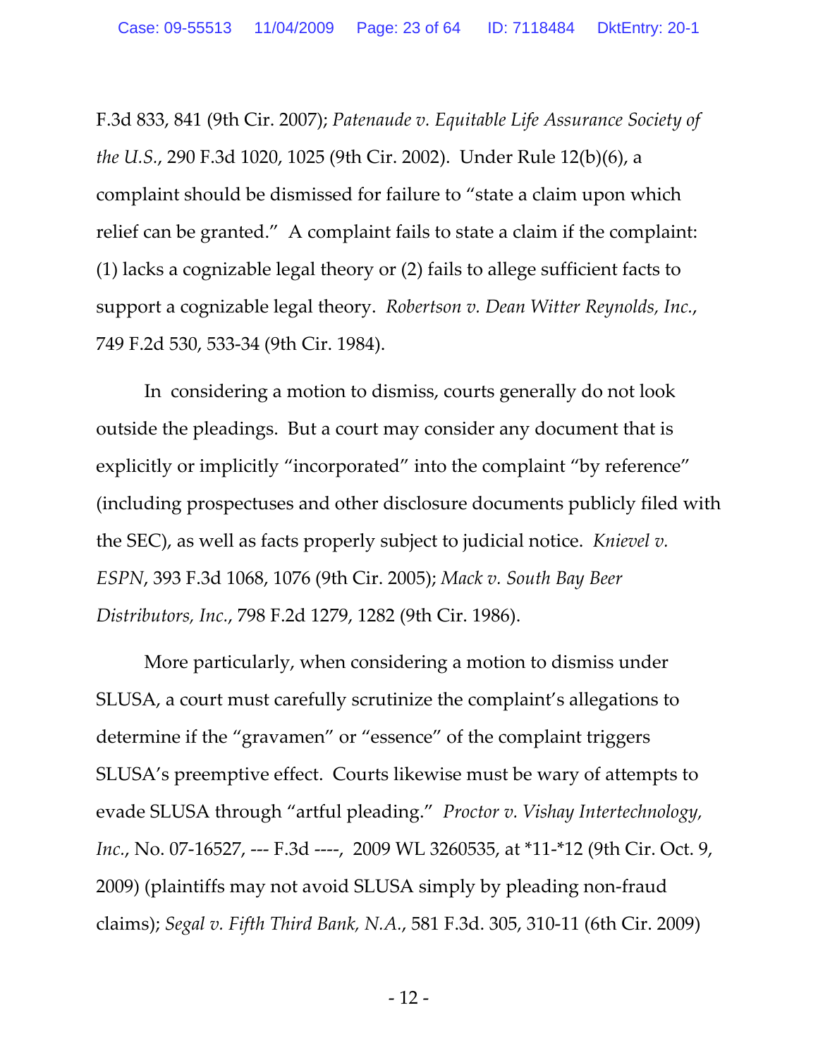F.3d 833, 841 (9th Cir. 2007); *Patenaude v. Equitable Life Assurance Society of the U.S.*, 290 F.3d 1020, 1025 (9th Cir. 2002). Under Rule 12(b)(6), a complaint should be dismissed for failure to "state a claim upon which relief can be granted." A complaint fails to state a claim if the complaint: (1) lacks a cognizable legal theory or (2) fails to allege sufficient facts to support a cognizable legal theory. *Robertson v. Dean Witter Reynolds, Inc.*, 749 F.2d 530, 533-34 (9th Cir. 1984).

In considering a motion to dismiss, courts generally do not look outside the pleadings. But a court may consider any document that is explicitly or implicitly "incorporated" into the complaint "by reference" (including prospectuses and other disclosure documents publicly filed with the SEC), as well as facts properly subject to judicial notice. *Knievel v. ESPN*, 393 F.3d 1068, 1076 (9th Cir. 2005); *Mack v. South Bay Beer Distributors, Inc.*, 798 F.2d 1279, 1282 (9th Cir. 1986).

More particularly, when considering a motion to dismiss under SLUSA, a court must carefully scrutinize the complaint's allegations to determine if the "gravamen" or "essence" of the complaint triggers SLUSA's preemptive effect. Courts likewise must be wary of attempts to evade SLUSA through "artful pleading." *Proctor v. Vishay Intertechnology, Inc.*, No. 07-16527, --- F.3d ----, 2009 WL 3260535, at *11-*12 (9th Cir. Oct. 9, 2009) (plaintiffs may not avoid SLUSA simply by pleading non-fraud claims); *Segal v. Fifth Third Bank, N.A.*, 581 F.3d. 305, 310-11 (6th Cir. 2009)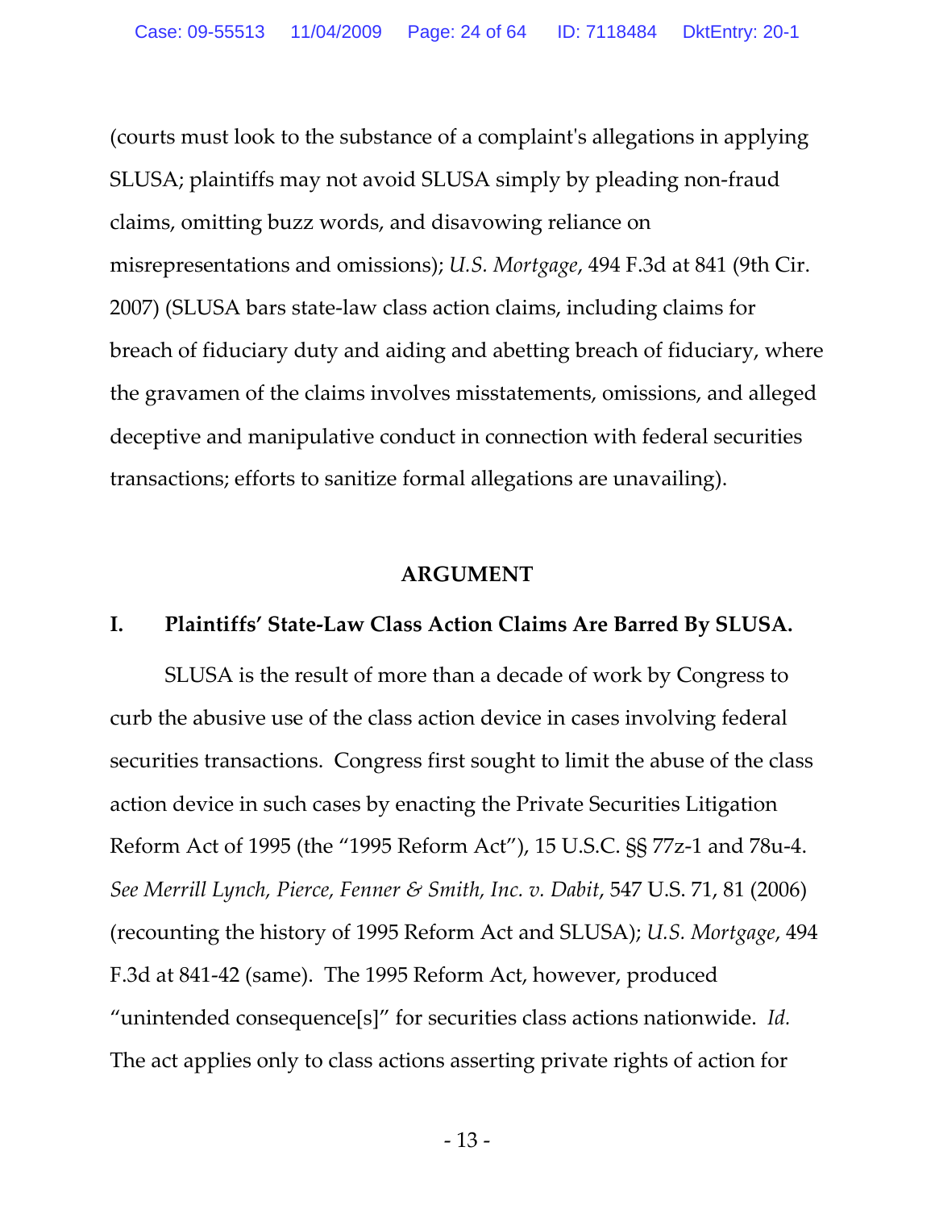(courts must look to the substance of a complaint's allegations in applying SLUSA; plaintiffs may not avoid SLUSA simply by pleading non-fraud claims, omitting buzz words, and disavowing reliance on misrepresentations and omissions); *U.S. Mortgage*, 494 F.3d at 841 (9th Cir. 2007) (SLUSA bars state-law class action claims, including claims for breach of fiduciary duty and aiding and abetting breach of fiduciary, where the gravamen of the claims involves misstatements, omissions, and alleged deceptive and manipulative conduct in connection with federal securities transactions; efforts to sanitize formal allegations are unavailing).

## ARGUMENT

### I. Plaintiffs' State-Law Class Action Claims Are Barred By SLUSA.

SLUSA is the result of more than a decade of work by Congress to curb the abusive use of the class action device in cases involving federal securities transactions. Congress first sought to limit the abuse of the class action device in such cases by enacting the Private Securities Litigation Reform Act of 1995 (the "1995 Reform Act"), 15 U.S.C. §§ 77z-1 and 78u-4. *See Merrill Lynch, Pierce, Fenner & Smith, Inc. v. Dabit*, 547 U.S. 71, 81 (2006) (recounting the history of 1995 Reform Act and SLUSA); *U.S. Mortgage*, 494 F.3d at 841-42 (same). The 1995 Reform Act, however, produced "unintended consequence[s]" for securities class actions nationwide. *Id.* The act applies only to class actions asserting private rights of action for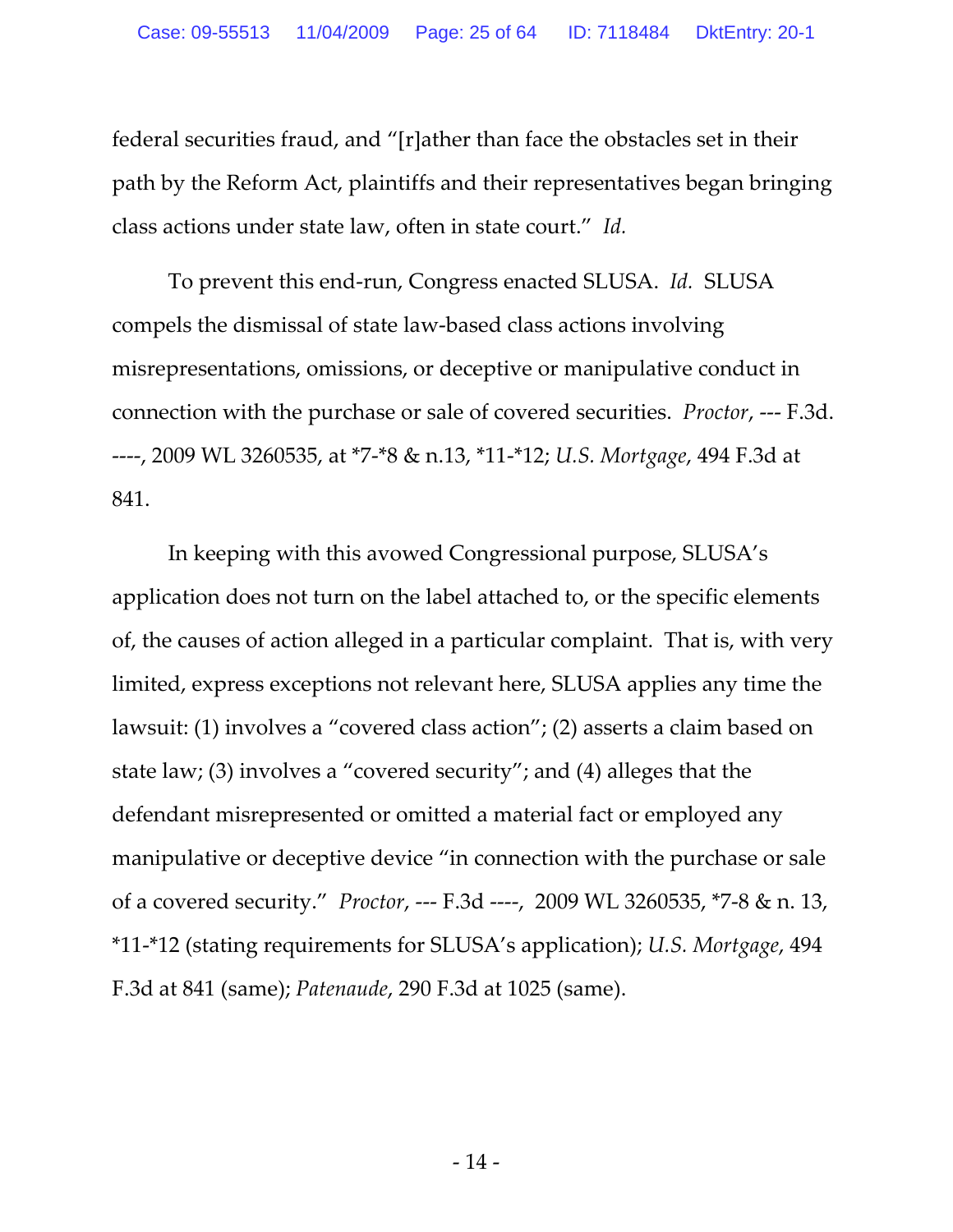federal securities fraud, and "[r]ather than face the obstacles set in their path by the Reform Act, plaintiffs and their representatives began bringing class actions under state law, often in state court." *Id.*

To prevent this end-run, Congress enacted SLUSA. *Id.* SLUSA compels the dismissal of state law-based class actions involving misrepresentations, omissions, or deceptive or manipulative conduct in connection with the purchase or sale of covered securities. *Proctor*, --- F.3d. ----, 2009 WL 3260535, at *7-*8 & n.13, *11-*12; *U.S. Mortgage*, 494 F.3d at 841.

In keeping with this avowed Congressional purpose, SLUSA's application does not turn on the label attached to, or the specific elements of, the causes of action alleged in a particular complaint. That is, with very limited, express exceptions not relevant here, SLUSA applies any time the lawsuit: (1) involves a "covered class action"; (2) asserts a claim based on state law; (3) involves a "covered security"; and (4) alleges that the defendant misrepresented or omitted a material fact or employed any manipulative or deceptive device "in connection with the purchase or sale of a covered security." *Proctor*, --- F.3d ----, 2009 WL 3260535, *7-8 & n. 13, *11-*12 (stating requirements for SLUSA's application); *U.S. Mortgage*, 494 F.3d at 841 (same); *Patenaude*, 290 F.3d at 1025 (same).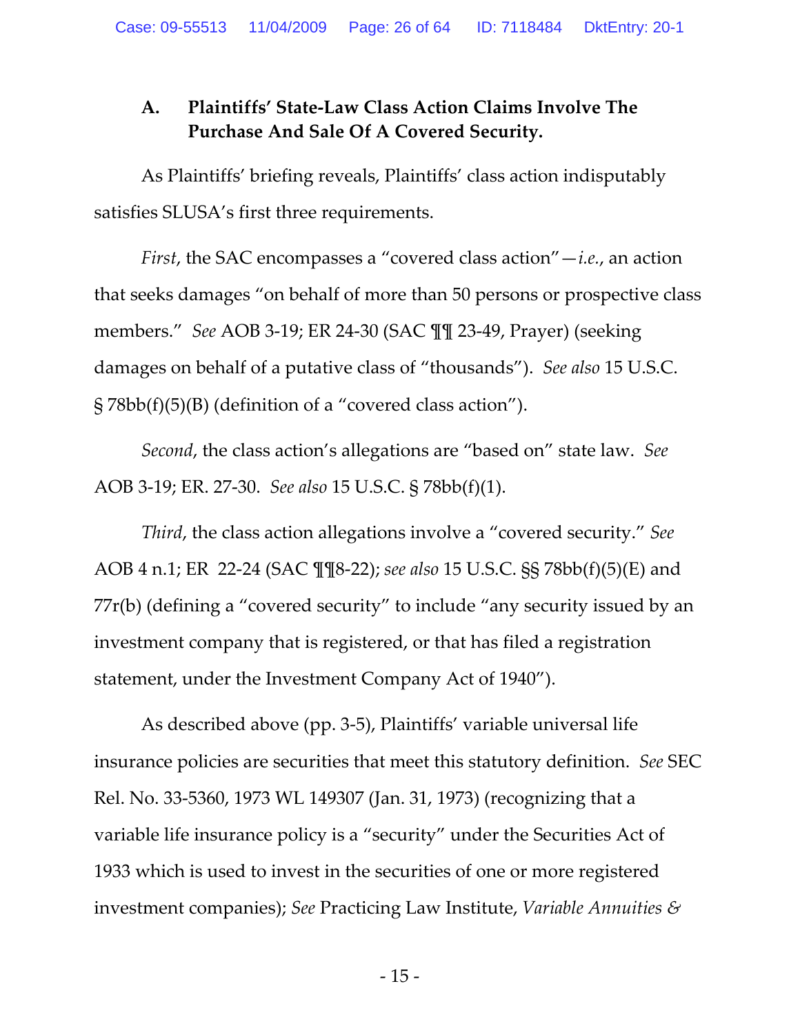### A. Plaintiffs' State-Law Class Action Claims Involve The Purchase And Sale Of A Covered Security.

As Plaintiffs' briefing reveals, Plaintiffs' class action indisputably satisfies SLUSA's first three requirements.

*First*, the SAC encompasses a "covered class action"—*i.e.*, an action that seeks damages "on behalf of more than 50 persons or prospective class members." *See* AOB 3-19; ER 24-30 (SAC ¶¶ 23-49, Prayer) (seeking damages on behalf of a putative class of "thousands"). *See also* 15 U.S.C. § 78bb(f)(5)(B) (definition of a "covered class action").

*Second*, the class action's allegations are "based on" state law. *See* AOB 3-19; ER. 27-30. *See also* 15 U.S.C. § 78bb(f)(1).

*Third*, the class action allegations involve a "covered security." *See* AOB 4 n.1; ER 22-24 (SAC ¶¶8-22); *see also* 15 U.S.C. §§ 78bb(f)(5)(E) and 77r(b) (defining a "covered security" to include "any security issued by an investment company that is registered, or that has filed a registration statement, under the Investment Company Act of 1940").

As described above (pp. 3-5), Plaintiffs' variable universal life insurance policies are securities that meet this statutory definition. *See* SEC Rel. No. 33-5360, 1973 WL 149307 (Jan. 31, 1973) (recognizing that a variable life insurance policy is a "security" under the Securities Act of 1933 which is used to invest in the securities of one or more registered investment companies); *See* Practicing Law Institute, *Variable Annuities &*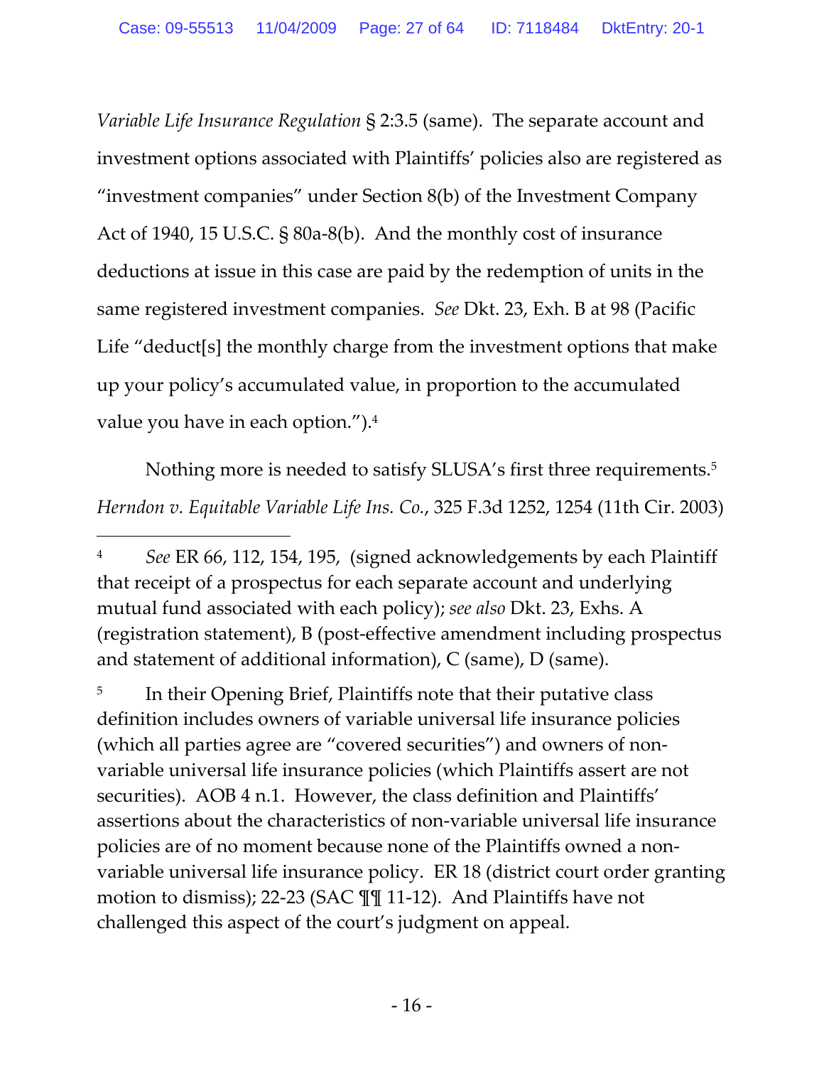*Variable Life Insurance Regulation* § 2:3.5 (same). The separate account and investment options associated with Plaintiffs' policies also are registered as "investment companies" under Section 8(b) of the Investment Company Act of 1940, 15 U.S.C. § 80a-8(b). And the monthly cost of insurance deductions at issue in this case are paid by the redemption of units in the same registered investment companies. *See* Dkt. 23, Exh. B at 98 (Pacific Life "deduct[s] the monthly charge from the investment options that make up your policy's accumulated value, in proportion to the accumulated value you have in each option.").[4]

Nothing more is needed to satisfy SLUSA's first three requirements.[5] *Herndon v. Equitable Variable Life Ins. Co.*, 325 F.3d 1252, 1254 (11th Cir. 2003)

---

[4] *See* ER 66, 112, 154, 195, (signed acknowledgements by each Plaintiff that receipt of a prospectus for each separate account and underlying mutual fund associated with each policy); *see also* Dkt. 23, Exhs. A (registration statement), B (post-effective amendment including prospectus and statement of additional information), C (same), D (same).

[5] In their Opening Brief, Plaintiffs note that their putative class definition includes owners of variable universal life insurance policies (which all parties agree are "covered securities") and owners of non-variable universal life insurance policies (which Plaintiffs assert are not securities). AOB 4 n.1. However, the class definition and Plaintiffs' assertions about the characteristics of non-variable universal life insurance policies are of no moment because none of the Plaintiffs owned a non-variable universal life insurance policy. ER 18 (district court order granting motion to dismiss); 22-23 (SAC ¶¶ 11-12). And Plaintiffs have not challenged this aspect of the court's judgment on appeal.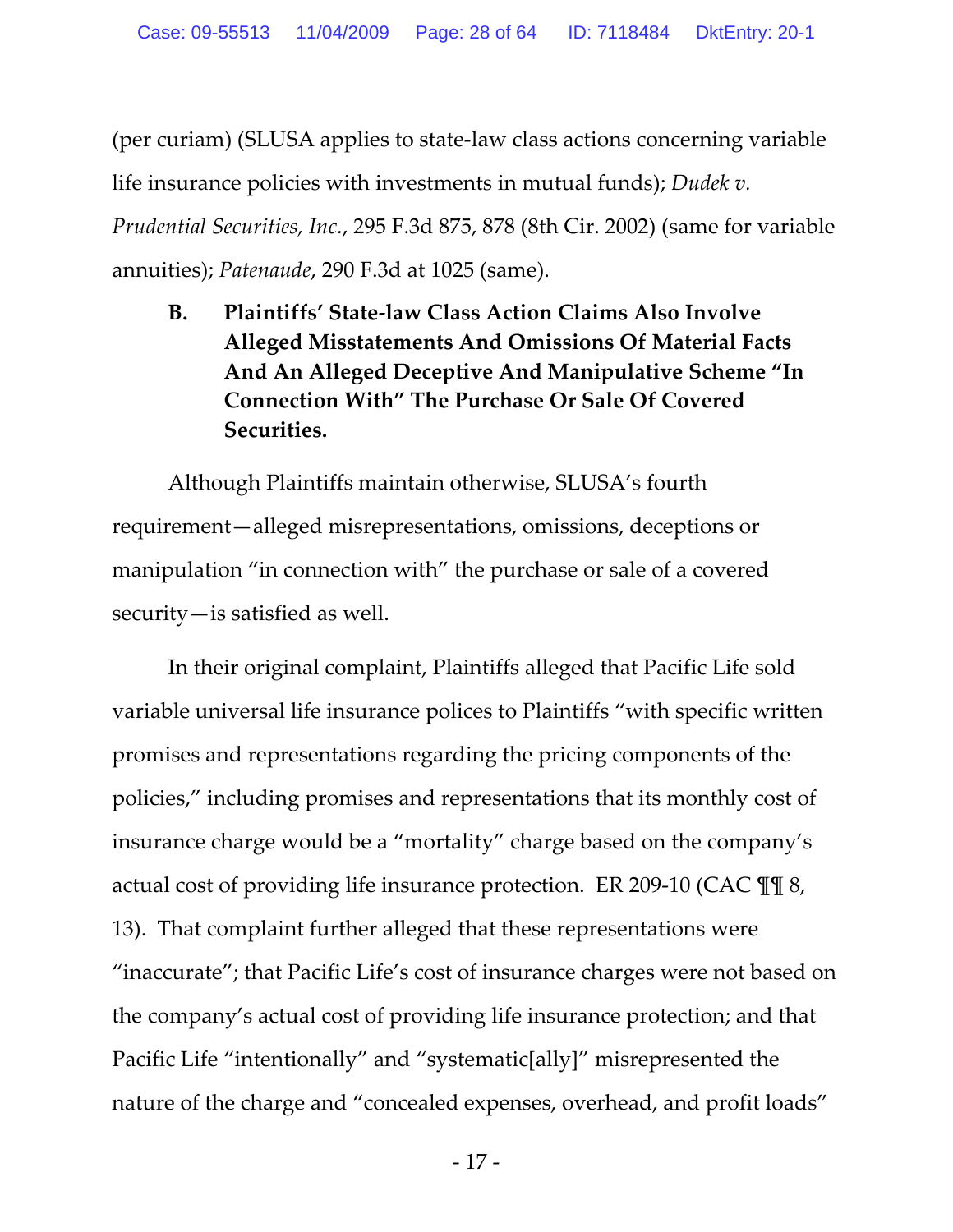(per curiam) (SLUSA applies to state-law class actions concerning variable life insurance policies with investments in mutual funds); *Dudek v. Prudential Securities, Inc.*, 295 F.3d 875, 878 (8th Cir. 2002) (same for variable annuities); *Patenaude*, 290 F.3d at 1025 (same).

**B. Plaintiffs' State-law Class Action Claims Also Involve Alleged Misstatements And Omissions Of Material Facts And An Alleged Deceptive And Manipulative Scheme "In Connection With" The Purchase Or Sale Of Covered Securities.**

Although Plaintiffs maintain otherwise, SLUSA's fourth requirement—alleged misrepresentations, omissions, deceptions or manipulation "in connection with" the purchase or sale of a covered security—is satisfied as well.

In their original complaint, Plaintiffs alleged that Pacific Life sold variable universal life insurance polices to Plaintiffs "with specific written promises and representations regarding the pricing components of the policies," including promises and representations that its monthly cost of insurance charge would be a "mortality" charge based on the company's actual cost of providing life insurance protection. ER 209-10 (CAC ¶¶ 8, 13). That complaint further alleged that these representations were "inaccurate"; that Pacific Life's cost of insurance charges were not based on the company's actual cost of providing life insurance protection; and that Pacific Life "intentionally" and "systematic[ally]" misrepresented the nature of the charge and "concealed expenses, overhead, and profit loads"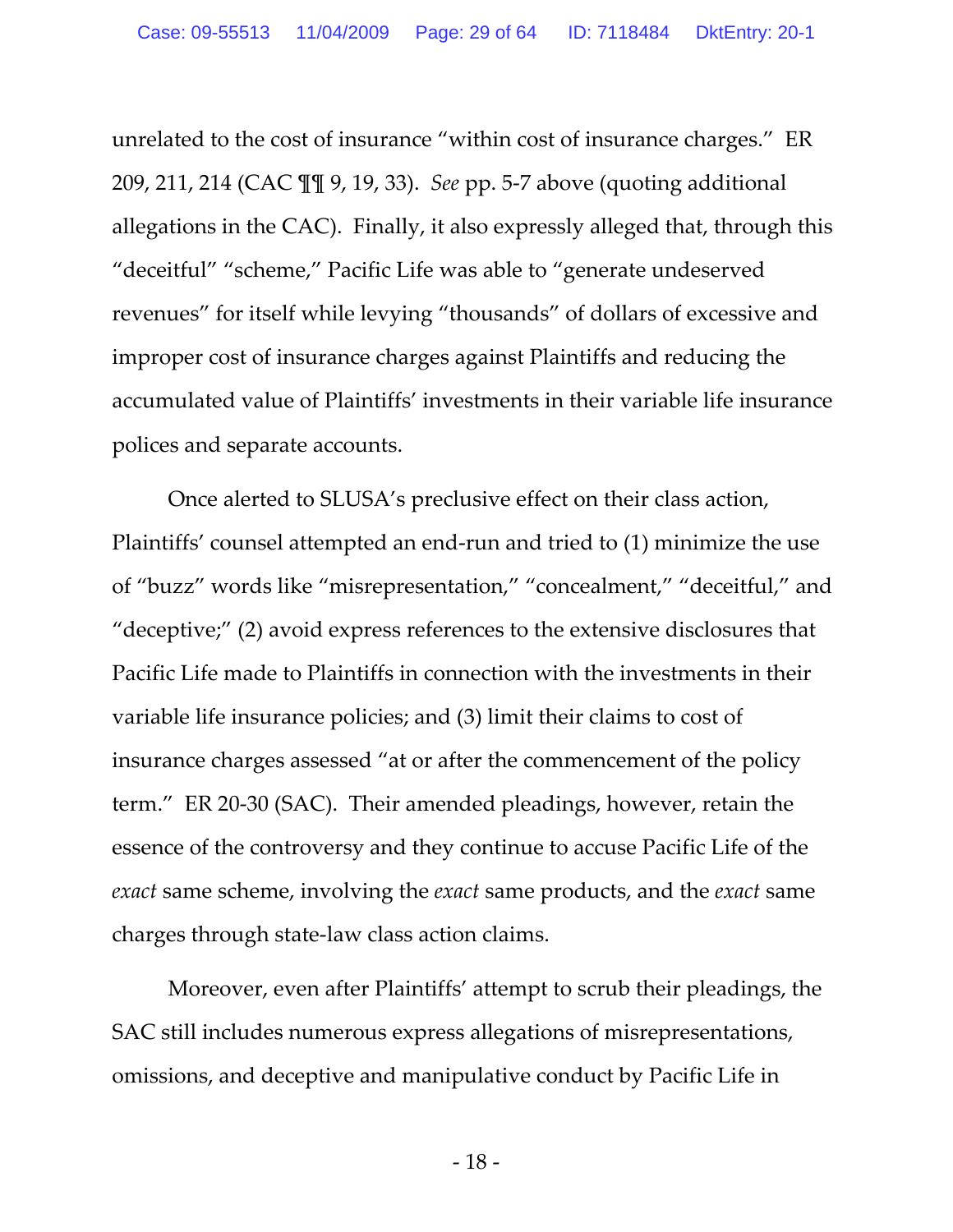unrelated to the cost of insurance "within cost of insurance charges." ER 209, 211, 214 (CAC ¶¶ 9, 19, 33). *See* pp. 5-7 above (quoting additional allegations in the CAC). Finally, it also expressly alleged that, through this "deceitful" "scheme," Pacific Life was able to "generate undeserved revenues" for itself while levying "thousands" of dollars of excessive and improper cost of insurance charges against Plaintiffs and reducing the accumulated value of Plaintiffs' investments in their variable life insurance polices and separate accounts.

Once alerted to SLUSA's preclusive effect on their class action, Plaintiffs' counsel attempted an end-run and tried to (1) minimize the use of "buzz" words like "misrepresentation," "concealment," "deceitful," and "deceptive;" (2) avoid express references to the extensive disclosures that Pacific Life made to Plaintiffs in connection with the investments in their variable life insurance policies; and (3) limit their claims to cost of insurance charges assessed "at or after the commencement of the policy term." ER 20-30 (SAC). Their amended pleadings, however, retain the essence of the controversy and they continue to accuse Pacific Life of the *exact* same scheme, involving the *exact* same products, and the *exact* same charges through state-law class action claims.

Moreover, even after Plaintiffs' attempt to scrub their pleadings, the SAC still includes numerous express allegations of misrepresentations, omissions, and deceptive and manipulative conduct by Pacific Life in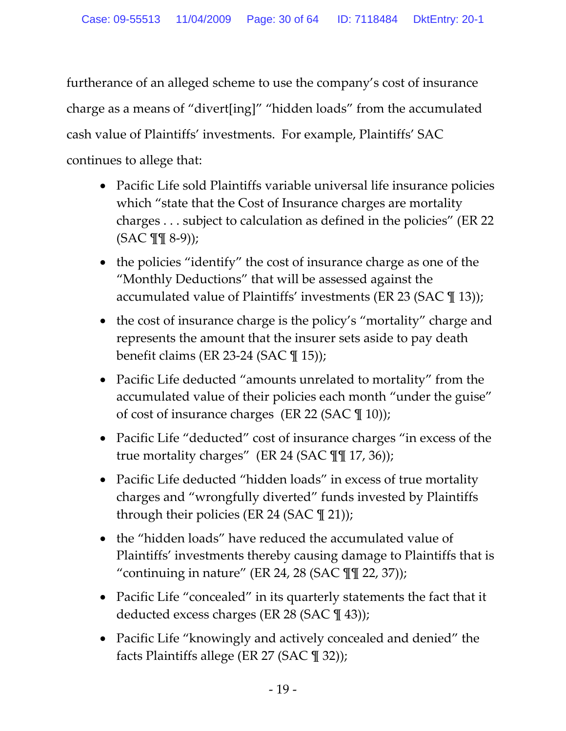furtherance of an alleged scheme to use the company's cost of insurance charge as a means of "divert[ing]" "hidden loads" from the accumulated cash value of Plaintiffs' investments. For example, Plaintiffs' SAC continues to allege that:

- Pacific Life sold Plaintiffs variable universal life insurance policies which "state that the Cost of Insurance charges are mortality charges . . . subject to calculation as defined in the policies" (ER 22 (SAC ¶¶ 8-9));
- the policies "identify" the cost of insurance charge as one of the "Monthly Deductions" that will be assessed against the accumulated value of Plaintiffs' investments (ER 23 (SAC ¶ 13));
- the cost of insurance charge is the policy's "mortality" charge and represents the amount that the insurer sets aside to pay death benefit claims (ER 23-24 (SAC ¶ 15));
- Pacific Life deducted "amounts unrelated to mortality" from the accumulated value of their policies each month "under the guise" of cost of insurance charges (ER 22 (SAC ¶ 10));
- Pacific Life "deducted" cost of insurance charges "in excess of the true mortality charges" (ER 24 (SAC ¶¶ 17, 36));
- Pacific Life deducted "hidden loads" in excess of true mortality charges and "wrongfully diverted" funds invested by Plaintiffs through their policies (ER 24 (SAC ¶ 21));
- the "hidden loads" have reduced the accumulated value of Plaintiffs' investments thereby causing damage to Plaintiffs that is "continuing in nature" (ER 24, 28 (SAC ¶¶ 22, 37));
- Pacific Life "concealed" in its quarterly statements the fact that it deducted excess charges (ER 28 (SAC ¶ 43));
- Pacific Life "knowingly and actively concealed and denied" the facts Plaintiffs allege (ER 27 (SAC ¶ 32));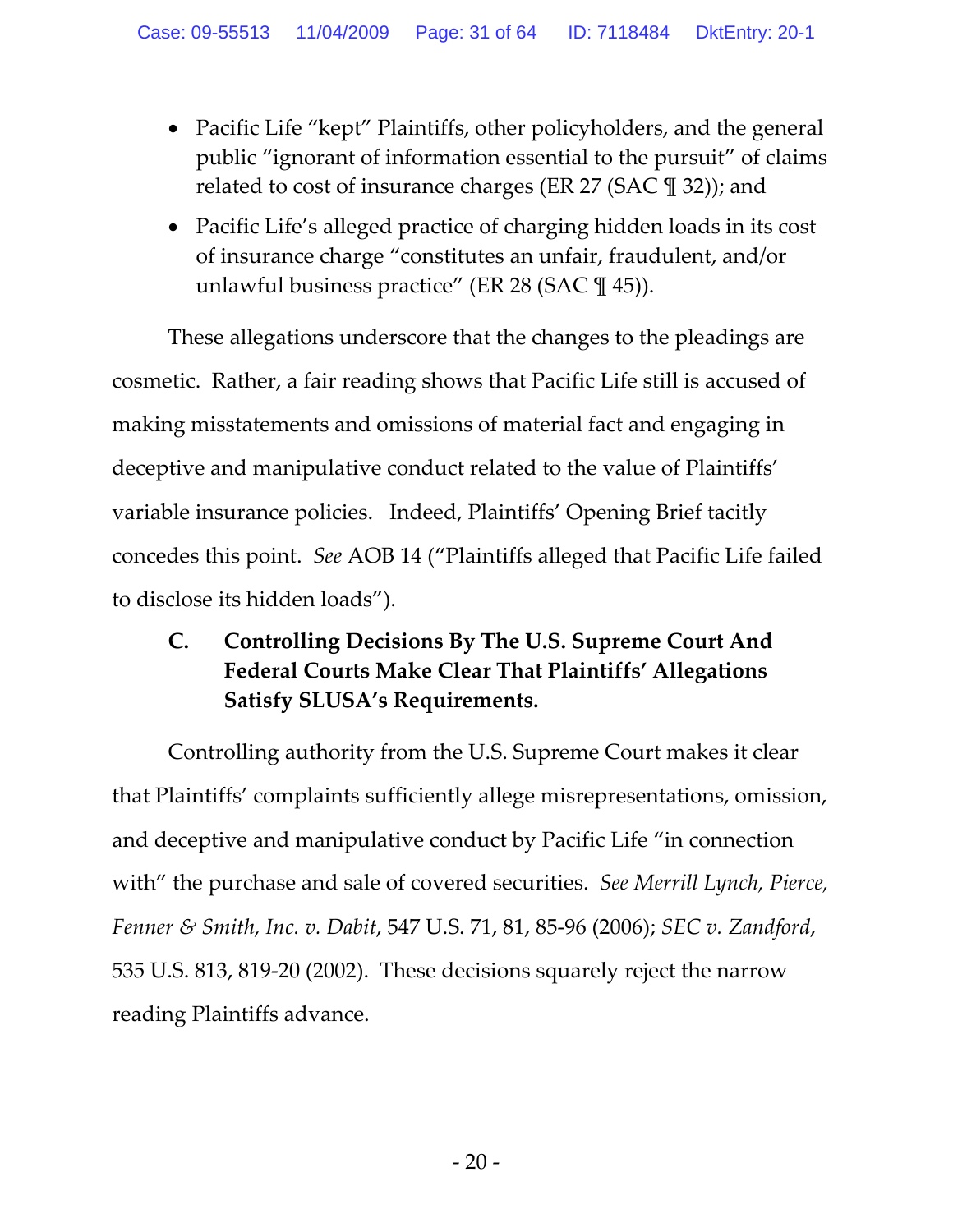- Pacific Life "kept" Plaintiffs, other policyholders, and the general public "ignorant of information essential to the pursuit" of claims related to cost of insurance charges (ER 27 (SAC ¶ 32)); and
- Pacific Life's alleged practice of charging hidden loads in its cost of insurance charge "constitutes an unfair, fraudulent, and/or unlawful business practice" (ER 28 (SAC ¶ 45)).

These allegations underscore that the changes to the pleadings are cosmetic. Rather, a fair reading shows that Pacific Life still is accused of making misstatements and omissions of material fact and engaging in deceptive and manipulative conduct related to the value of Plaintiffs' variable insurance policies. Indeed, Plaintiffs' Opening Brief tacitly concedes this point. *See* AOB 14 ("Plaintiffs alleged that Pacific Life failed to disclose its hidden loads").

### C. Controlling Decisions By The U.S. Supreme Court And Federal Courts Make Clear That Plaintiffs' Allegations Satisfy SLUSA's Requirements.

Controlling authority from the U.S. Supreme Court makes it clear that Plaintiffs' complaints sufficiently allege misrepresentations, omission, and deceptive and manipulative conduct by Pacific Life "in connection with" the purchase and sale of covered securities. *See Merrill Lynch, Pierce, Fenner & Smith, Inc. v. Dabit*, 547 U.S. 71, 81, 85-96 (2006); *SEC v. Zandford*, 535 U.S. 813, 819-20 (2002). These decisions squarely reject the narrow reading Plaintiffs advance.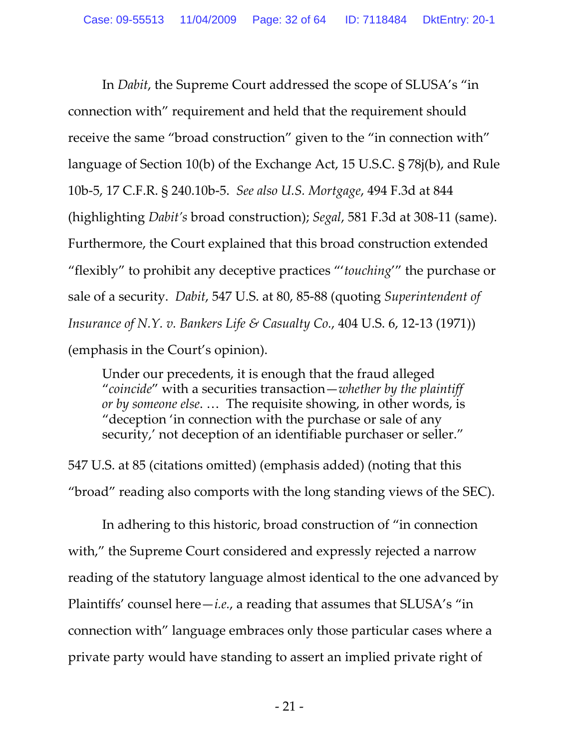In *Dabit*, the Supreme Court addressed the scope of SLUSA's "in connection with" requirement and held that the requirement should receive the same "broad construction" given to the "in connection with" language of Section 10(b) of the Exchange Act, 15 U.S.C. § 78j(b), and Rule 10b-5, 17 C.F.R. § 240.10b-5. *See also U.S. Mortgage*, 494 F.3d at 844 (highlighting *Dabit's* broad construction); *Segal*, 581 F.3d at 308-11 (same). Furthermore, the Court explained that this broad construction extended "flexibly" to prohibit any deceptive practices "'*touching*'" the purchase or sale of a security. *Dabit*, 547 U.S. at 80, 85-88 (quoting *Superintendent of Insurance of N.Y. v. Bankers Life & Casualty Co.*, 404 U.S. 6, 12-13 (1971)) (emphasis in the Court's opinion).

> Under our precedents, it is enough that the fraud alleged "*coincide*" with a securities transaction—*whether by the plaintiff or by someone else*. … The requisite showing, in other words, is "deception 'in connection with the purchase or sale of any security,' not deception of an identifiable purchaser or seller."

547 U.S. at 85 (citations omitted) (emphasis added) (noting that this "broad" reading also comports with the long standing views of the SEC).

In adhering to this historic, broad construction of "in connection with," the Supreme Court considered and expressly rejected a narrow reading of the statutory language almost identical to the one advanced by Plaintiffs' counsel here—*i.e.*, a reading that assumes that SLUSA's "in connection with" language embraces only those particular cases where a private party would have standing to assert an implied private right of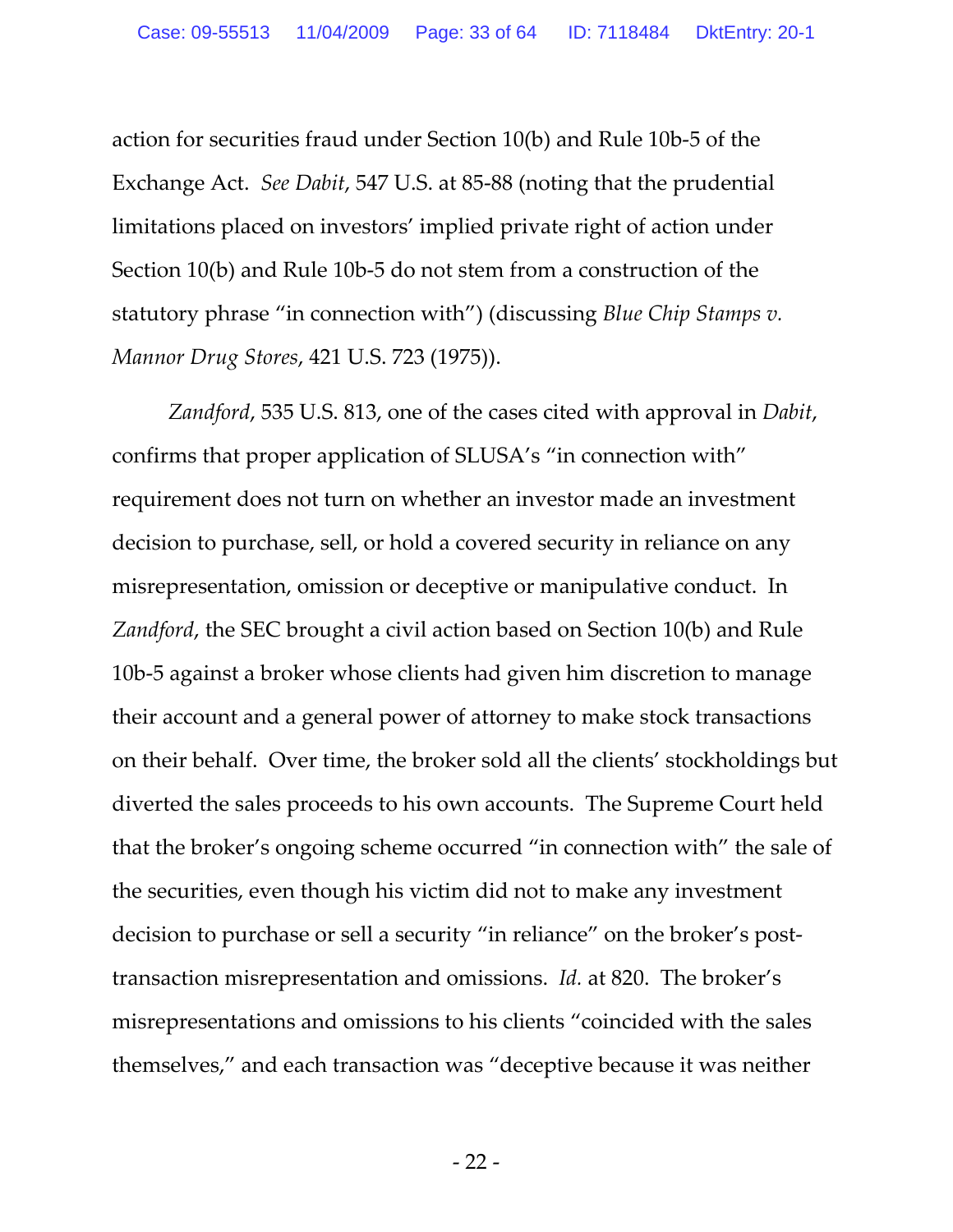action for securities fraud under Section 10(b) and Rule 10b-5 of the Exchange Act. *See Dabit*, 547 U.S. at 85-88 (noting that the prudential limitations placed on investors' implied private right of action under Section 10(b) and Rule 10b-5 do not stem from a construction of the statutory phrase "in connection with") (discussing *Blue Chip Stamps v. Mannor Drug Stores*, 421 U.S. 723 (1975)).

*Zandford*, 535 U.S. 813, one of the cases cited with approval in *Dabit*, confirms that proper application of SLUSA's "in connection with" requirement does not turn on whether an investor made an investment decision to purchase, sell, or hold a covered security in reliance on any misrepresentation, omission or deceptive or manipulative conduct. In *Zandford*, the SEC brought a civil action based on Section 10(b) and Rule 10b-5 against a broker whose clients had given him discretion to manage their account and a general power of attorney to make stock transactions on their behalf. Over time, the broker sold all the clients' stockholdings but diverted the sales proceeds to his own accounts. The Supreme Court held that the broker's ongoing scheme occurred "in connection with" the sale of the securities, even though his victim did not to make any investment decision to purchase or sell a security "in reliance" on the broker's post-transaction misrepresentation and omissions. *Id.* at 820. The broker's misrepresentations and omissions to his clients "coincided with the sales themselves," and each transaction was "deceptive because it was neither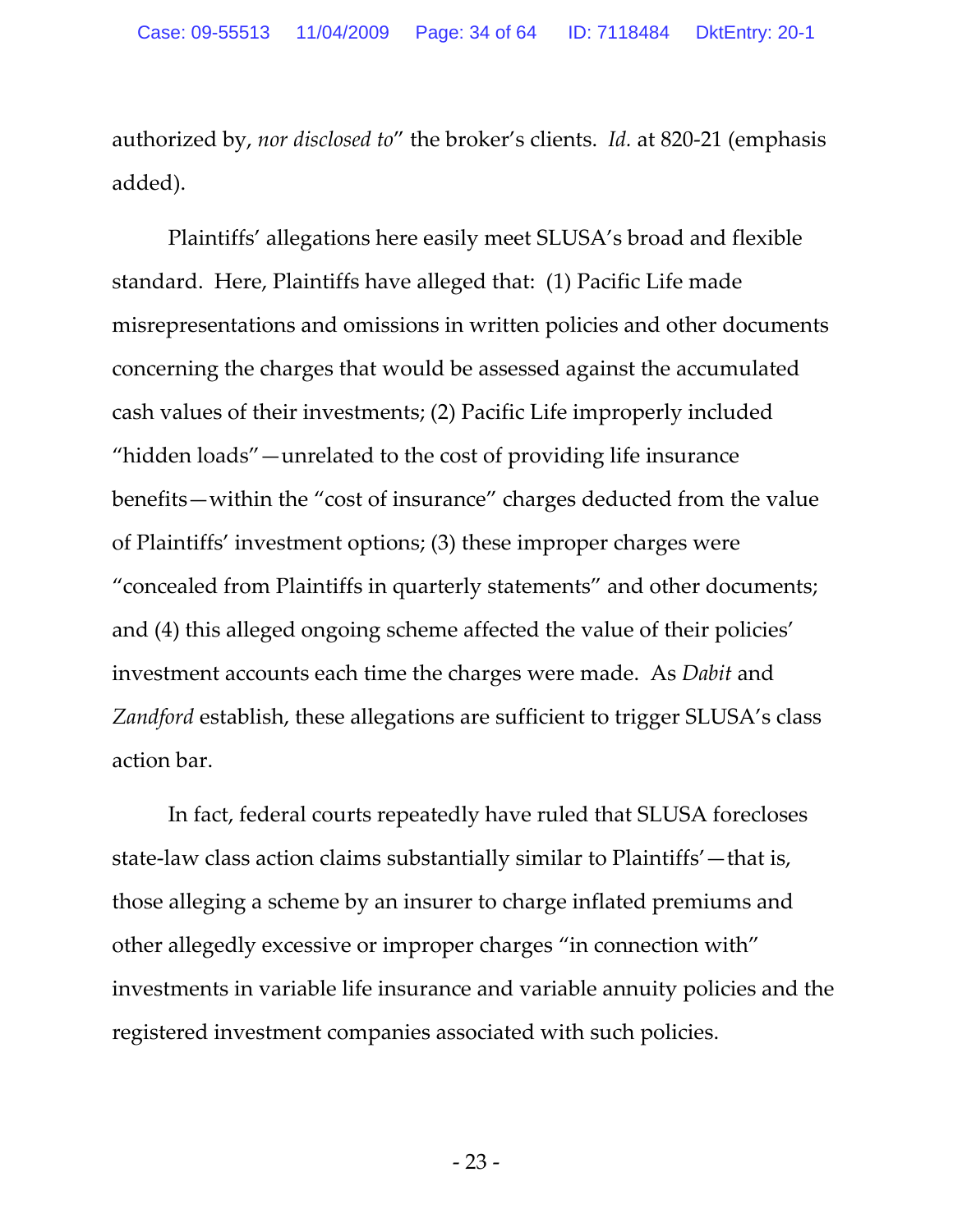authorized by, *nor disclosed to*" the broker's clients. *Id.* at 820-21 (emphasis added).

Plaintiffs' allegations here easily meet SLUSA's broad and flexible standard. Here, Plaintiffs have alleged that: (1) Pacific Life made misrepresentations and omissions in written policies and other documents concerning the charges that would be assessed against the accumulated cash values of their investments; (2) Pacific Life improperly included "hidden loads"—unrelated to the cost of providing life insurance benefits—within the "cost of insurance" charges deducted from the value of Plaintiffs' investment options; (3) these improper charges were "concealed from Plaintiffs in quarterly statements" and other documents; and (4) this alleged ongoing scheme affected the value of their policies' investment accounts each time the charges were made. As *Dabit* and *Zandford* establish, these allegations are sufficient to trigger SLUSA's class action bar.

In fact, federal courts repeatedly have ruled that SLUSA forecloses state-law class action claims substantially similar to Plaintiffs'—that is, those alleging a scheme by an insurer to charge inflated premiums and other allegedly excessive or improper charges "in connection with" investments in variable life insurance and variable annuity policies and the registered investment companies associated with such policies.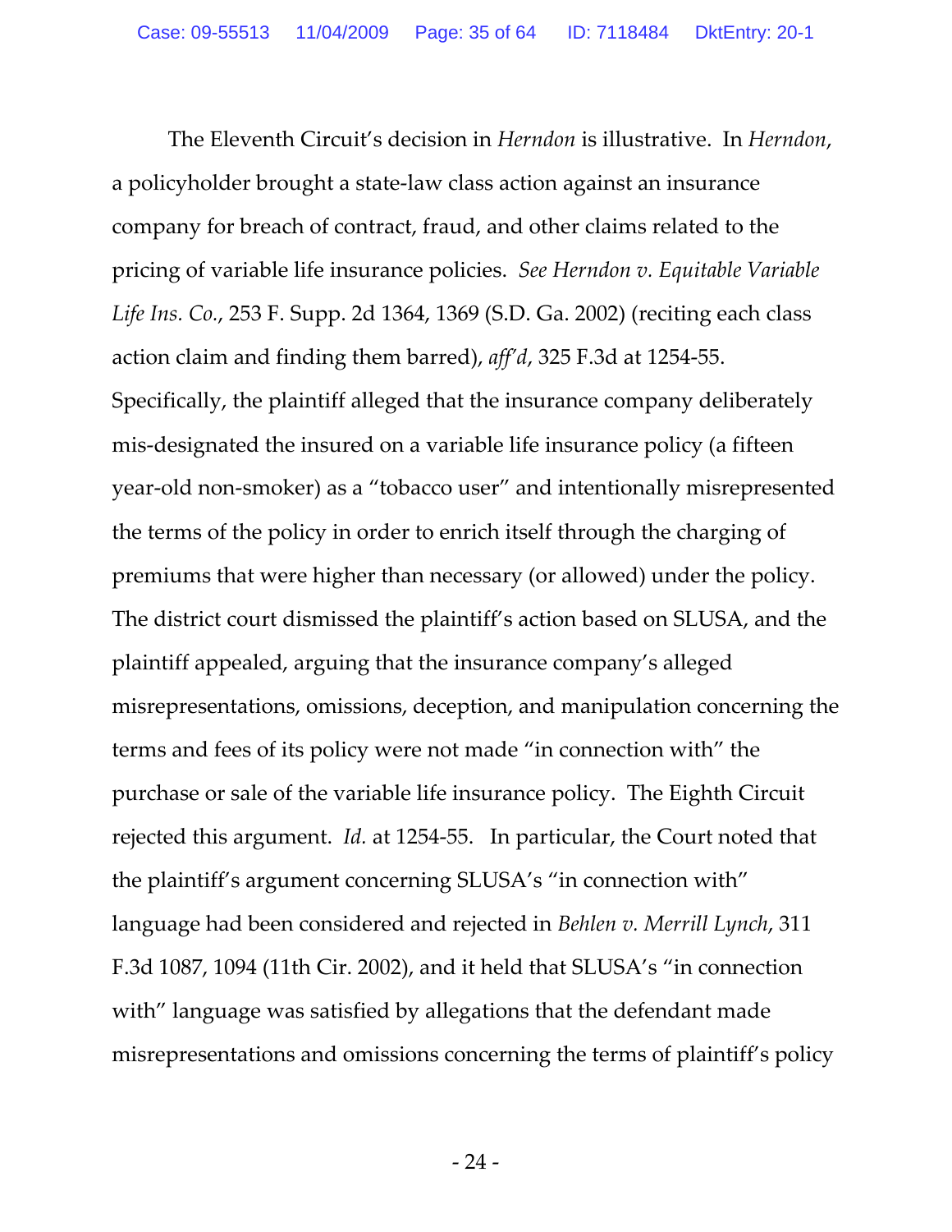The Eleventh Circuit's decision in *Herndon* is illustrative. In *Herndon*, a policyholder brought a state-law class action against an insurance company for breach of contract, fraud, and other claims related to the pricing of variable life insurance policies. *See Herndon v. Equitable Variable Life Ins. Co.*, 253 F. Supp. 2d 1364, 1369 (S.D. Ga. 2002) (reciting each class action claim and finding them barred), *aff'd*, 325 F.3d at 1254-55. Specifically, the plaintiff alleged that the insurance company deliberately mis-designated the insured on a variable life insurance policy (a fifteen year-old non-smoker) as a "tobacco user" and intentionally misrepresented the terms of the policy in order to enrich itself through the charging of premiums that were higher than necessary (or allowed) under the policy. The district court dismissed the plaintiff's action based on SLUSA, and the plaintiff appealed, arguing that the insurance company's alleged misrepresentations, omissions, deception, and manipulation concerning the terms and fees of its policy were not made "in connection with" the purchase or sale of the variable life insurance policy. The Eighth Circuit rejected this argument. *Id.* at 1254-55. In particular, the Court noted that the plaintiff's argument concerning SLUSA's "in connection with" language had been considered and rejected in *Behlen v. Merrill Lynch*, 311 F.3d 1087, 1094 (11th Cir. 2002), and it held that SLUSA's "in connection with" language was satisfied by allegations that the defendant made misrepresentations and omissions concerning the terms of plaintiff's policy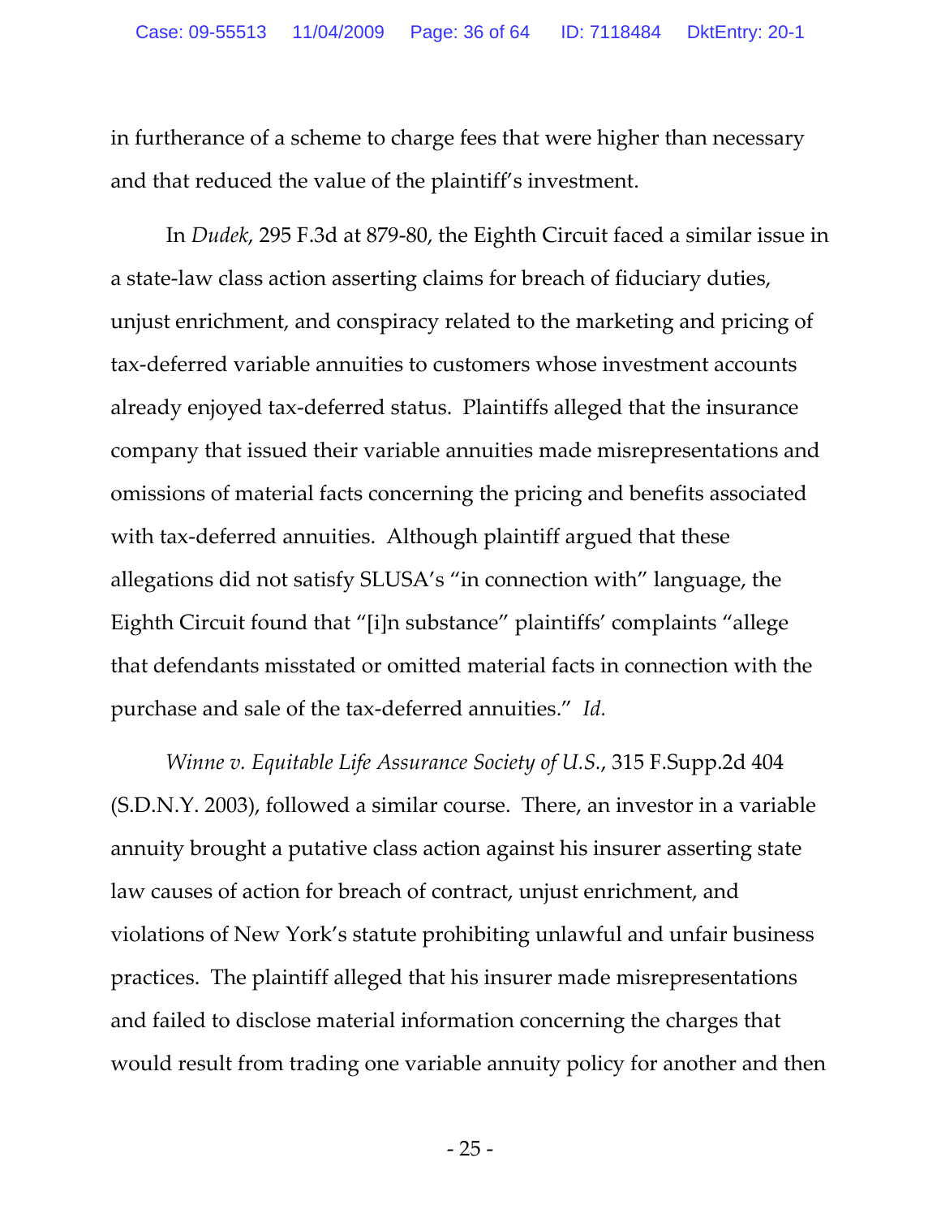in furtherance of a scheme to charge fees that were higher than necessary and that reduced the value of the plaintiff's investment.

In *Dudek*, 295 F.3d at 879-80, the Eighth Circuit faced a similar issue in a state-law class action asserting claims for breach of fiduciary duties, unjust enrichment, and conspiracy related to the marketing and pricing of tax-deferred variable annuities to customers whose investment accounts already enjoyed tax-deferred status. Plaintiffs alleged that the insurance company that issued their variable annuities made misrepresentations and omissions of material facts concerning the pricing and benefits associated with tax-deferred annuities. Although plaintiff argued that these allegations did not satisfy SLUSA's "in connection with" language, the Eighth Circuit found that "[i]n substance" plaintiffs' complaints "allege that defendants misstated or omitted material facts in connection with the purchase and sale of the tax-deferred annuities." *Id.*

*Winne v. Equitable Life Assurance Society of U.S.*, 315 F.Supp.2d 404 (S.D.N.Y. 2003), followed a similar course. There, an investor in a variable annuity brought a putative class action against his insurer asserting state law causes of action for breach of contract, unjust enrichment, and violations of New York's statute prohibiting unlawful and unfair business practices. The plaintiff alleged that his insurer made misrepresentations and failed to disclose material information concerning the charges that would result from trading one variable annuity policy for another and then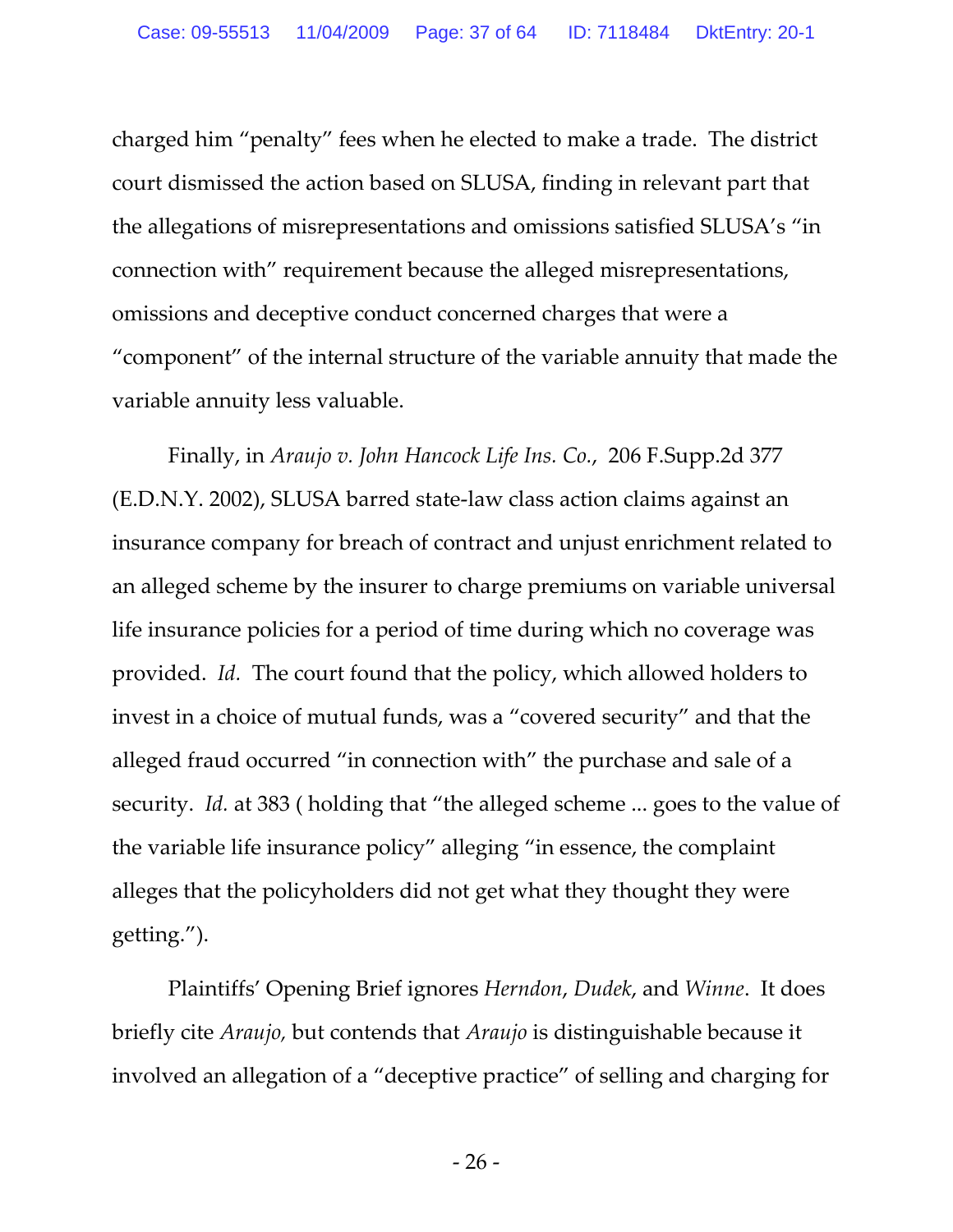charged him "penalty" fees when he elected to make a trade. The district court dismissed the action based on SLUSA, finding in relevant part that the allegations of misrepresentations and omissions satisfied SLUSA's "in connection with" requirement because the alleged misrepresentations, omissions and deceptive conduct concerned charges that were a "component" of the internal structure of the variable annuity that made the variable annuity less valuable.

Finally, in *Araujo v. John Hancock Life Ins. Co.*, 206 F.Supp.2d 377 (E.D.N.Y. 2002), SLUSA barred state-law class action claims against an insurance company for breach of contract and unjust enrichment related to an alleged scheme by the insurer to charge premiums on variable universal life insurance policies for a period of time during which no coverage was provided. *Id.* The court found that the policy, which allowed holders to invest in a choice of mutual funds, was a "covered security" and that the alleged fraud occurred "in connection with" the purchase and sale of a security. *Id.* at 383 ( holding that "the alleged scheme ... goes to the value of the variable life insurance policy" alleging "in essence, the complaint alleges that the policyholders did not get what they thought they were getting.").

Plaintiffs' Opening Brief ignores *Herndon*, *Dudek*, and *Winne*. It does briefly cite *Araujo,* but contends that *Araujo* is distinguishable because it involved an allegation of a "deceptive practice" of selling and charging for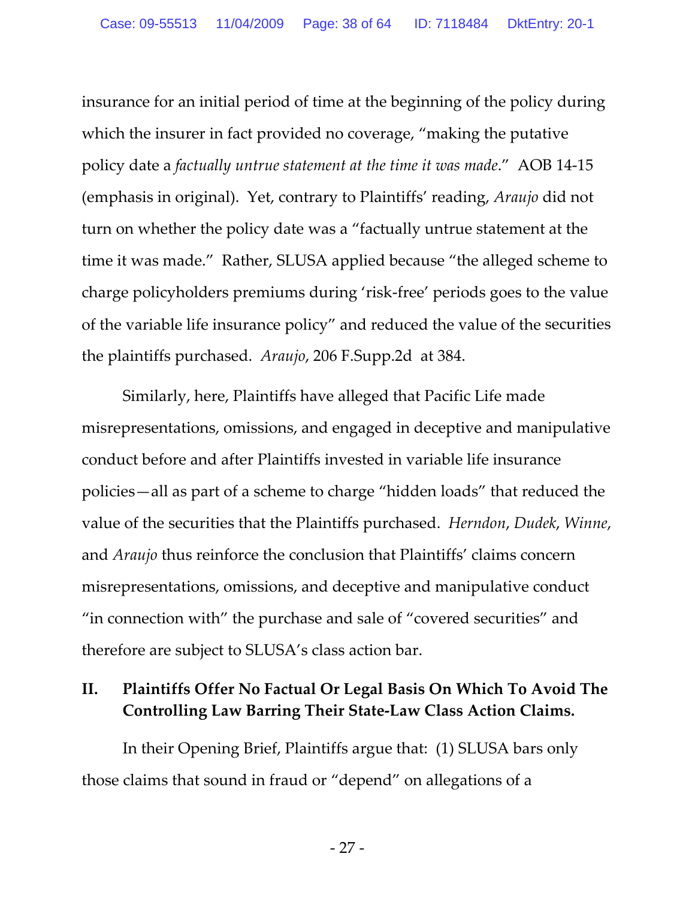insurance for an initial period of time at the beginning of the policy during which the insurer in fact provided no coverage, "making the putative policy date a *factually untrue statement at the time it was made*." AOB 14-15 (emphasis in original). Yet, contrary to Plaintiffs' reading, *Araujo* did not turn on whether the policy date was a "factually untrue statement at the time it was made." Rather, SLUSA applied because "the alleged scheme to charge policyholders premiums during 'risk-free' periods goes to the value of the variable life insurance policy" and reduced the value of the securities the plaintiffs purchased. *Araujo*, 206 F.Supp.2d at 384.

Similarly, here, Plaintiffs have alleged that Pacific Life made misrepresentations, omissions, and engaged in deceptive and manipulative conduct before and after Plaintiffs invested in variable life insurance policies—all as part of a scheme to charge "hidden loads" that reduced the value of the securities that the Plaintiffs purchased. *Herndon*, *Dudek*, *Winne*, and *Araujo* thus reinforce the conclusion that Plaintiffs' claims concern misrepresentations, omissions, and deceptive and manipulative conduct "in connection with" the purchase and sale of "covered securities" and therefore are subject to SLUSA's class action bar.

## II. Plaintiffs Offer No Factual Or Legal Basis On Which To Avoid The Controlling Law Barring Their State-Law Class Action Claims.

In their Opening Brief, Plaintiffs argue that: (1) SLUSA bars only those claims that sound in fraud or "depend" on allegations of a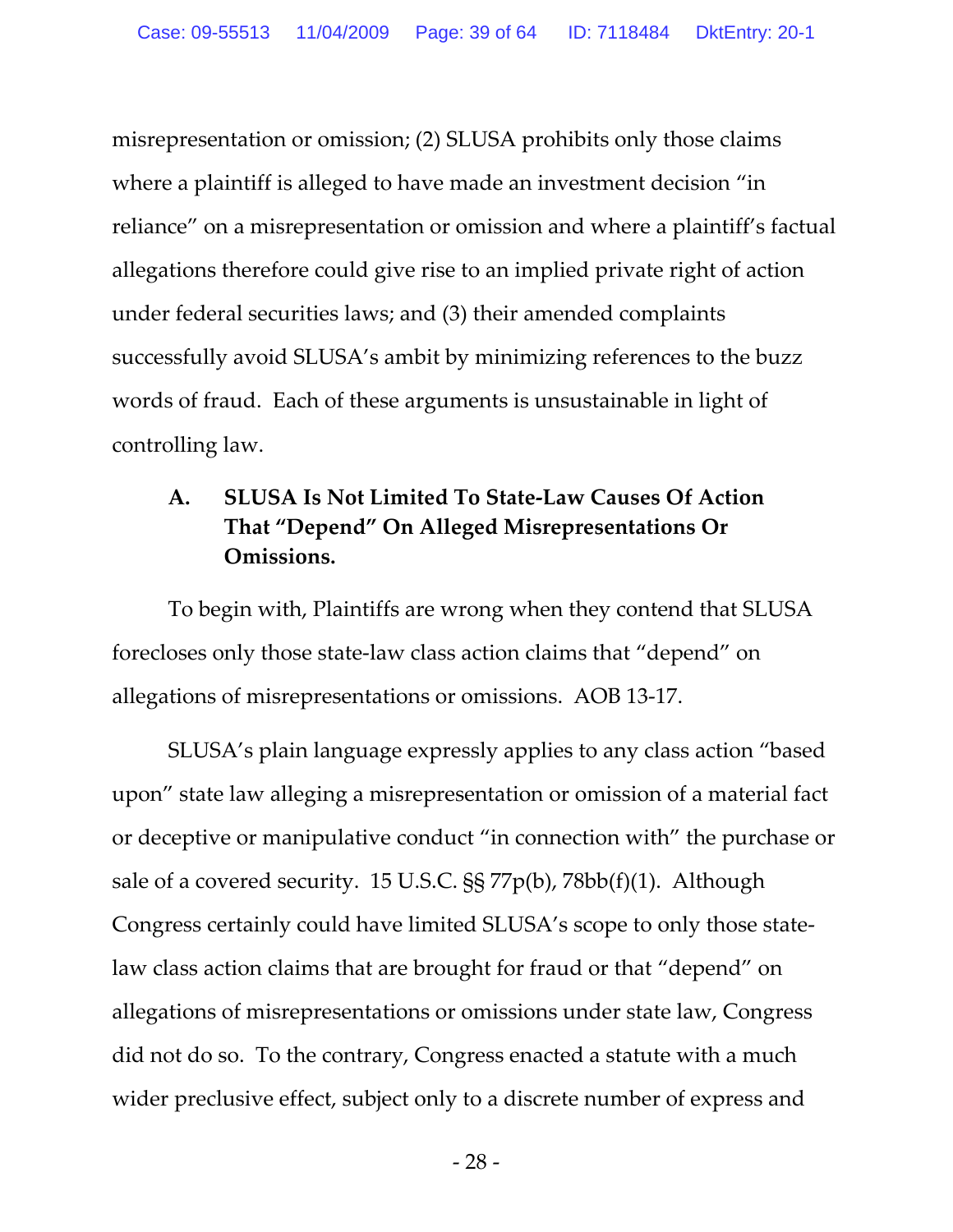misrepresentation or omission; (2) SLUSA prohibits only those claims where a plaintiff is alleged to have made an investment decision "in reliance" on a misrepresentation or omission and where a plaintiff's factual allegations therefore could give rise to an implied private right of action under federal securities laws; and (3) their amended complaints successfully avoid SLUSA's ambit by minimizing references to the buzz words of fraud. Each of these arguments is unsustainable in light of controlling law.

### A. SLUSA Is Not Limited To State-Law Causes Of Action That "Depend" On Alleged Misrepresentations Or Omissions.

To begin with, Plaintiffs are wrong when they contend that SLUSA forecloses only those state-law class action claims that "depend" on allegations of misrepresentations or omissions. AOB 13-17.

SLUSA's plain language expressly applies to any class action "based upon" state law alleging a misrepresentation or omission of a material fact or deceptive or manipulative conduct "in connection with" the purchase or sale of a covered security. 15 U.S.C. §§ 77p(b), 78bb(f)(1). Although Congress certainly could have limited SLUSA's scope to only those state-law class action claims that are brought for fraud or that "depend" on allegations of misrepresentations or omissions under state law, Congress did not do so. To the contrary, Congress enacted a statute with a much wider preclusive effect, subject only to a discrete number of express and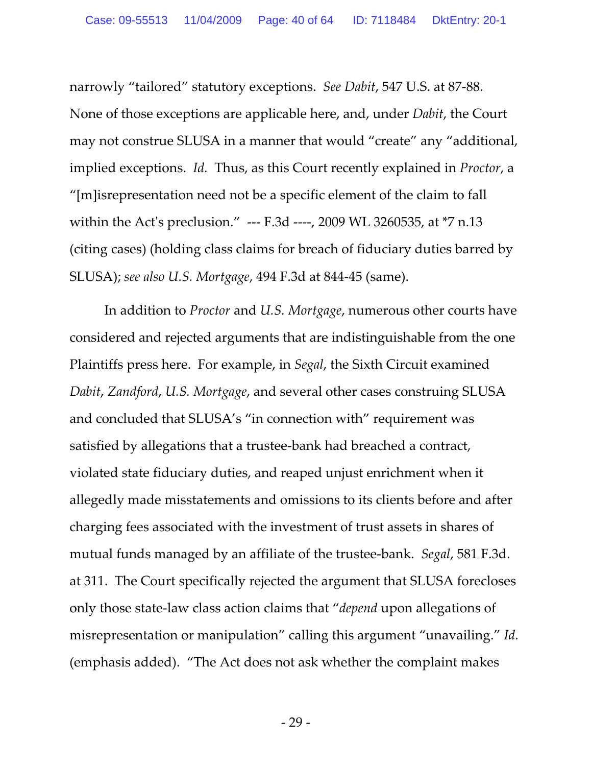narrowly “tailored” statutory exceptions. *See Dabit*, 547 U.S. at 87-88. None of those exceptions are applicable here, and, under *Dabit*, the Court may not construe SLUSA in a manner that would “create” any “additional, implied exceptions. *Id.* Thus, as this Court recently explained in *Proctor*, a “[m]isrepresentation need not be a specific element of the claim to fall within the Act's preclusion.” --- F.3d ----, 2009 WL 3260535, at *7 n.13 (citing cases) (holding class claims for breach of fiduciary duties barred by SLUSA); *see also U.S. Mortgage*, 494 F.3d at 844-45 (same).

In addition to *Proctor* and *U.S. Mortgage*, numerous other courts have considered and rejected arguments that are indistinguishable from the one Plaintiffs press here. For example, in *Segal*, the Sixth Circuit examined *Dabit*, *Zandford*, *U.S. Mortgage*, and several other cases construing SLUSA and concluded that SLUSA's “in connection with” requirement was satisfied by allegations that a trustee-bank had breached a contract, violated state fiduciary duties, and reaped unjust enrichment when it allegedly made misstatements and omissions to its clients before and after charging fees associated with the investment of trust assets in shares of mutual funds managed by an affiliate of the trustee-bank. *Segal*, 581 F.3d. at 311. The Court specifically rejected the argument that SLUSA forecloses only those state-law class action claims that “*depend* upon allegations of misrepresentation or manipulation” calling this argument “unavailing.” *Id.* (emphasis added). “The Act does not ask whether the complaint makes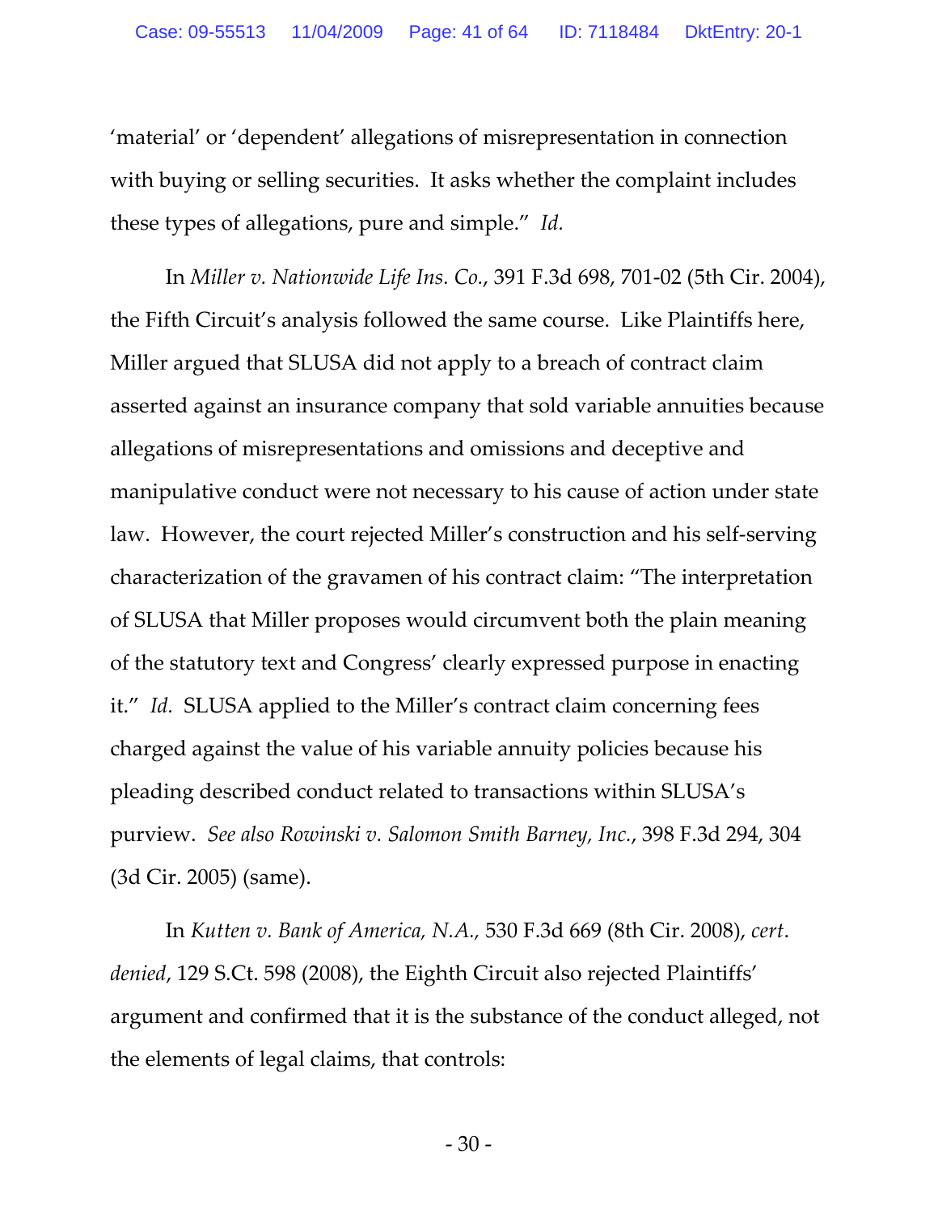'material' or 'dependent' allegations of misrepresentation in connection with buying or selling securities. It asks whether the complaint includes these types of allegations, pure and simple." *Id.*

In *Miller v. Nationwide Life Ins. Co.*, 391 F.3d 698, 701-02 (5th Cir. 2004), the Fifth Circuit's analysis followed the same course. Like Plaintiffs here, Miller argued that SLUSA did not apply to a breach of contract claim asserted against an insurance company that sold variable annuities because allegations of misrepresentations and omissions and deceptive and manipulative conduct were not necessary to his cause of action under state law. However, the court rejected Miller's construction and his self-serving characterization of the gravamen of his contract claim: "The interpretation of SLUSA that Miller proposes would circumvent both the plain meaning of the statutory text and Congress' clearly expressed purpose in enacting it." *Id.* SLUSA applied to the Miller's contract claim concerning fees charged against the value of his variable annuity policies because his pleading described conduct related to transactions within SLUSA's purview. *See also Rowinski v. Salomon Smith Barney, Inc.*, 398 F.3d 294, 304 (3d Cir. 2005) (same).

In *Kutten v. Bank of America, N.A.,* 530 F.3d 669 (8th Cir. 2008), *cert. denied*, 129 S.Ct. 598 (2008), the Eighth Circuit also rejected Plaintiffs' argument and confirmed that it is the substance of the conduct alleged, not the elements of legal claims, that controls: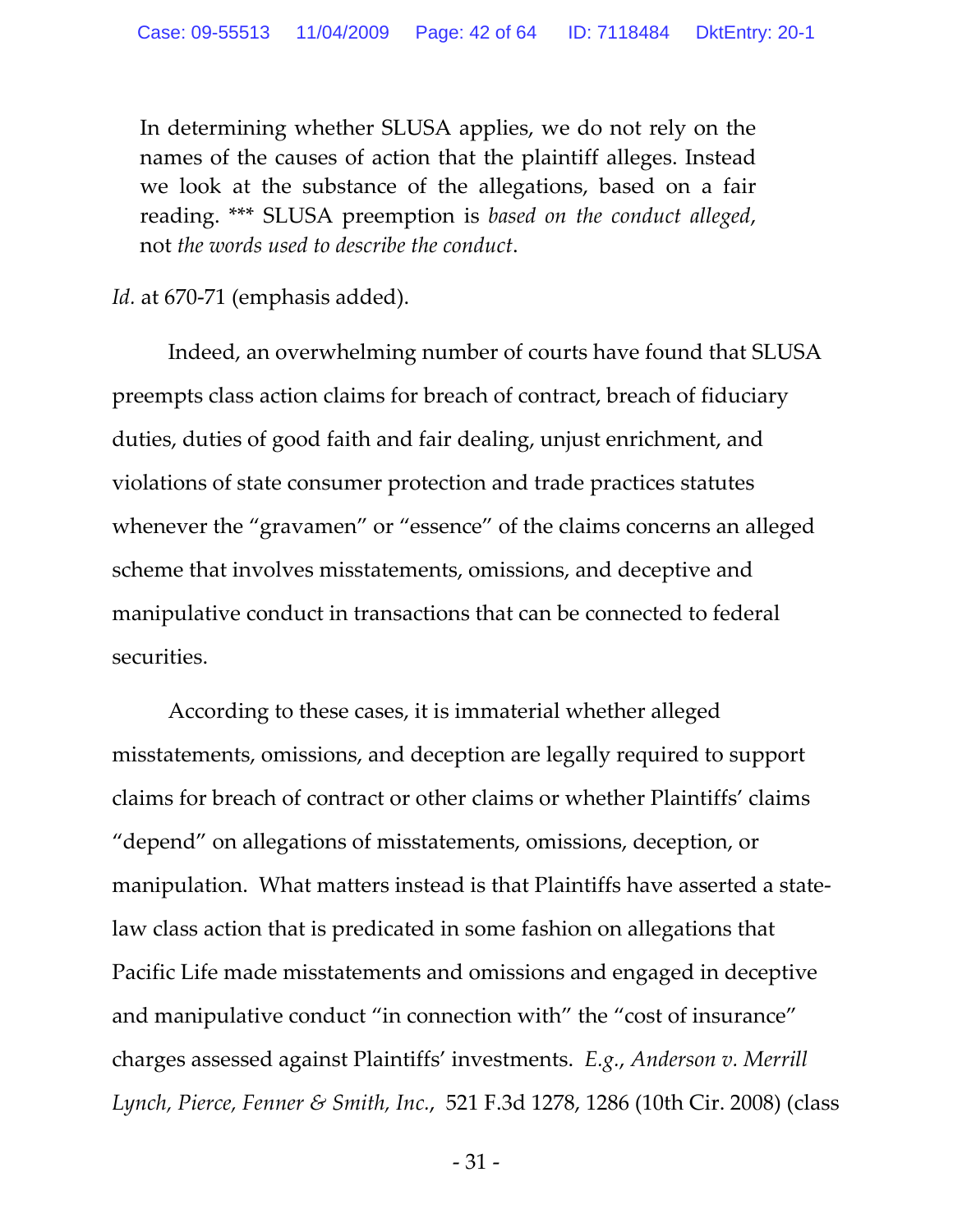> In determining whether SLUSA applies, we do not rely on the names of the causes of action that the plaintiff alleges. Instead we look at the substance of the allegations, based on a fair reading. *** SLUSA preemption is *based on the conduct alleged*, not *the words used to describe the conduct*.

*Id.* at 670-71 (emphasis added).

Indeed, an overwhelming number of courts have found that SLUSA preempts class action claims for breach of contract, breach of fiduciary duties, duties of good faith and fair dealing, unjust enrichment, and violations of state consumer protection and trade practices statutes whenever the "gravamen" or "essence" of the claims concerns an alleged scheme that involves misstatements, omissions, and deceptive and manipulative conduct in transactions that can be connected to federal securities.

According to these cases, it is immaterial whether alleged misstatements, omissions, and deception are legally required to support claims for breach of contract or other claims or whether Plaintiffs' claims "depend" on allegations of misstatements, omissions, deception, or manipulation. What matters instead is that Plaintiffs have asserted a state-law class action that is predicated in some fashion on allegations that Pacific Life made misstatements and omissions and engaged in deceptive and manipulative conduct "in connection with" the "cost of insurance" charges assessed against Plaintiffs' investments. *E.g.*, *Anderson v. Merrill Lynch, Pierce, Fenner & Smith, Inc.*, 521 F.3d 1278, 1286 (10th Cir. 2008) (class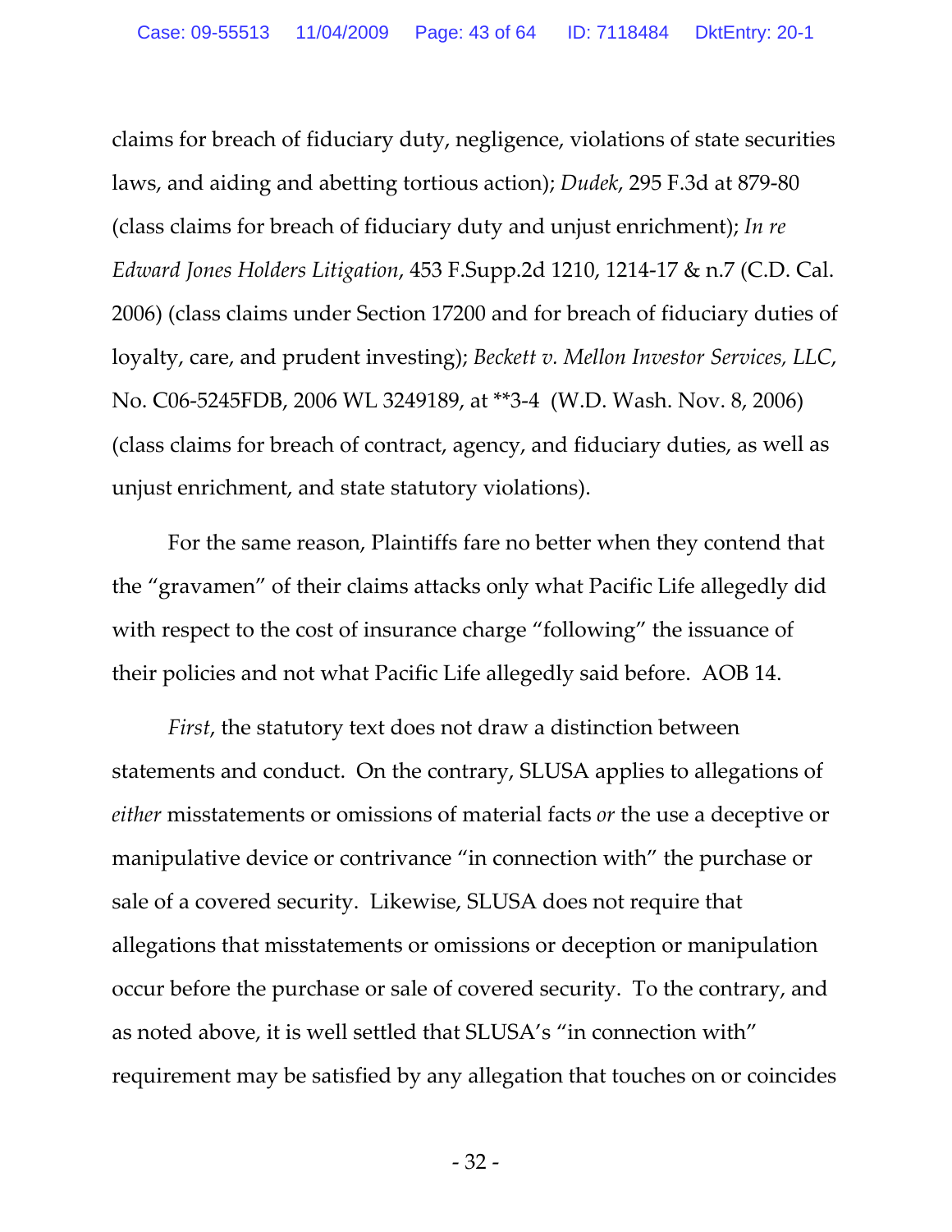claims for breach of fiduciary duty, negligence, violations of state securities laws, and aiding and abetting tortious action); *Dudek*, 295 F.3d at 879-80 (class claims for breach of fiduciary duty and unjust enrichment); *In re Edward Jones Holders Litigation*, 453 F.Supp.2d 1210, 1214-17 & n.7 (C.D. Cal. 2006) (class claims under Section 17200 and for breach of fiduciary duties of loyalty, care, and prudent investing); *Beckett v. Mellon Investor Services, LLC*, No. C06-5245FDB, 2006 WL 3249189, at **3-4 (W.D. Wash. Nov. 8, 2006) (class claims for breach of contract, agency, and fiduciary duties, as well as unjust enrichment, and state statutory violations).

For the same reason, Plaintiffs fare no better when they contend that the "gravamen" of their claims attacks only what Pacific Life allegedly did with respect to the cost of insurance charge "following" the issuance of their policies and not what Pacific Life allegedly said before. AOB 14.

*First*, the statutory text does not draw a distinction between statements and conduct. On the contrary, SLUSA applies to allegations of *either* misstatements or omissions of material facts *or* the use a deceptive or manipulative device or contrivance "in connection with" the purchase or sale of a covered security. Likewise, SLUSA does not require that allegations that misstatements or omissions or deception or manipulation occur before the purchase or sale of covered security. To the contrary, and as noted above, it is well settled that SLUSA's "in connection with" requirement may be satisfied by any allegation that touches on or coincides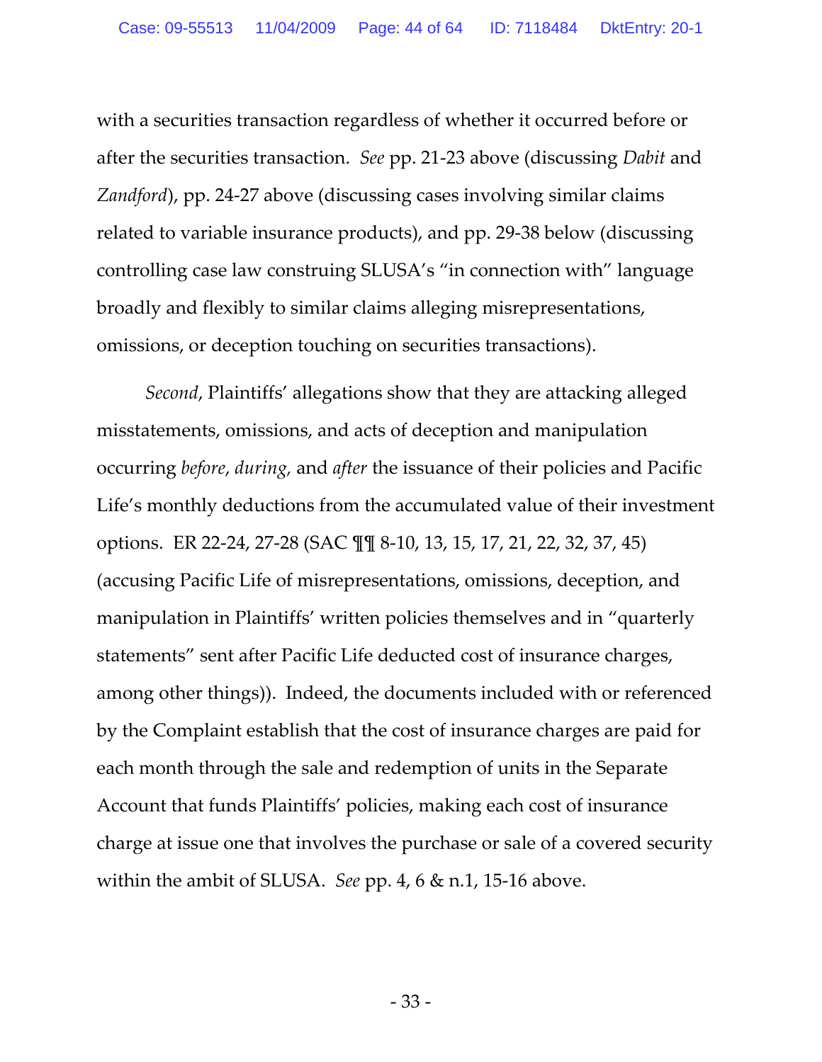with a securities transaction regardless of whether it occurred before or after the securities transaction. *See* pp. 21-23 above (discussing *Dabit* and *Zandford*), pp. 24-27 above (discussing cases involving similar claims related to variable insurance products), and pp. 29-38 below (discussing controlling case law construing SLUSA's "in connection with" language broadly and flexibly to similar claims alleging misrepresentations, omissions, or deception touching on securities transactions).

*Second*, Plaintiffs' allegations show that they are attacking alleged misstatements, omissions, and acts of deception and manipulation occurring *before*, *during,* and *after* the issuance of their policies and Pacific Life's monthly deductions from the accumulated value of their investment options. ER 22-24, 27-28 (SAC ¶¶ 8-10, 13, 15, 17, 21, 22, 32, 37, 45) (accusing Pacific Life of misrepresentations, omissions, deception, and manipulation in Plaintiffs' written policies themselves and in "quarterly statements" sent after Pacific Life deducted cost of insurance charges, among other things)). Indeed, the documents included with or referenced by the Complaint establish that the cost of insurance charges are paid for each month through the sale and redemption of units in the Separate Account that funds Plaintiffs' policies, making each cost of insurance charge at issue one that involves the purchase or sale of a covered security within the ambit of SLUSA. *See* pp. 4, 6 & n.1, 15-16 above.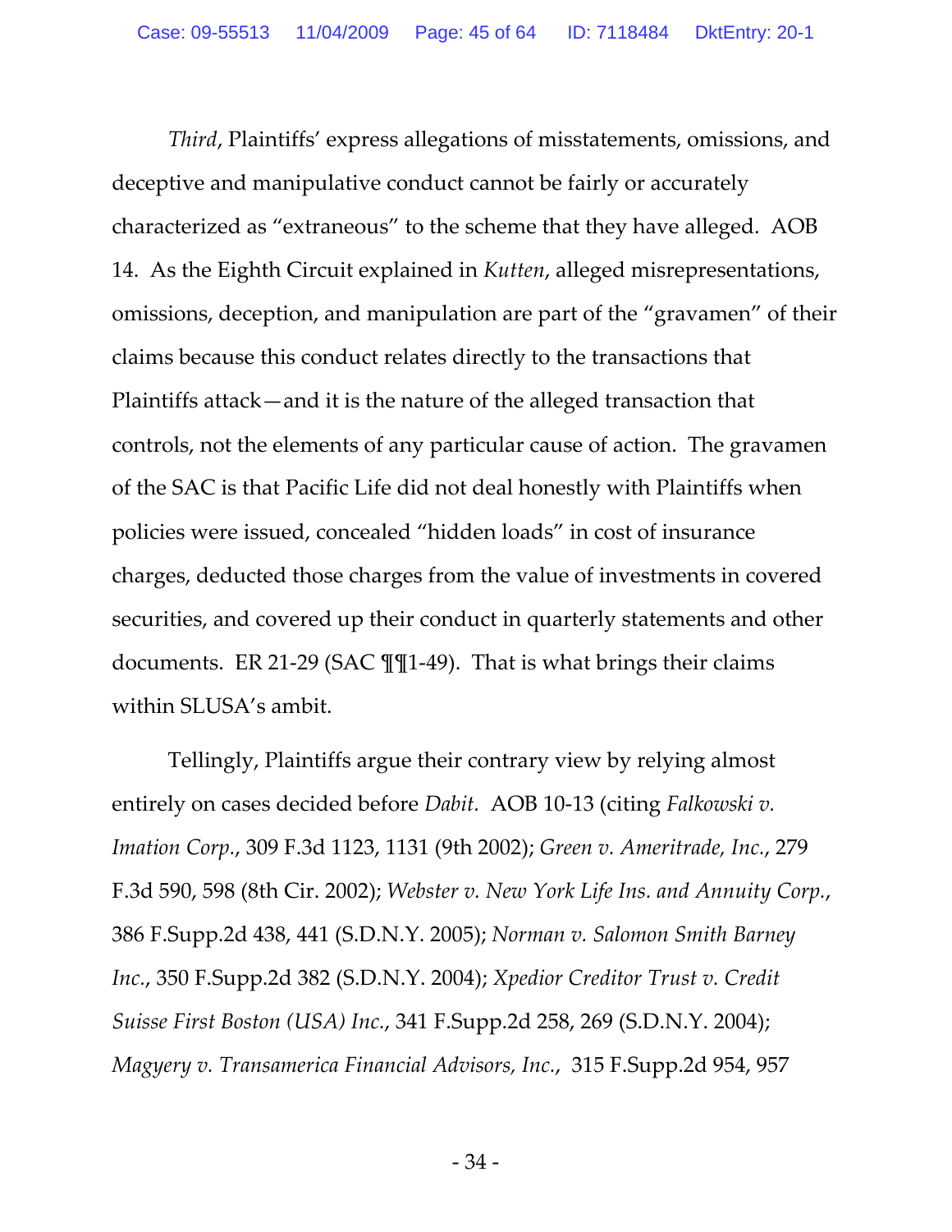*Third*, Plaintiffs' express allegations of misstatements, omissions, and deceptive and manipulative conduct cannot be fairly or accurately characterized as "extraneous" to the scheme that they have alleged. AOB 14. As the Eighth Circuit explained in *Kutten*, alleged misrepresentations, omissions, deception, and manipulation are part of the "gravamen" of their claims because this conduct relates directly to the transactions that Plaintiffs attack—and it is the nature of the alleged transaction that controls, not the elements of any particular cause of action. The gravamen of the SAC is that Pacific Life did not deal honestly with Plaintiffs when policies were issued, concealed "hidden loads" in cost of insurance charges, deducted those charges from the value of investments in covered securities, and covered up their conduct in quarterly statements and other documents. ER 21-29 (SAC ¶¶1-49). That is what brings their claims within SLUSA's ambit.

Tellingly, Plaintiffs argue their contrary view by relying almost entirely on cases decided before *Dabit.* AOB 10-13 (citing *Falkowski v. Imation Corp.*, 309 F.3d 1123, 1131 (9th 2002); *Green v. Ameritrade, Inc.*, 279 F.3d 590, 598 (8th Cir. 2002); *Webster v. New York Life Ins. and Annuity Corp.*, 386 F.Supp.2d 438, 441 (S.D.N.Y. 2005); *Norman v. Salomon Smith Barney Inc.*, 350 F.Supp.2d 382 (S.D.N.Y. 2004); *Xpedior Creditor Trust v. Credit Suisse First Boston (USA) Inc.*, 341 F.Supp.2d 258, 269 (S.D.N.Y. 2004); *Magyery v. Transamerica Financial Advisors, Inc.*, 315 F.Supp.2d 954, 957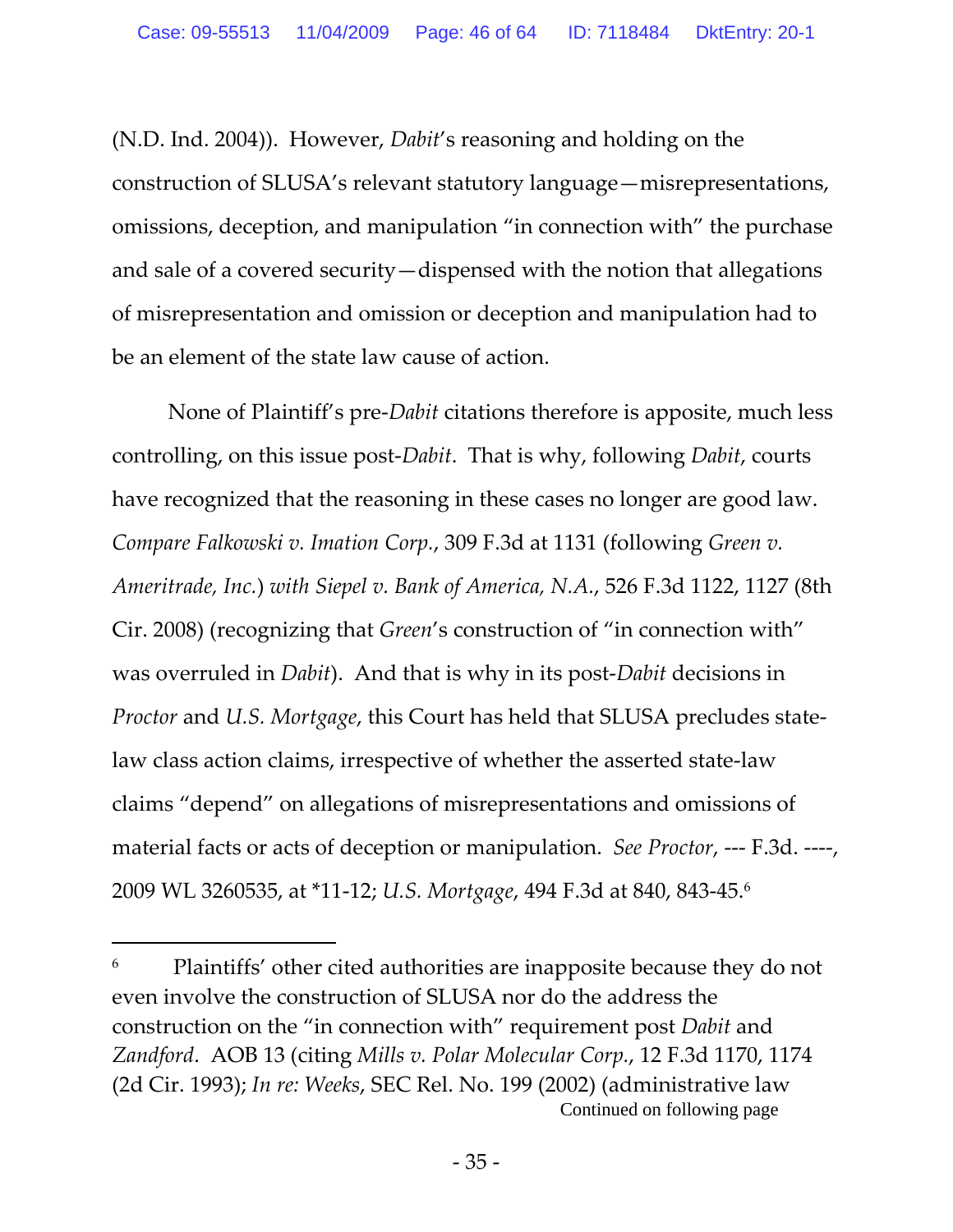(N.D. Ind. 2004)). However, *Dabit*'s reasoning and holding on the construction of SLUSA's relevant statutory language—misrepresentations, omissions, deception, and manipulation "in connection with" the purchase and sale of a covered security—dispensed with the notion that allegations of misrepresentation and omission or deception and manipulation had to be an element of the state law cause of action.

None of Plaintiff's pre-*Dabit* citations therefore is apposite, much less controlling, on this issue post-*Dabit*. That is why, following *Dabit*, courts have recognized that the reasoning in these cases no longer are good law. *Compare Falkowski v. Imation Corp.*, 309 F.3d at 1131 (following *Green v. Ameritrade, Inc.*) *with Siepel v. Bank of America, N.A.*, 526 F.3d 1122, 1127 (8th Cir. 2008) (recognizing that *Green*'s construction of "in connection with" was overruled in *Dabit*). And that is why in its post-*Dabit* decisions in *Proctor* and *U.S. Mortgage*, this Court has held that SLUSA precludes state-law class action claims, irrespective of whether the asserted state-law claims "depend" on allegations of misrepresentations and omissions of material facts or acts of deception or manipulation. *See Proctor*, --- F.3d. ----, 2009 WL 3260535, at *11-12; *U.S. Mortgage*, 494 F.3d at 840, 843-45.[6]

---

[6] Plaintiffs' other cited authorities are inapposite because they do not even involve the construction of SLUSA nor do the address the construction on the "in connection with" requirement post *Dabit* and *Zandford*. AOB 13 (citing *Mills v. Polar Molecular Corp.*, 12 F.3d 1170, 1174 (2d Cir. 1993); *In re: Weeks*, SEC Rel. No. 199 (2002) (administrative law

Continued on following page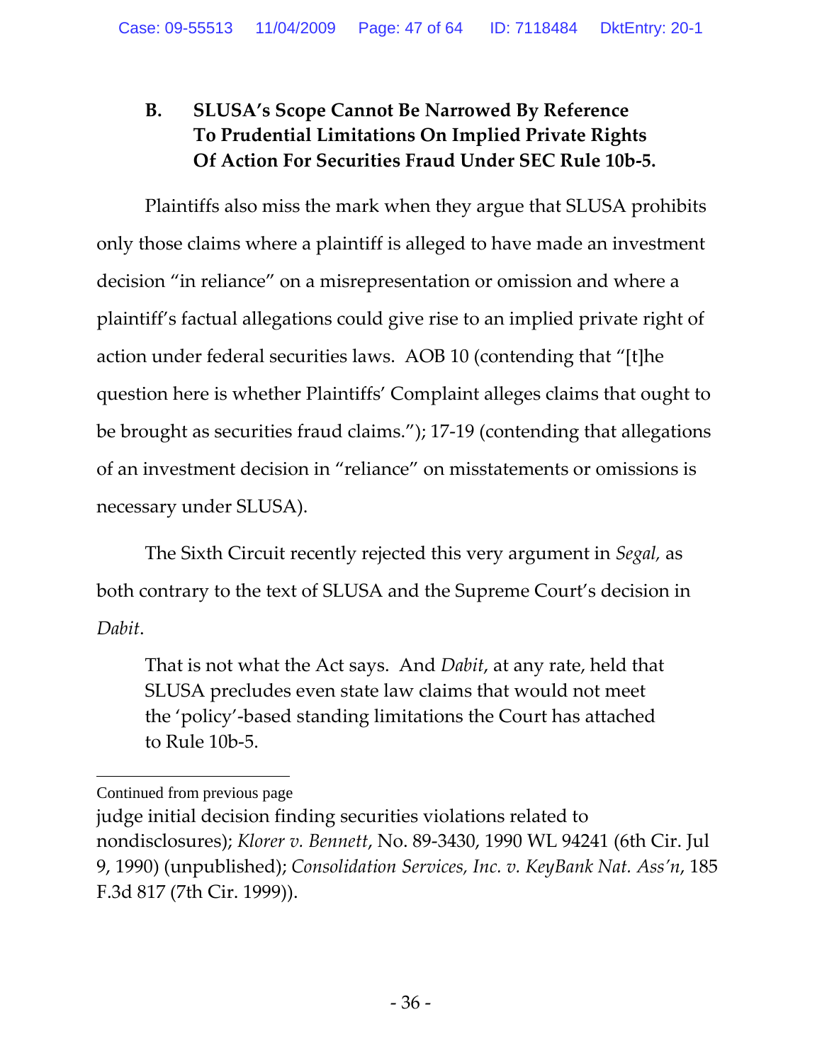### B. SLUSA's Scope Cannot Be Narrowed By Reference To Prudential Limitations On Implied Private Rights Of Action For Securities Fraud Under SEC Rule 10b-5.

Plaintiffs also miss the mark when they argue that SLUSA prohibits only those claims where a plaintiff is alleged to have made an investment decision "in reliance" on a misrepresentation or omission and where a plaintiff's factual allegations could give rise to an implied private right of action under federal securities laws. AOB 10 (contending that "[t]he question here is whether Plaintiffs' Complaint alleges claims that ought to be brought as securities fraud claims."); 17-19 (contending that allegations of an investment decision in "reliance" on misstatements or omissions is necessary under SLUSA).

The Sixth Circuit recently rejected this very argument in *Segal,* as both contrary to the text of SLUSA and the Supreme Court's decision in *Dabit*.

> That is not what the Act says. And *Dabit*, at any rate, held that SLUSA precludes even state law claims that would not meet the 'policy'-based standing limitations the Court has attached to Rule 10b-5.

---

Continued from previous page

judge initial decision finding securities violations related to nondisclosures); *Klorer v. Bennett*, No. 89-3430, 1990 WL 94241 (6th Cir. Jul 9, 1990) (unpublished); *Consolidation Services, Inc. v. KeyBank Nat. Ass'n*, 185 F.3d 817 (7th Cir. 1999)).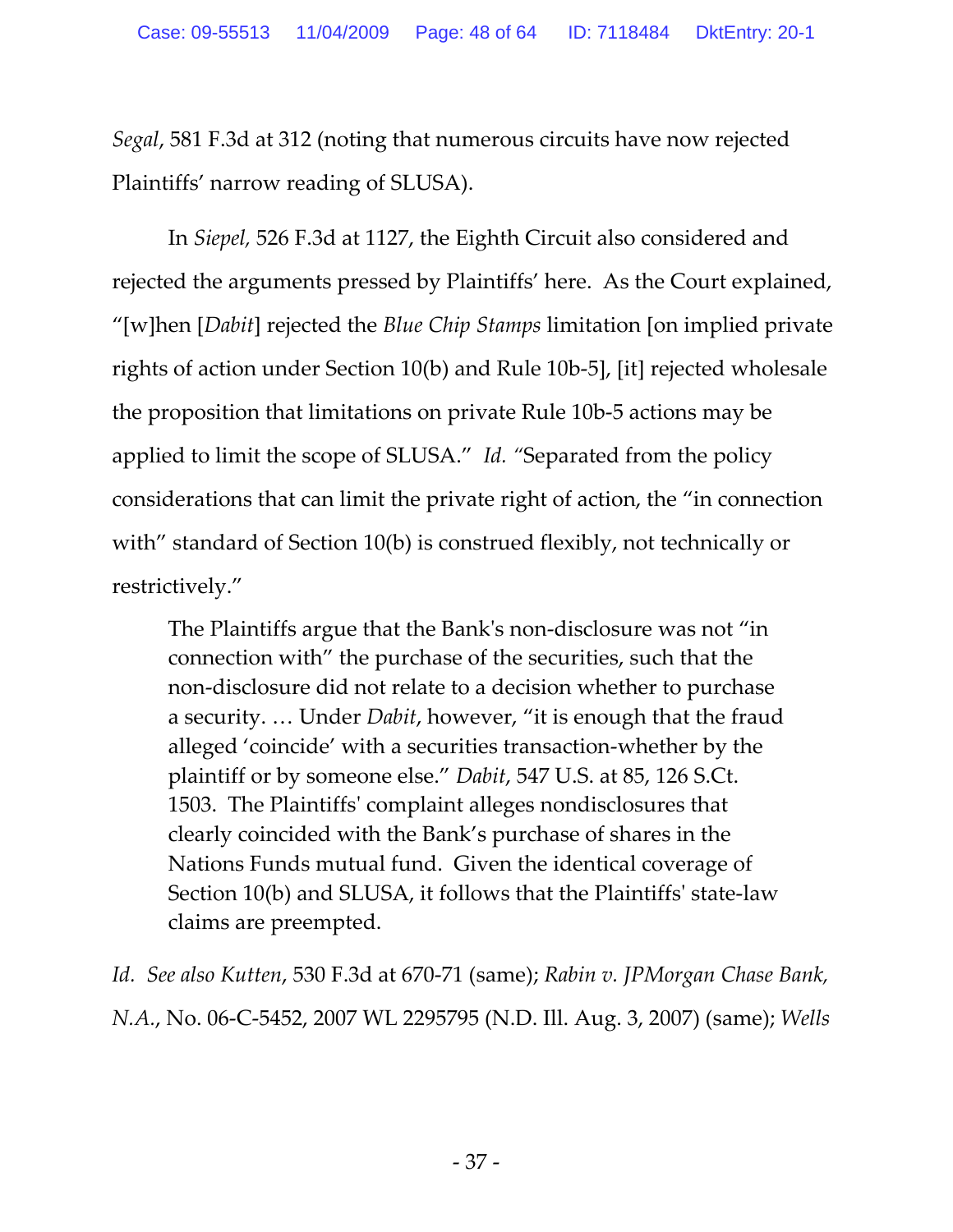*Segal*, 581 F.3d at 312 (noting that numerous circuits have now rejected Plaintiffs' narrow reading of SLUSA).

In *Siepel,* 526 F.3d at 1127, the Eighth Circuit also considered and rejected the arguments pressed by Plaintiffs' here. As the Court explained, "[w]hen [*Dabit*] rejected the *Blue Chip Stamps* limitation [on implied private rights of action under Section 10(b) and Rule 10b-5], [it] rejected wholesale the proposition that limitations on private Rule 10b-5 actions may be applied to limit the scope of SLUSA." *Id.* "Separated from the policy considerations that can limit the private right of action, the "in connection with" standard of Section 10(b) is construed flexibly, not technically or restrictively."

> The Plaintiffs argue that the Bank's non-disclosure was not "in connection with" the purchase of the securities, such that the non-disclosure did not relate to a decision whether to purchase a security. … Under *Dabit*, however, "it is enough that the fraud alleged 'coincide' with a securities transaction-whether by the plaintiff or by someone else." *Dabit*, 547 U.S. at 85, 126 S.Ct. 1503. The Plaintiffs' complaint alleges nondisclosures that clearly coincided with the Bank's purchase of shares in the Nations Funds mutual fund. Given the identical coverage of Section 10(b) and SLUSA, it follows that the Plaintiffs' state-law claims are preempted.

*Id. See also Kutten*, 530 F.3d at 670-71 (same); *Rabin v. JPMorgan Chase Bank, N.A.*, No. 06-C-5452, 2007 WL 2295795 (N.D. Ill. Aug. 3, 2007) (same); *Wells*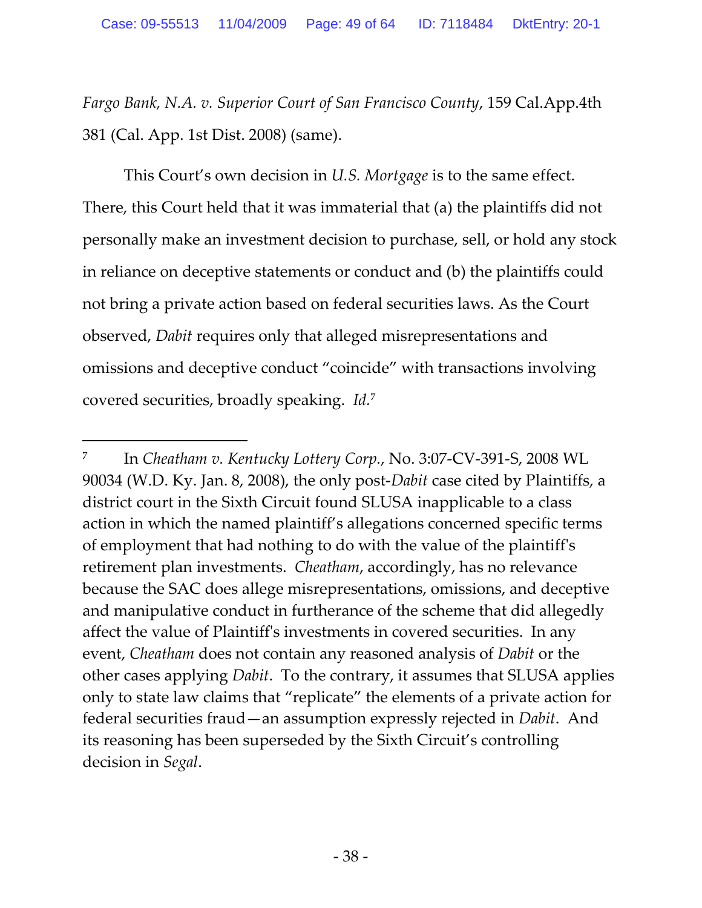*Fargo Bank, N.A. v. Superior Court of San Francisco County*, 159 Cal.App.4th 381 (Cal. App. 1st Dist. 2008) (same).

This Court's own decision in *U.S. Mortgage* is to the same effect. There, this Court held that it was immaterial that (a) the plaintiffs did not personally make an investment decision to purchase, sell, or hold any stock in reliance on deceptive statements or conduct and (b) the plaintiffs could not bring a private action based on federal securities laws. As the Court observed, *Dabit* requires only that alleged misrepresentations and omissions and deceptive conduct "coincide" with transactions involving covered securities, broadly speaking. *Id.*[7]

---

[7] In *Cheatham v. Kentucky Lottery Corp.*, No. 3:07-CV-391-S, 2008 WL 90034 (W.D. Ky. Jan. 8, 2008), the only post-*Dabit* case cited by Plaintiffs, a district court in the Sixth Circuit found SLUSA inapplicable to a class action in which the named plaintiff's allegations concerned specific terms of employment that had nothing to do with the value of the plaintiff's retirement plan investments. *Cheatham*, accordingly, has no relevance because the SAC does allege misrepresentations, omissions, and deceptive and manipulative conduct in furtherance of the scheme that did allegedly affect the value of Plaintiff's investments in covered securities. In any event, *Cheatham* does not contain any reasoned analysis of *Dabit* or the other cases applying *Dabit*. To the contrary, it assumes that SLUSA applies only to state law claims that "replicate" the elements of a private action for federal securities fraud—an assumption expressly rejected in *Dabit*. And its reasoning has been superseded by the Sixth Circuit's controlling decision in *Segal*.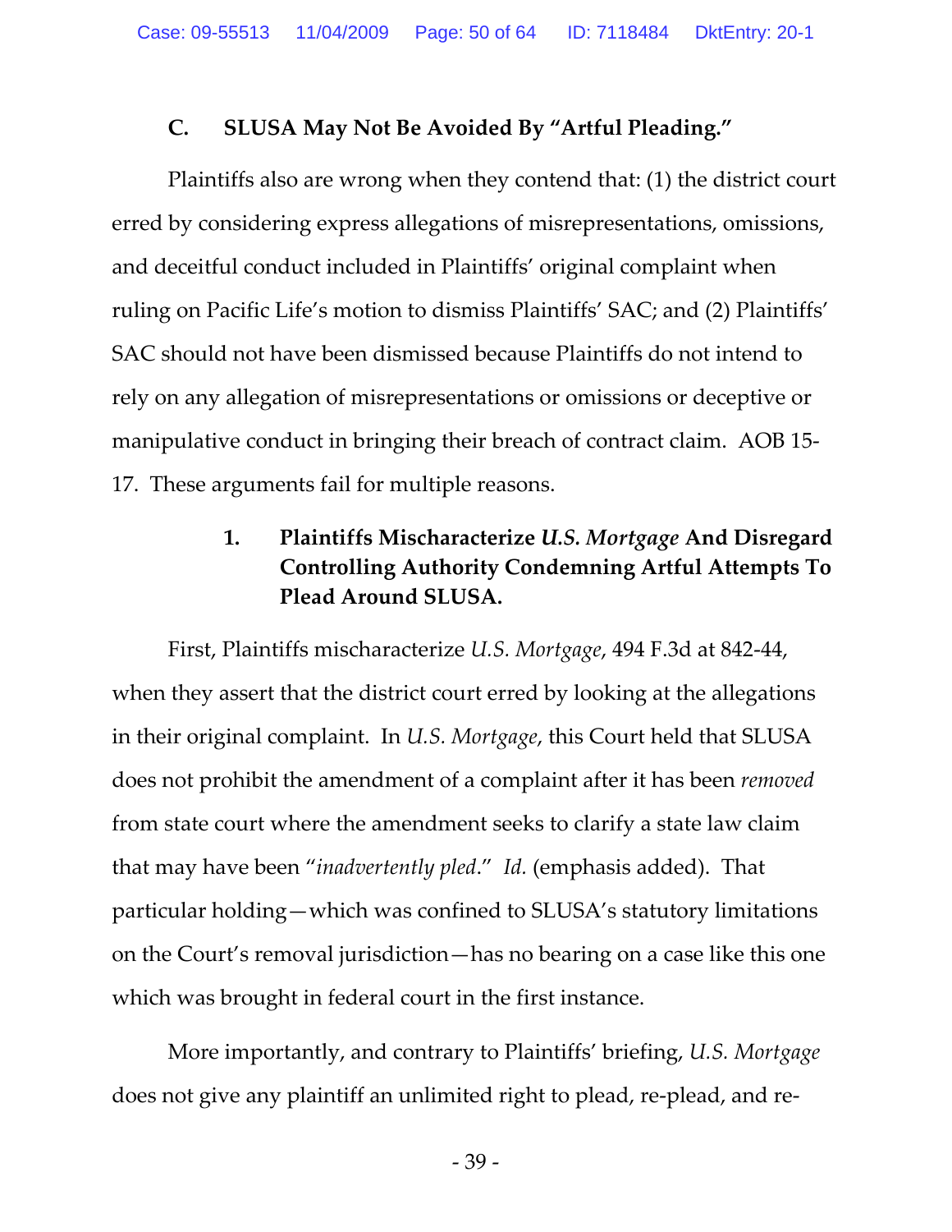### C. SLUSA May Not Be Avoided By "Artful Pleading."

Plaintiffs also are wrong when they contend that: (1) the district court erred by considering express allegations of misrepresentations, omissions, and deceitful conduct included in Plaintiffs' original complaint when ruling on Pacific Life's motion to dismiss Plaintiffs' SAC; and (2) Plaintiffs' SAC should not have been dismissed because Plaintiffs do not intend to rely on any allegation of misrepresentations or omissions or deceptive or manipulative conduct in bringing their breach of contract claim. AOB 15-17. These arguments fail for multiple reasons.

#### 1. Plaintiffs Mischaracterize *U.S. Mortgage* And Disregard Controlling Authority Condemning Artful Attempts To Plead Around SLUSA.

First, Plaintiffs mischaracterize *U.S. Mortgage*, 494 F.3d at 842-44, when they assert that the district court erred by looking at the allegations in their original complaint. In *U.S. Mortgage*, this Court held that SLUSA does not prohibit the amendment of a complaint after it has been *removed* from state court where the amendment seeks to clarify a state law claim that may have been "*inadvertently pled*." *Id.* (emphasis added). That particular holding—which was confined to SLUSA's statutory limitations on the Court's removal jurisdiction—has no bearing on a case like this one which was brought in federal court in the first instance.

More importantly, and contrary to Plaintiffs' briefing, *U.S. Mortgage* does not give any plaintiff an unlimited right to plead, re-plead, and re-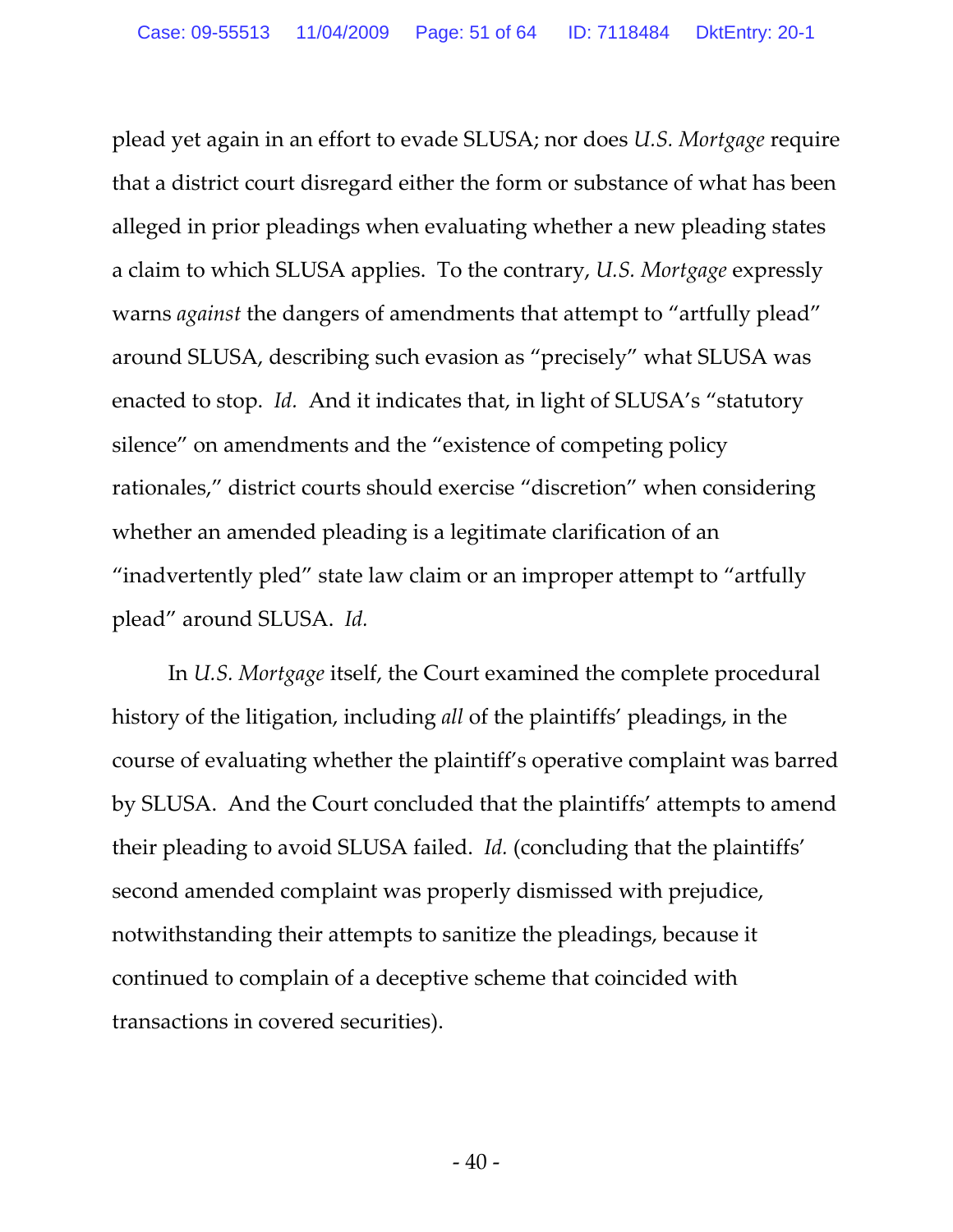plead yet again in an effort to evade SLUSA; nor does *U.S. Mortgage* require that a district court disregard either the form or substance of what has been alleged in prior pleadings when evaluating whether a new pleading states a claim to which SLUSA applies. To the contrary, *U.S. Mortgage* expressly warns *against* the dangers of amendments that attempt to "artfully plead" around SLUSA, describing such evasion as "precisely" what SLUSA was enacted to stop. *Id.* And it indicates that, in light of SLUSA's "statutory silence" on amendments and the "existence of competing policy rationales," district courts should exercise "discretion" when considering whether an amended pleading is a legitimate clarification of an "inadvertently pled" state law claim or an improper attempt to "artfully plead" around SLUSA. *Id.*

In *U.S. Mortgage* itself, the Court examined the complete procedural history of the litigation, including *all* of the plaintiffs' pleadings, in the course of evaluating whether the plaintiff's operative complaint was barred by SLUSA. And the Court concluded that the plaintiffs' attempts to amend their pleading to avoid SLUSA failed. *Id.* (concluding that the plaintiffs' second amended complaint was properly dismissed with prejudice, notwithstanding their attempts to sanitize the pleadings, because it continued to complain of a deceptive scheme that coincided with transactions in covered securities).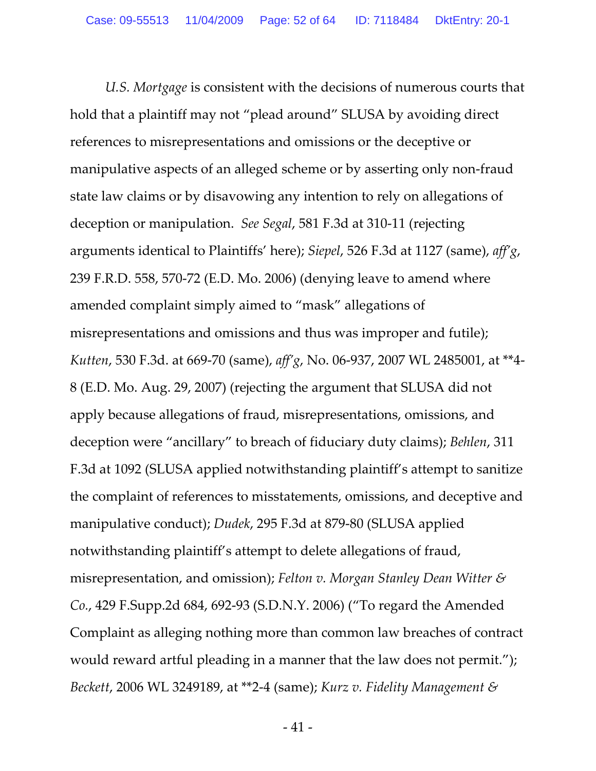*U.S. Mortgage* is consistent with the decisions of numerous courts that hold that a plaintiff may not "plead around" SLUSA by avoiding direct references to misrepresentations and omissions or the deceptive or manipulative aspects of an alleged scheme or by asserting only non-fraud state law claims or by disavowing any intention to rely on allegations of deception or manipulation. *See Segal*, 581 F.3d at 310-11 (rejecting arguments identical to Plaintiffs' here); *Siepel*, 526 F.3d at 1127 (same), *aff'g*, 239 F.R.D. 558, 570-72 (E.D. Mo. 2006) (denying leave to amend where amended complaint simply aimed to "mask" allegations of misrepresentations and omissions and thus was improper and futile); *Kutten*, 530 F.3d. at 669-70 (same), *aff'g*, No. 06-937, 2007 WL 2485001, at **4-8 (E.D. Mo. Aug. 29, 2007) (rejecting the argument that SLUSA did not apply because allegations of fraud, misrepresentations, omissions, and deception were "ancillary" to breach of fiduciary duty claims); *Behlen*, 311 F.3d at 1092 (SLUSA applied notwithstanding plaintiff's attempt to sanitize the complaint of references to misstatements, omissions, and deceptive and manipulative conduct); *Dudek*, 295 F.3d at 879-80 (SLUSA applied notwithstanding plaintiff's attempt to delete allegations of fraud, misrepresentation, and omission); *Felton v. Morgan Stanley Dean Witter & Co.*, 429 F.Supp.2d 684, 692-93 (S.D.N.Y. 2006) ("To regard the Amended Complaint as alleging nothing more than common law breaches of contract would reward artful pleading in a manner that the law does not permit."); *Beckett*, 2006 WL 3249189, at **2-4 (same); *Kurz v. Fidelity Management &*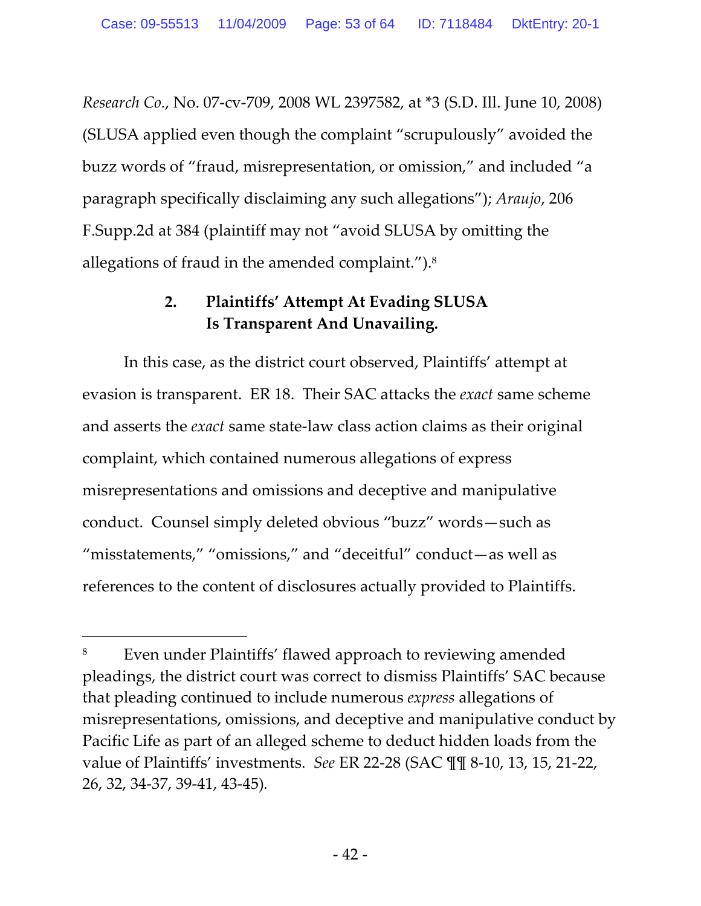*Research Co.*, No. 07-cv-709, 2008 WL 2397582, at *3 (S.D. Ill. June 10, 2008) (SLUSA applied even though the complaint "scrupulously" avoided the buzz words of "fraud, misrepresentation, or omission," and included "a paragraph specifically disclaiming any such allegations"); *Araujo*, 206 F.Supp.2d at 384 (plaintiff may not "avoid SLUSA by omitting the allegations of fraud in the amended complaint.").[8]

### 2. Plaintiffs' Attempt At Evading SLUSA Is Transparent And Unavailing.

In this case, as the district court observed, Plaintiffs' attempt at evasion is transparent. ER 18. Their SAC attacks the *exact* same scheme and asserts the *exact* same state-law class action claims as their original complaint, which contained numerous allegations of express misrepresentations and omissions and deceptive and manipulative conduct. Counsel simply deleted obvious "buzz" words—such as "misstatements," "omissions," and "deceitful" conduct—as well as references to the content of disclosures actually provided to Plaintiffs.

---

[8] Even under Plaintiffs' flawed approach to reviewing amended pleadings, the district court was correct to dismiss Plaintiffs' SAC because that pleading continued to include numerous *express* allegations of misrepresentations, omissions, and deceptive and manipulative conduct by Pacific Life as part of an alleged scheme to deduct hidden loads from the value of Plaintiffs' investments. *See* ER 22-28 (SAC ¶¶ 8-10, 13, 15, 21-22, 26, 32, 34-37, 39-41, 43-45).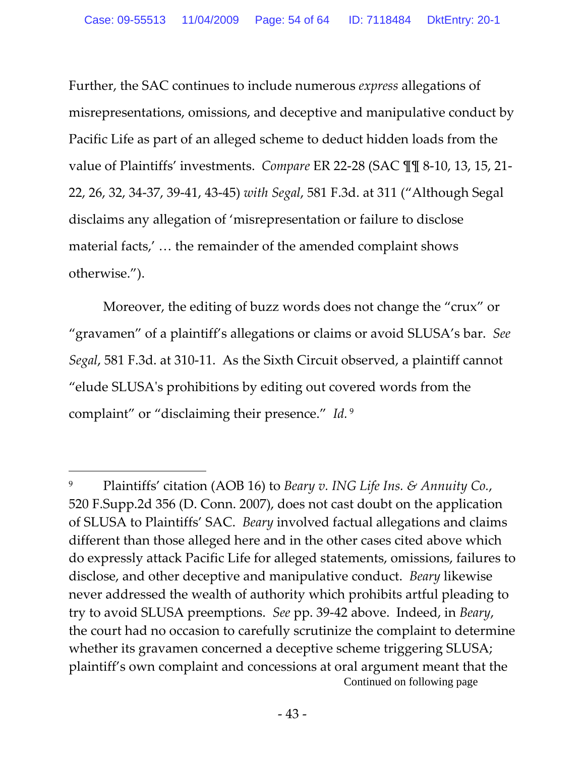Further, the SAC continues to include numerous *express* allegations of misrepresentations, omissions, and deceptive and manipulative conduct by Pacific Life as part of an alleged scheme to deduct hidden loads from the value of Plaintiffs' investments. *Compare* ER 22-28 (SAC ¶¶ 8-10, 13, 15, 21-22, 26, 32, 34-37, 39-41, 43-45) *with Segal*, 581 F.3d. at 311 ("Although Segal disclaims any allegation of 'misrepresentation or failure to disclose material facts,' … the remainder of the amended complaint shows otherwise.").

Moreover, the editing of buzz words does not change the "crux" or "gravamen" of a plaintiff's allegations or claims or avoid SLUSA's bar. *See Segal*, 581 F.3d. at 310-11. As the Sixth Circuit observed, a plaintiff cannot "elude SLUSA's prohibitions by editing out covered words from the complaint" or "disclaiming their presence." *Id.*[9]

---

[9] Plaintiffs' citation (AOB 16) to *Beary v. ING Life Ins. & Annuity Co.*, 520 F.Supp.2d 356 (D. Conn. 2007), does not cast doubt on the application of SLUSA to Plaintiffs' SAC. *Beary* involved factual allegations and claims different than those alleged here and in the other cases cited above which do expressly attack Pacific Life for alleged statements, omissions, failures to disclose, and other deceptive and manipulative conduct. *Beary* likewise never addressed the wealth of authority which prohibits artful pleading to try to avoid SLUSA preemptions. *See* pp. 39-42 above. Indeed, in *Beary*, the court had no occasion to carefully scrutinize the complaint to determine whether its gravamen concerned a deceptive scheme triggering SLUSA; plaintiff's own complaint and concessions at oral argument meant that the

Continued on following page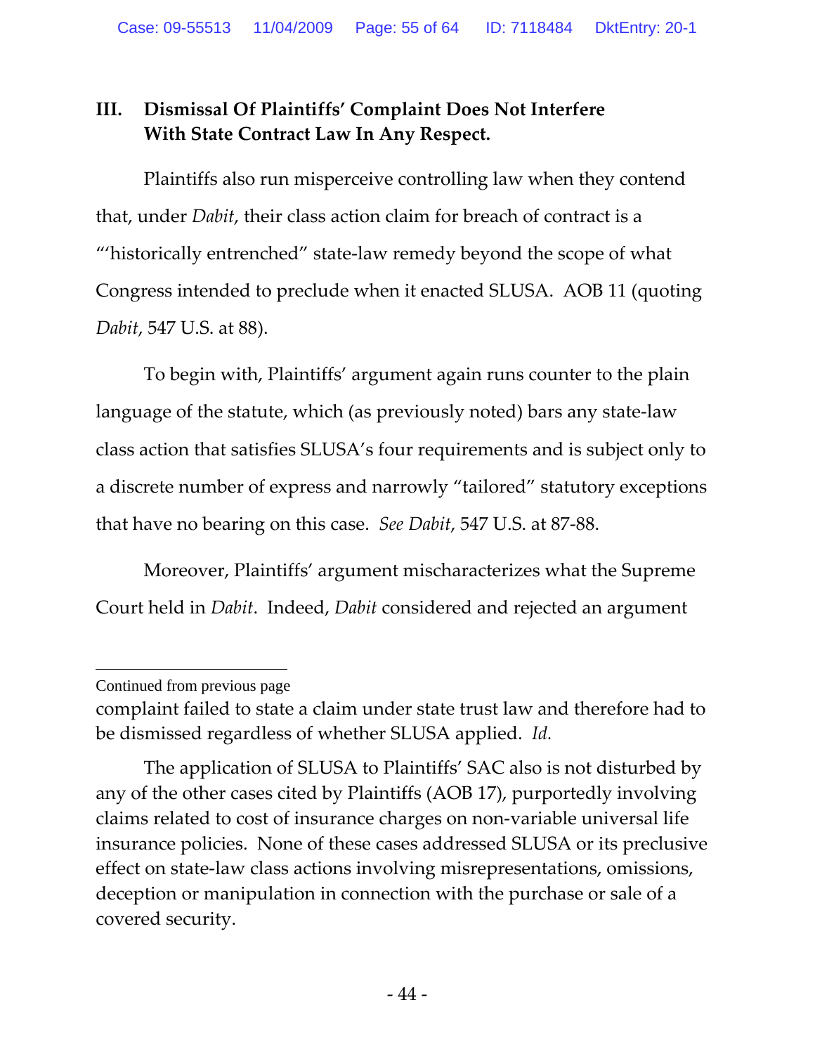### III. Dismissal Of Plaintiffs' Complaint Does Not Interfere With State Contract Law In Any Respect.

Plaintiffs also run misperceive controlling law when they contend that, under *Dabit*, their class action claim for breach of contract is a "'historically entrenched" state-law remedy beyond the scope of what Congress intended to preclude when it enacted SLUSA. AOB 11 (quoting *Dabit*, 547 U.S. at 88).

To begin with, Plaintiffs' argument again runs counter to the plain language of the statute, which (as previously noted) bars any state-law class action that satisfies SLUSA's four requirements and is subject only to a discrete number of express and narrowly "tailored" statutory exceptions that have no bearing on this case. *See Dabit*, 547 U.S. at 87-88.

Moreover, Plaintiffs' argument mischaracterizes what the Supreme Court held in *Dabit*. Indeed, *Dabit* considered and rejected an argument

---

Continued from previous page

complaint failed to state a claim under state trust law and therefore had to be dismissed regardless of whether SLUSA applied. *Id.*

The application of SLUSA to Plaintiffs' SAC also is not disturbed by any of the other cases cited by Plaintiffs (AOB 17), purportedly involving claims related to cost of insurance charges on non-variable universal life insurance policies. None of these cases addressed SLUSA or its preclusive effect on state-law class actions involving misrepresentations, omissions, deception or manipulation in connection with the purchase or sale of a covered security.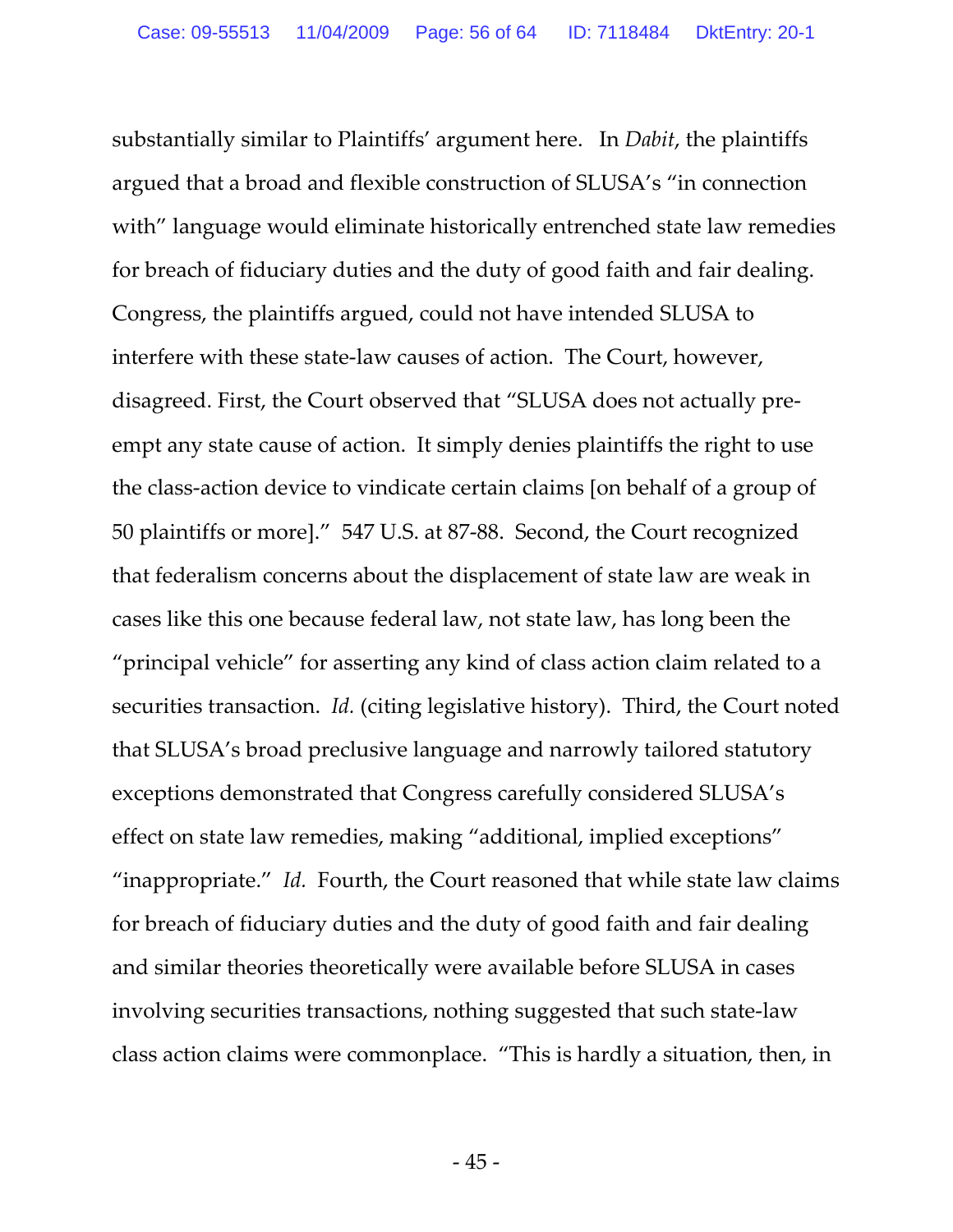substantially similar to Plaintiffs' argument here. In *Dabit*, the plaintiffs argued that a broad and flexible construction of SLUSA's "in connection with" language would eliminate historically entrenched state law remedies for breach of fiduciary duties and the duty of good faith and fair dealing. Congress, the plaintiffs argued, could not have intended SLUSA to interfere with these state-law causes of action. The Court, however, disagreed. First, the Court observed that "SLUSA does not actually pre-empt any state cause of action. It simply denies plaintiffs the right to use the class-action device to vindicate certain claims [on behalf of a group of 50 plaintiffs or more]." 547 U.S. at 87-88. Second, the Court recognized that federalism concerns about the displacement of state law are weak in cases like this one because federal law, not state law, has long been the "principal vehicle" for asserting any kind of class action claim related to a securities transaction. *Id.* (citing legislative history). Third, the Court noted that SLUSA's broad preclusive language and narrowly tailored statutory exceptions demonstrated that Congress carefully considered SLUSA's effect on state law remedies, making "additional, implied exceptions" "inappropriate." *Id.* Fourth, the Court reasoned that while state law claims for breach of fiduciary duties and the duty of good faith and fair dealing and similar theories theoretically were available before SLUSA in cases involving securities transactions, nothing suggested that such state-law class action claims were commonplace. "This is hardly a situation, then, in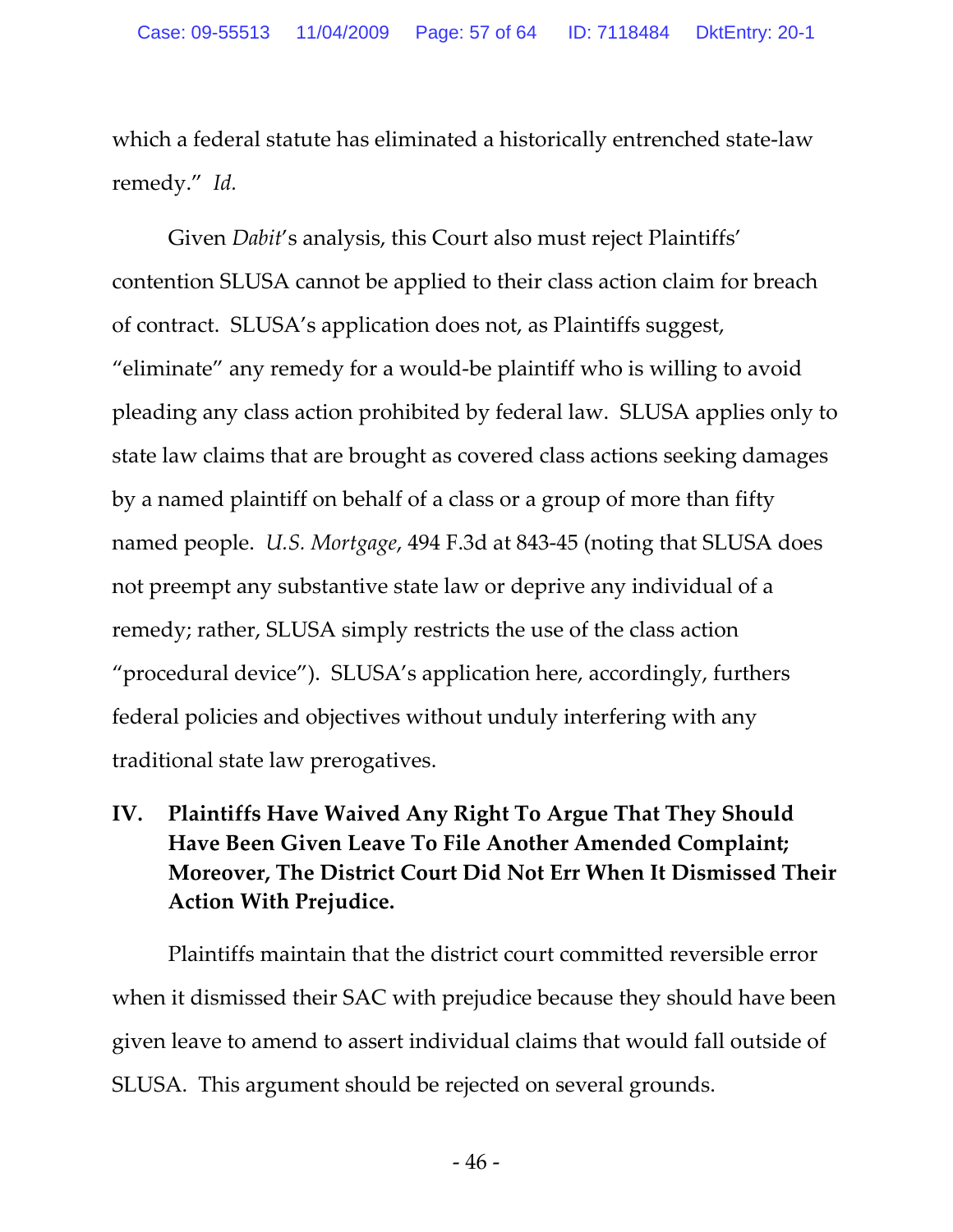which a federal statute has eliminated a historically entrenched state-law remedy." *Id.*

Given *Dabit*'s analysis, this Court also must reject Plaintiffs' contention SLUSA cannot be applied to their class action claim for breach of contract. SLUSA's application does not, as Plaintiffs suggest, "eliminate" any remedy for a would-be plaintiff who is willing to avoid pleading any class action prohibited by federal law. SLUSA applies only to state law claims that are brought as covered class actions seeking damages by a named plaintiff on behalf of a class or a group of more than fifty named people. *U.S. Mortgage*, 494 F.3d at 843-45 (noting that SLUSA does not preempt any substantive state law or deprive any individual of a remedy; rather, SLUSA simply restricts the use of the class action "procedural device"). SLUSA's application here, accordingly, furthers federal policies and objectives without unduly interfering with any traditional state law prerogatives.

## IV. Plaintiffs Have Waived Any Right To Argue That They Should Have Been Given Leave To File Another Amended Complaint; Moreover, The District Court Did Not Err When It Dismissed Their Action With Prejudice.

Plaintiffs maintain that the district court committed reversible error when it dismissed their SAC with prejudice because they should have been given leave to amend to assert individual claims that would fall outside of SLUSA. This argument should be rejected on several grounds.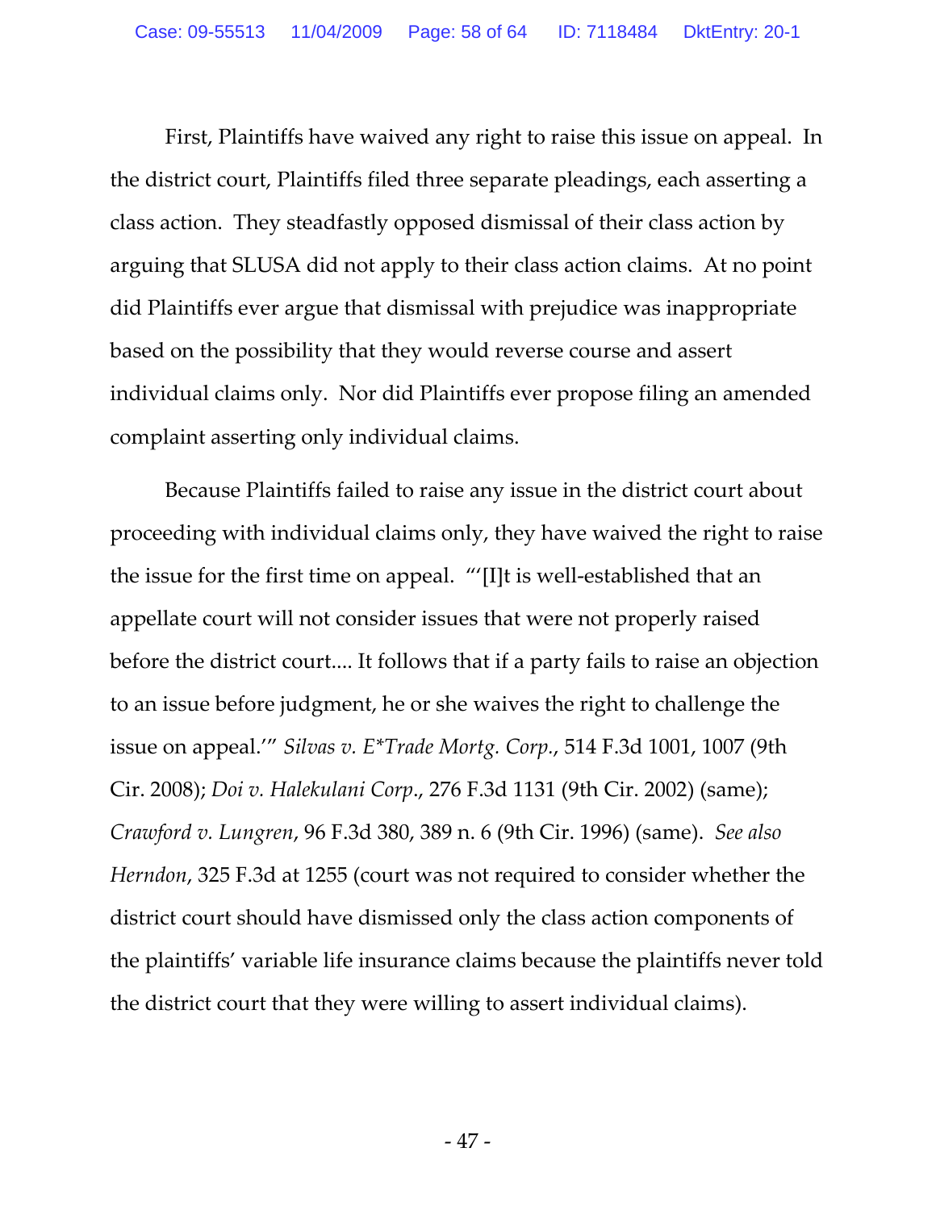First, Plaintiffs have waived any right to raise this issue on appeal. In the district court, Plaintiffs filed three separate pleadings, each asserting a class action. They steadfastly opposed dismissal of their class action by arguing that SLUSA did not apply to their class action claims. At no point did Plaintiffs ever argue that dismissal with prejudice was inappropriate based on the possibility that they would reverse course and assert individual claims only. Nor did Plaintiffs ever propose filing an amended complaint asserting only individual claims.

Because Plaintiffs failed to raise any issue in the district court about proceeding with individual claims only, they have waived the right to raise the issue for the first time on appeal. "'[I]t is well-established that an appellate court will not consider issues that were not properly raised before the district court.... It follows that if a party fails to raise an objection to an issue before judgment, he or she waives the right to challenge the issue on appeal.'" *Silvas v. E*Trade Mortg. Corp.*, 514 F.3d 1001, 1007 (9th Cir. 2008); *Doi v. Halekulani Corp*., 276 F.3d 1131 (9th Cir. 2002) (same); *Crawford v. Lungren*, 96 F.3d 380, 389 n. 6 (9th Cir. 1996) (same). *See also Herndon*, 325 F.3d at 1255 (court was not required to consider whether the district court should have dismissed only the class action components of the plaintiffs' variable life insurance claims because the plaintiffs never told the district court that they were willing to assert individual claims).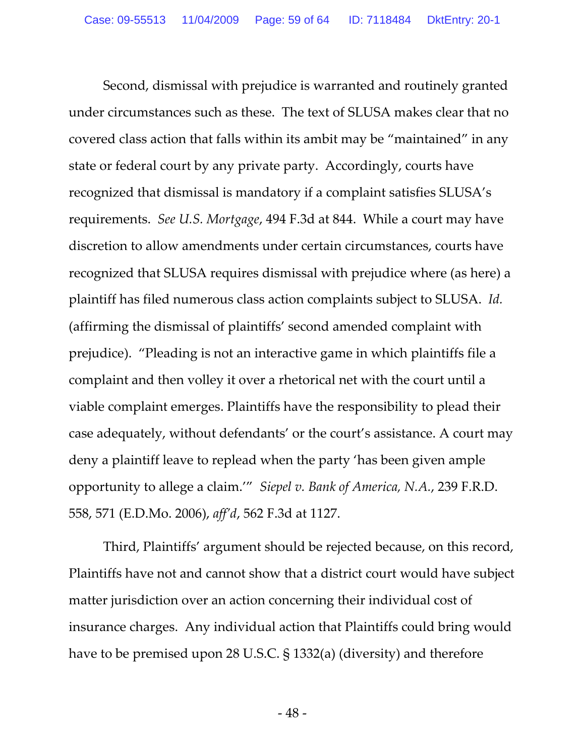Second, dismissal with prejudice is warranted and routinely granted under circumstances such as these. The text of SLUSA makes clear that no covered class action that falls within its ambit may be "maintained" in any state or federal court by any private party. Accordingly, courts have recognized that dismissal is mandatory if a complaint satisfies SLUSA's requirements. *See U.S. Mortgage*, 494 F.3d at 844. While a court may have discretion to allow amendments under certain circumstances, courts have recognized that SLUSA requires dismissal with prejudice where (as here) a plaintiff has filed numerous class action complaints subject to SLUSA. *Id.* (affirming the dismissal of plaintiffs' second amended complaint with prejudice). "Pleading is not an interactive game in which plaintiffs file a complaint and then volley it over a rhetorical net with the court until a viable complaint emerges. Plaintiffs have the responsibility to plead their case adequately, without defendants' or the court's assistance. A court may deny a plaintiff leave to replead when the party 'has been given ample opportunity to allege a claim.'" *Siepel v. Bank of America, N.A.*, 239 F.R.D. 558, 571 (E.D.Mo. 2006), *aff'd*, 562 F.3d at 1127.

Third, Plaintiffs' argument should be rejected because, on this record, Plaintiffs have not and cannot show that a district court would have subject matter jurisdiction over an action concerning their individual cost of insurance charges. Any individual action that Plaintiffs could bring would have to be premised upon 28 U.S.C. § 1332(a) (diversity) and therefore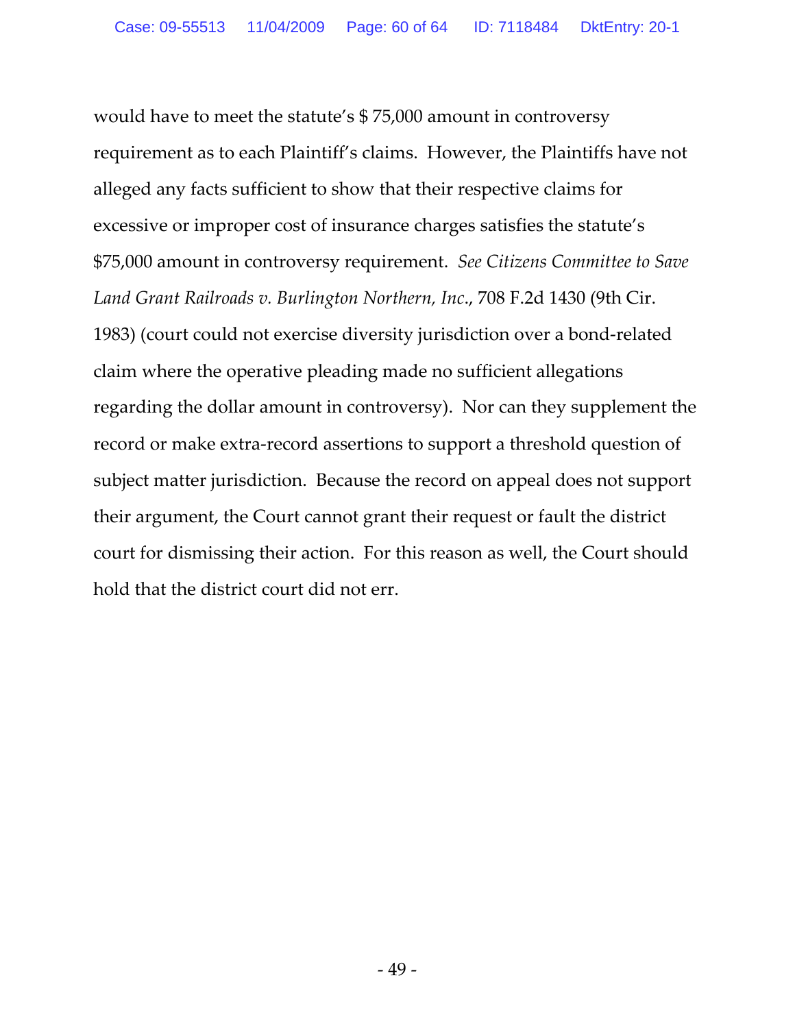would have to meet the statute's $ 75,000 amount in controversy requirement as to each Plaintiff's claims. However, the Plaintiffs have not alleged any facts sufficient to show that their respective claims for excessive or improper cost of insurance charges satisfies the statute's $75,000 amount in controversy requirement. *See Citizens Committee to Save Land Grant Railroads v. Burlington Northern, Inc.*, 708 F.2d 1430 (9th Cir. 1983) (court could not exercise diversity jurisdiction over a bond-related claim where the operative pleading made no sufficient allegations regarding the dollar amount in controversy). Nor can they supplement the record or make extra-record assertions to support a threshold question of subject matter jurisdiction. Because the record on appeal does not support their argument, the Court cannot grant their request or fault the district court for dismissing their action. For this reason as well, the Court should hold that the district court did not err.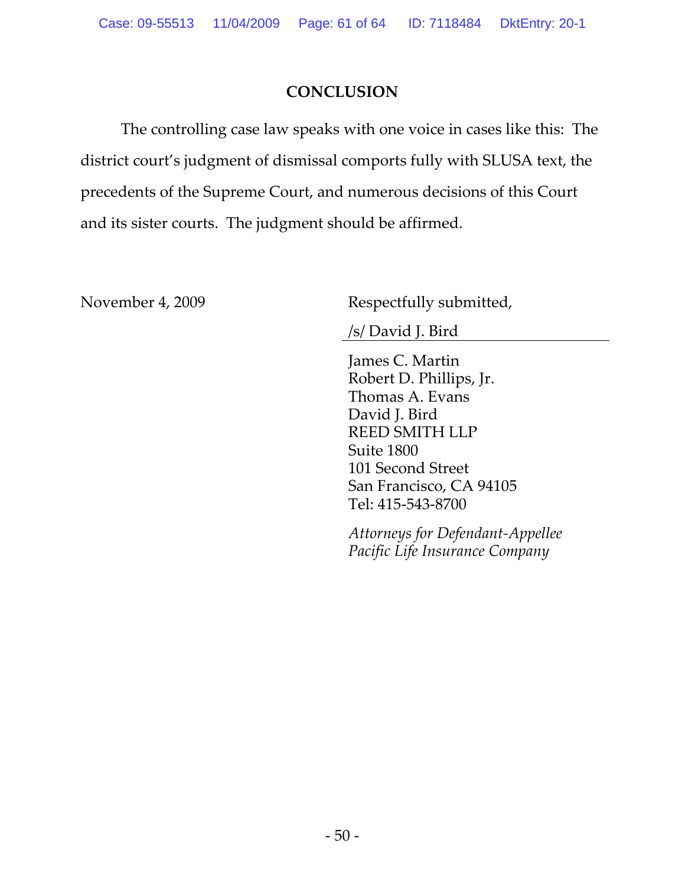## CONCLUSION

The controlling case law speaks with one voice in cases like this: The district court's judgment of dismissal comports fully with SLUSA text, the precedents of the Supreme Court, and numerous decisions of this Court and its sister courts. The judgment should be affirmed.

November 4, 2009

Respectfully submitted,

/s/ David J. Bird

James C. Martin
Robert D. Phillips, Jr.
Thomas A. Evans
David J. Bird
REED SMITH LLP
Suite 1800
101 Second Street
San Francisco, CA 94105
Tel: 415-543-8700

*Attorneys for Defendant-Appellee Pacific Life Insurance Company*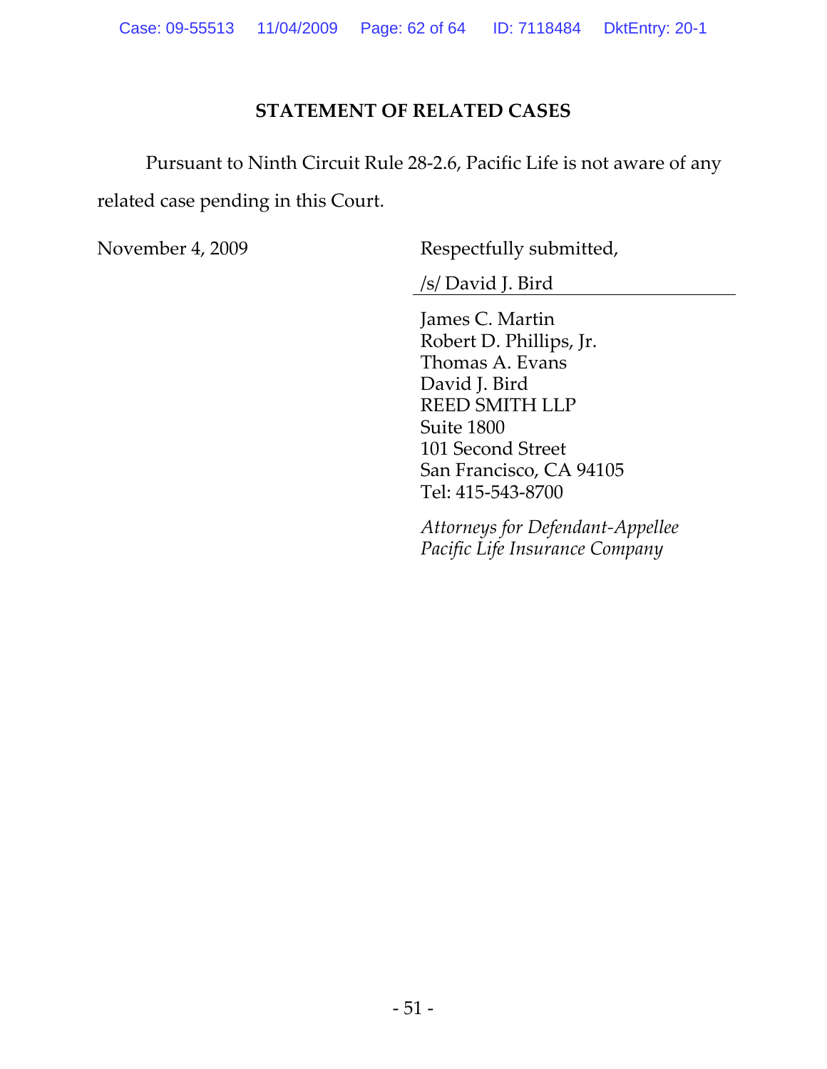## STATEMENT OF RELATED CASES

Pursuant to Ninth Circuit Rule 28-2.6, Pacific Life is not aware of any related case pending in this Court.

November 4, 2009

Respectfully submitted,

/s/ David J. Bird

James C. Martin
Robert D. Phillips, Jr.
Thomas A. Evans
David J. Bird
REED SMITH LLP
Suite 1800
101 Second Street
San Francisco, CA 94105
Tel: 415-543-8700

*Attorneys for Defendant-Appellee Pacific Life Insurance Company*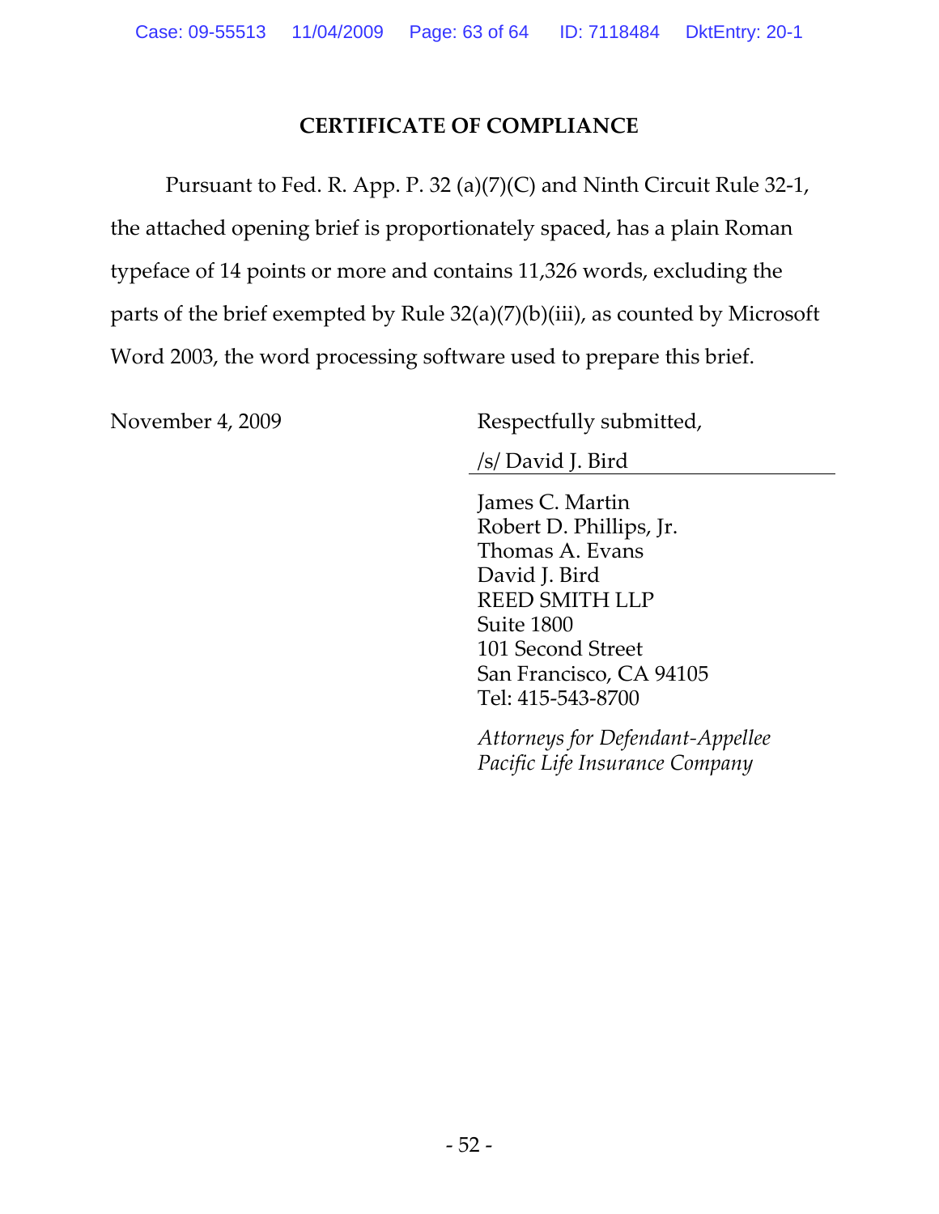## CERTIFICATE OF COMPLIANCE

Pursuant to Fed. R. App. P. 32 (a)(7)(C) and Ninth Circuit Rule 32-1, the attached opening brief is proportionately spaced, has a plain Roman typeface of 14 points or more and contains 11,326 words, excluding the parts of the brief exempted by Rule 32(a)(7)(b)(iii), as counted by Microsoft Word 2003, the word processing software used to prepare this brief.

November 4, 2009

Respectfully submitted,

/s/ David J. Bird

James C. Martin
Robert D. Phillips, Jr.
Thomas A. Evans
David J. Bird
REED SMITH LLP
Suite 1800
101 Second Street
San Francisco, CA 94105
Tel: 415-543-8700

*Attorneys for Defendant-Appellee*
*Pacific Life Insurance Company*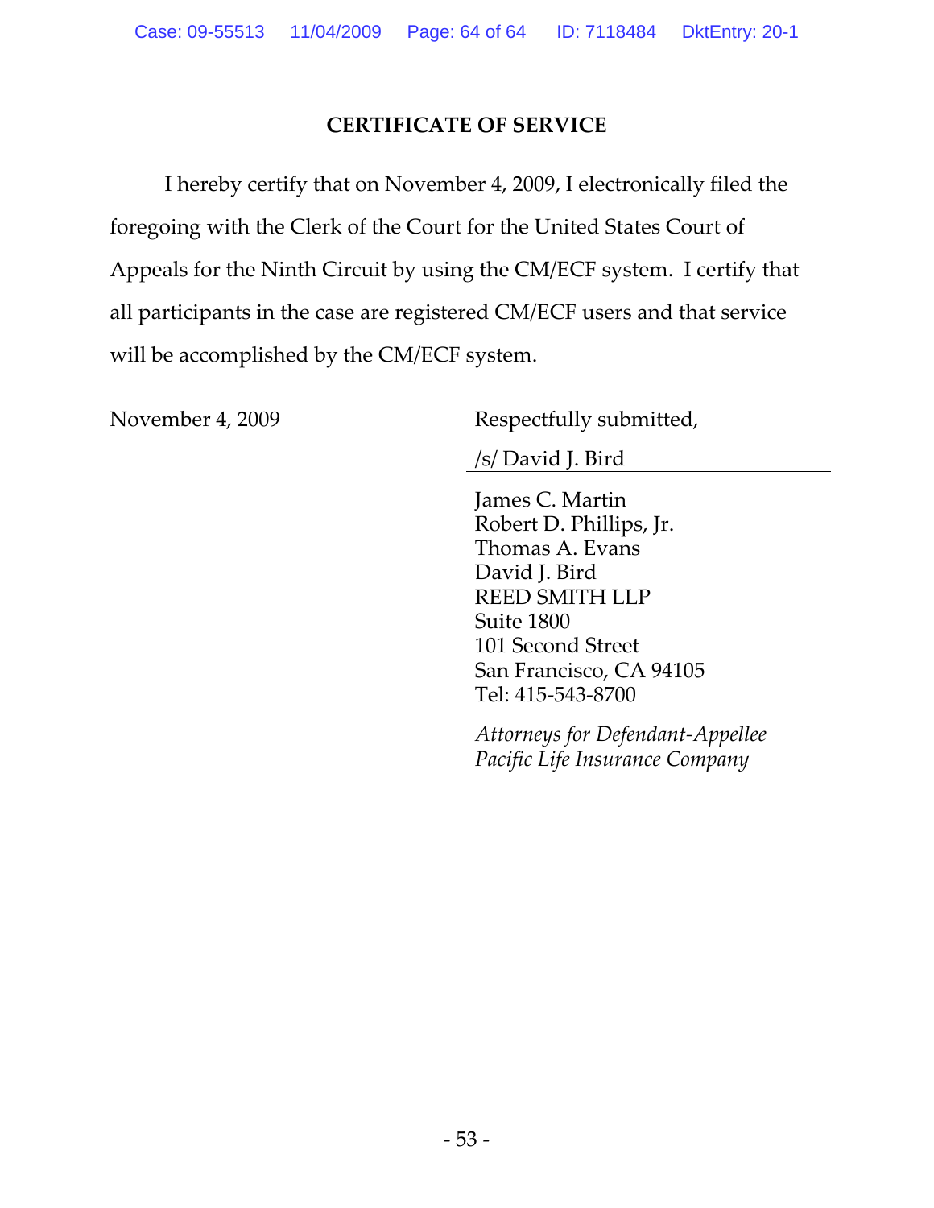## CERTIFICATE OF SERVICE

I hereby certify that on November 4, 2009, I electronically filed the foregoing with the Clerk of the Court for the United States Court of Appeals for the Ninth Circuit by using the CM/ECF system. I certify that all participants in the case are registered CM/ECF users and that service will be accomplished by the CM/ECF system.

November 4, 2009

Respectfully submitted,

/s/ David J. Bird

James C. Martin
Robert D. Phillips, Jr.
Thomas A. Evans
David J. Bird
REED SMITH LLP
Suite 1800
101 Second Street
San Francisco, CA 94105
Tel: 415-543-8700

*Attorneys for Defendant-Appellee Pacific Life Insurance Company*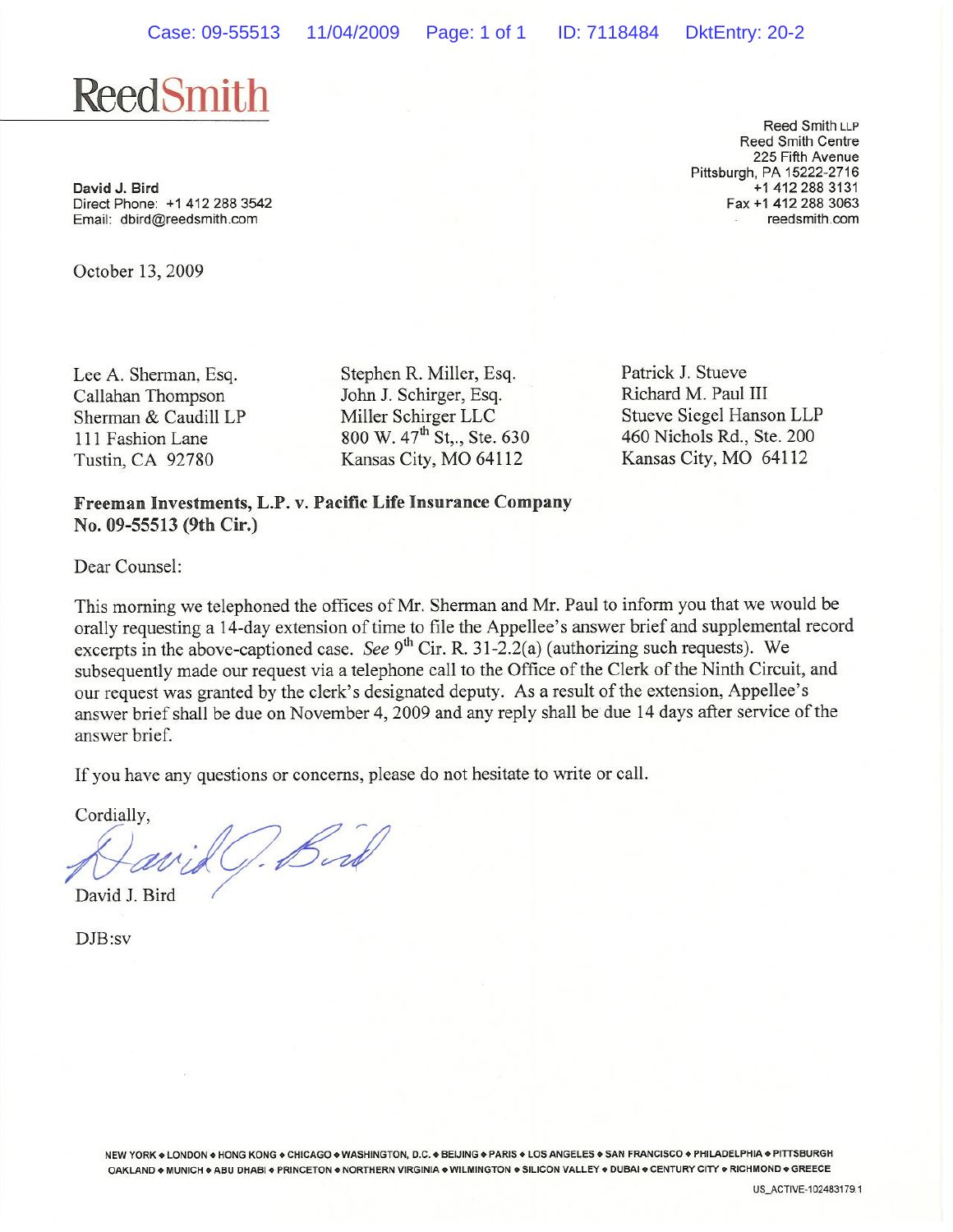# ReedSmith

David J. Bird
Direct Phone: +1 412 288 3542
Email: dbird@reedsmith.com

Reed Smith LLP
Reed Smith Centre
225 Fifth Avenue
Pittsburgh, PA 15222-2716
+1 412 288 3131
Fax +1 412 288 3063
reedsmith.com

October 13, 2009

Lee A. Sherman, Esq.
Callahan Thompson
Sherman & Caudill LP
111 Fashion Lane
Tustin, CA 92780

Stephen R. Miller, Esq.
John J. Schirger, Esq.
Miller Schirger LLC
800 W. 47th St,., Ste. 630
Kansas City, MO 64112

Patrick J. Stueve
Richard M. Paul III
Stueve Siegel Hanson LLP
460 Nichols Rd., Ste. 200
Kansas City, MO 64112

**Freeman Investments, L.P. v. Pacific Life Insurance Company**
**No. 09-55513 (9th Cir.)**

Dear Counsel:

This morning we telephoned the offices of Mr. Sherman and Mr. Paul to inform you that we would be orally requesting a 14-day extension of time to file the Appellee's answer brief and supplemental record excerpts in the above-captioned case. *See* 9th Cir. R. 31-2.2(a) (authorizing such requests). We subsequently made our request via a telephone call to the Office of the Clerk of the Ninth Circuit, and our request was granted by the clerk's designated deputy. As a result of the extension, Appellee's answer brief shall be due on November 4, 2009 and any reply shall be due 14 days after service of the answer brief.

If you have any questions or concerns, please do not hesitate to write or call.

Cordially,

David J. Bird

DJB:sv

NEW YORK ◆ LONDON ◆ HONG KONG ◆ CHICAGO ◆ WASHINGTON, D.C. ◆ BEIJING ◆ PARIS ◆ LOS ANGELES ◆ SAN FRANCISCO ◆ PHILADELPHIA ◆ PITTSBURGH
OAKLAND ◆ MUNICH ◆ ABU DHABI ◆ PRINCETON ◆ NORTHERN VIRGINIA ◆ WILMINGTON ◆ SILICON VALLEY ◆ DUBAI ◆ CENTURY CITY ◆ RICHMOND ◆ GREECE

US_ACTIVE-102483179.1